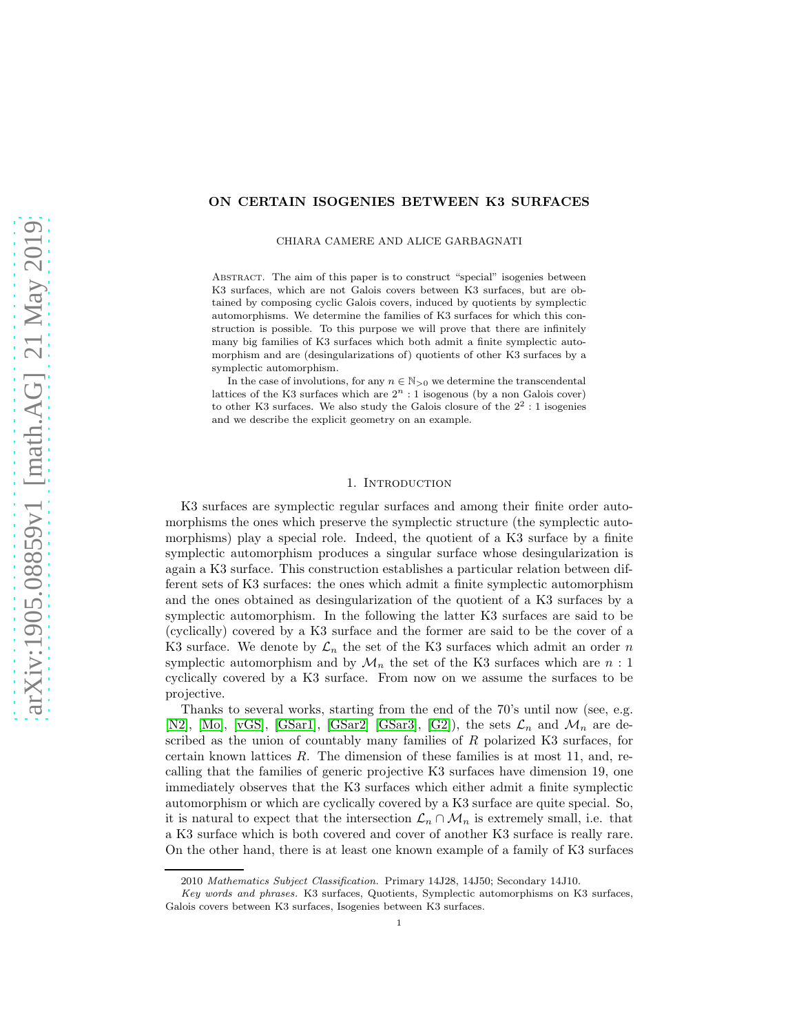# ON CERTAIN ISOGENIES BETWEEN K3 SURFACES

CHIARA CAMERE AND ALICE GARBAGNATI

Abstract. The aim of this paper is to construct "special" isogenies between K3 surfaces, which are not Galois covers between K3 surfaces, but are obtained by composing cyclic Galois covers, induced by quotients by symplectic automorphisms. We determine the families of K3 surfaces for which this construction is possible. To this purpose we will prove that there are infinitely many big families of K3 surfaces which both admit a finite symplectic automorphism and are (desingularizations of) quotients of other K3 surfaces by a symplectic automorphism.

In the case of involutions, for any $n \in \mathbb{N}_{>0}$ we determine the transcendental lattices of the K3 surfaces which are $2^n : 1$ isogenous (by a non Galois cover) to other K3 surfaces. We also study the Galois closure of the $2^2 : 1$ isogenies and we describe the explicit geometry on an example.

## 1. Introduction

K3 surfaces are symplectic regular surfaces and among their finite order automorphisms the ones which preserve the symplectic structure (the symplectic automorphisms) play a special role. Indeed, the quotient of a K3 surface by a finite symplectic automorphism produces a singular surface whose desingularization is again a K3 surface. This construction establishes a particular relation between different sets of K3 surfaces: the ones which admit a finite symplectic automorphism and the ones obtained as desingularization of the quotient of a K3 surfaces by a symplectic automorphism. In the following the latter K3 surfaces are said to be (cyclically) covered by a K3 surface and the former are said to be the cover of a K3 surface. We denote by $\mathcal{L}_n$ the set of the K3 surfaces which admit an order $n$ symplectic automorphism and by $\mathcal{M}_n$ the set of the K3 surfaces which are $n : 1$ cyclically covered by a K3 surface. From now on we assume the surfaces to be projective.

Thanks to several works, starting from the end of the 70's until now (see, e.g. [N2], [Mo], [vGS], [GSar1], [GSar2] [GSar3], [G2]), the sets $\mathcal{L}_n$ and $\mathcal{M}_n$ are described as the union of countably many families of $R$ polarized K3 surfaces, for certain known lattices $R$. The dimension of these families is at most 11, and, recalling that the families of generic projective K3 surfaces have dimension 19, one immediately observes that the K3 surfaces which either admit a finite symplectic automorphism or which are cyclically covered by a K3 surface are quite special. So, it is natural to expect that the intersection $\mathcal{L}_n \cap \mathcal{M}_n$ is extremely small, i.e. that a K3 surface which is both covered and cover of another K3 surface is really rare. On the other hand, there is at least one known example of a family of K3 surfaces

2010 *Mathematics Subject Classification.* Primary 14J28, 14J50; Secondary 14J10.

*Key words and phrases.* K3 surfaces, Quotients, Symplectic automorphisms on K3 surfaces, Galois covers between K3 surfaces, Isogenies between K3 surfaces.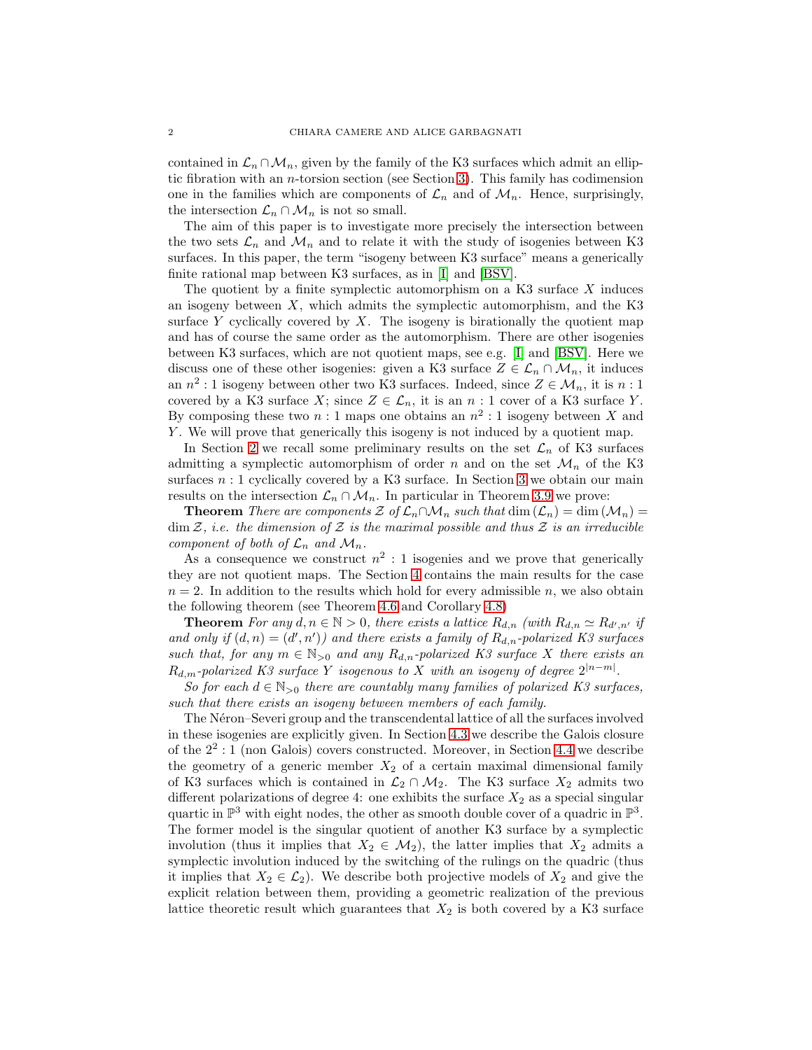contained in $\mathcal{L}_n\cap\mathcal{M}_n$, given by the family of the K3 surfaces which admit an elliptic fibration with an $n$-torsion section (see Section 3). This family has codimension one in the families which are components of $\mathcal{L}_n$ and of $\mathcal{M}_n$. Hence, surprisingly, the intersection $\mathcal{L}_n\cap\mathcal{M}_n$ is not so small.

The aim of this paper is to investigate more precisely the intersection between the two sets $\mathcal{L}_n$ and $\mathcal{M}_n$ and to relate it with the study of isogenies between K3 surfaces. In this paper, the term "isogeny between K3 surface" means a generically finite rational map between K3 surfaces, as in [I] and [BSV].

The quotient by a finite symplectic automorphism on a K3 surface $X$ induces an isogeny between $X$, which admits the symplectic automorphism, and the K3 surface $Y$ cyclically covered by $X$. The isogeny is birationally the quotient map and has of course the same order as the automorphism. There are other isogenies between K3 surfaces, which are not quotient maps, see e.g. [I] and [BSV]. Here we discuss one of these other isogenies: given a K3 surface $Z\in\mathcal{L}_n\cap\mathcal{M}_n$, it induces an $n^2:1$ isogeny between other two K3 surfaces. Indeed, since $Z\in\mathcal{M}_n$, it is $n:1$ covered by a K3 surface $X$; since $Z\in\mathcal{L}_n$, it is an $n:1$ cover of a K3 surface $Y$. By composing these two $n:1$ maps one obtains an $n^2:1$ isogeny between $X$ and $Y$. We will prove that generically this isogeny is not induced by a quotient map.

In Section 2 we recall some preliminary results on the set $\mathcal{L}_n$ of K3 surfaces admitting a symplectic automorphism of order $n$ and on the set $\mathcal{M}_n$ of the K3 surfaces $n:1$ cyclically covered by a K3 surface. In Section 3 we obtain our main results on the intersection $\mathcal{L}_n\cap\mathcal{M}_n$. In particular in Theorem 3.9 we prove:

**Theorem** *There are components $\mathcal{Z}$ of $\mathcal{L}_n\cap\mathcal{M}_n$ such that $\dim(\mathcal{L}_n)=\dim(\mathcal{M}_n)=\dim\mathcal{Z}$, i.e. the dimension of $\mathcal{Z}$ is the maximal possible and thus $\mathcal{Z}$ is an irreducible component of both of $\mathcal{L}_n$ and $\mathcal{M}_n$.*

As a consequence we construct $n^2:1$ isogenies and we prove that generically they are not quotient maps. The Section 4 contains the main results for the case $n=2$. In addition to the results which hold for every admissible $n$, we also obtain the following theorem (see Theorem 4.6 and Corollary 4.8)

**Theorem** *For any $d,n\in\mathbb{N}>0$, there exists a lattice $R_{d,n}$ (with $R_{d,n}\simeq R_{d',n'}$ if and only if $(d,n)=(d',n')$) and there exists a family of $R_{d,n}$-polarized K3 surfaces such that, for any $m\in\mathbb{N}_{>0}$ and any $R_{d,n}$-polarized K3 surface $X$ there exists an $R_{d,m}$-polarized K3 surface $Y$ isogenous to $X$ with an isogeny of degree $2^{|n-m|}$.*

*So for each $d\in\mathbb{N}_{>0}$ there are countably many families of polarized K3 surfaces, such that there exists an isogeny between members of each family.*

The Néron–Severi group and the transcendental lattice of all the surfaces involved in these isogenies are explicitly given. In Section 4.3 we describe the Galois closure of the $2^2:1$ (non Galois) covers constructed. Moreover, in Section 4.4 we describe the geometry of a generic member $X_2$ of a certain maximal dimensional family of K3 surfaces which is contained in $\mathcal{L}_2\cap\mathcal{M}_2$. The K3 surface $X_2$ admits two different polarizations of degree 4: one exhibits the surface $X_2$ as a special singular quartic in $\mathbb{P}^3$ with eight nodes, the other as smooth double cover of a quadric in $\mathbb{P}^3$. The former model is the singular quotient of another K3 surface by a symplectic involution (thus it implies that $X_2\in\mathcal{M}_2$), the latter implies that $X_2$ admits a symplectic involution induced by the switching of the rulings on the quadric (thus it implies that $X_2\in\mathcal{L}_2$). We describe both projective models of $X_2$ and give the explicit relation between them, providing a geometric realization of the previous lattice theoretic result which guarantees that $X_2$ is both covered by a K3 surface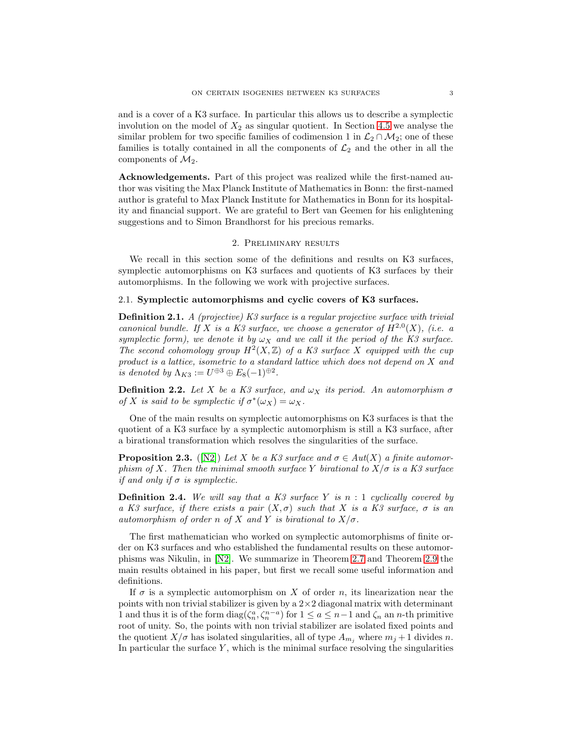and is a cover of a K3 surface. In particular this allows us to describe a symplectic involution on the model of $X_2$ as singular quotient. In Section 4.5 we analyse the similar problem for two specific families of codimension 1 in $\mathcal{L}_2 \cap \mathcal{M}_2$; one of these families is totally contained in all the components of $\mathcal{L}_2$ and the other in all the components of $\mathcal{M}_2$.

**Acknowledgements.** Part of this project was realized while the first-named author was visiting the Max Planck Institute of Mathematics in Bonn: the first-named author is grateful to Max Planck Institute for Mathematics in Bonn for its hospitality and financial support. We are grateful to Bert van Geemen for his enlightening suggestions and to Simon Brandhorst for his precious remarks.

## 2. Preliminary results

We recall in this section some of the definitions and results on K3 surfaces, symplectic automorphisms on K3 surfaces and quotients of K3 surfaces by their automorphisms. In the following we work with projective surfaces.

### 2.1. Symplectic automorphisms and cyclic covers of K3 surfaces.

**Definition 2.1.** *A (projective) K3 surface is a regular projective surface with trivial canonical bundle. If $X$ is a K3 surface, we choose a generator of $H^{2,0}(X)$, (i.e. a symplectic form), we denote it by $\omega_X$ and we call it the period of the K3 surface. The second cohomology group $H^2(X, \mathbb{Z})$ of a K3 surface $X$ equipped with the cup product is a lattice, isometric to a standard lattice which does not depend on $X$ and is denoted by $\Lambda_{K3} := U^{\oplus 3} \oplus E_8(-1)^{\oplus 2}$.*

**Definition 2.2.** *Let $X$ be a K3 surface, and $\omega_X$ its period. An automorphism $\sigma$ of $X$ is said to be symplectic if $\sigma^*(\omega_X) = \omega_X$.*

One of the main results on symplectic automorphisms on K3 surfaces is that the quotient of a K3 surface by a symplectic automorphism is still a K3 surface, after a birational transformation which resolves the singularities of the surface.

**Proposition 2.3.** ([N2]) *Let $X$ be a K3 surface and $\sigma \in Aut(X)$ a finite automorphism of $X$. Then the minimal smooth surface $Y$ birational to $X/\sigma$ is a K3 surface if and only if $\sigma$ is symplectic.*

**Definition 2.4.** *We will say that a K3 surface $Y$ is $n : 1$ cyclically covered by a K3 surface, if there exists a pair $(X, \sigma)$ such that $X$ is a K3 surface, $\sigma$ is an automorphism of order $n$ of $X$ and $Y$ is birational to $X/\sigma$.*

The first mathematician who worked on symplectic automorphisms of finite order on K3 surfaces and who established the fundamental results on these automorphisms was Nikulin, in [N2]. We summarize in Theorem 2.7 and Theorem 2.9 the main results obtained in his paper, but first we recall some useful information and definitions.

If $\sigma$ is a symplectic automorphism on $X$ of order $n$, its linearization near the points with non trivial stabilizer is given by a $2\times 2$ diagonal matrix with determinant 1 and thus it is of the form $\mathrm{diag}(\zeta_n^a, \zeta_n^{n-a})$ for $1 \leq a \leq n-1$ and $\zeta_n$ an $n$-th primitive root of unity. So, the points with non trivial stabilizer are isolated fixed points and the quotient $X/\sigma$ has isolated singularities, all of type $A_{m_j}$ where $m_j + 1$ divides $n$. In particular the surface $Y$, which is the minimal surface resolving the singularities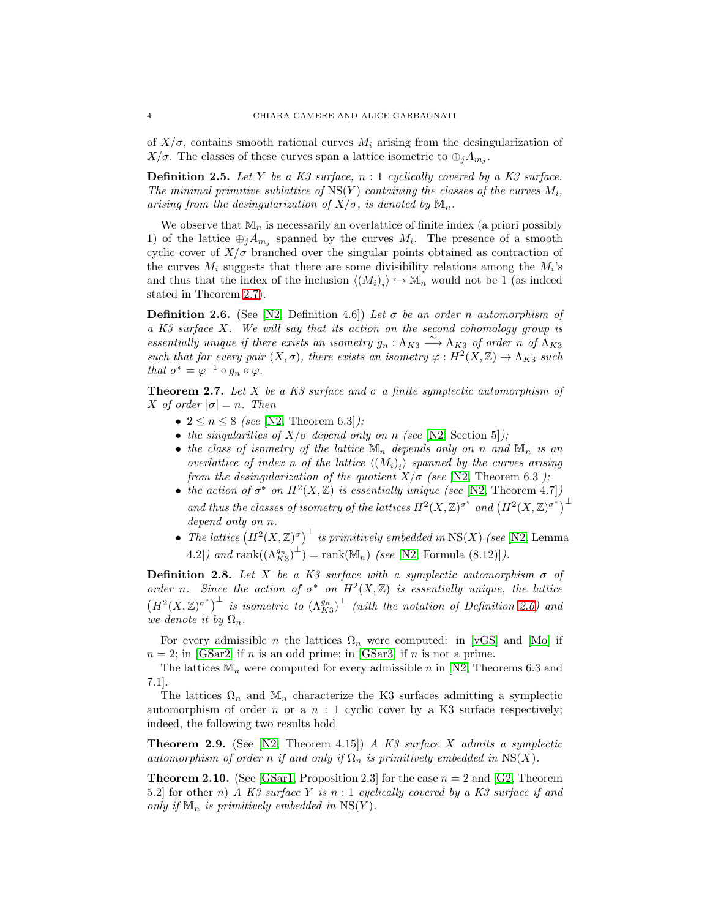of $X/\sigma$, contains smooth rational curves $M_i$ arising from the desingularization of $X/\sigma$. The classes of these curves span a lattice isometric to $\oplus_j A_{m_j}$.

**Definition 2.5.** *Let $Y$ be a K3 surface, $n:1$ cyclically covered by a K3 surface. The minimal primitive sublattice of $\mathrm{NS}(Y)$ containing the classes of the curves $M_i$, arising from the desingularization of $X/\sigma$, is denoted by $\mathbb{M}_n$.*

We observe that $\mathbb{M}_n$ is necessarily an overlattice of finite index (a priori possibly 1) of the lattice $\oplus_j A_{m_j}$ spanned by the curves $M_i$. The presence of a smooth cyclic cover of $X/\sigma$ branched over the singular points obtained as contraction of the curves $M_i$ suggests that there are some divisibility relations among the $M_i$'s and thus that the index of the inclusion $\langle (M_i)_i \rangle \hookrightarrow \mathbb{M}_n$ would not be 1 (as indeed stated in Theorem 2.7).

**Definition 2.6.** (See [N2, Definition 4.6]) *Let $\sigma$ be an order $n$ automorphism of a K3 surface $X$. We will say that its action on the second cohomology group is essentially unique if there exists an isometry $g_n : \Lambda_{K3} \xrightarrow{\sim} \Lambda_{K3}$ of order $n$ of $\Lambda_{K3}$ such that for every pair $(X,\sigma)$, there exists an isometry $\varphi : H^2(X,\mathbb{Z}) \to \Lambda_{K3}$ such that $\sigma^* = \varphi^{-1} \circ g_n \circ \varphi$.*

**Theorem 2.7.** *Let $X$ be a K3 surface and $\sigma$ a finite symplectic automorphism of $X$ of order $|\sigma| = n$. Then*

- *$2 \leq n \leq 8$ (see [N2, Theorem 6.3]);*
- *the singularities of $X/\sigma$ depend only on $n$ (see [N2, Section 5]);*
- *the class of isometry of the lattice $\mathbb{M}_n$ depends only on $n$ and $\mathbb{M}_n$ is an overlattice of index $n$ of the lattice $\langle (M_i)_i \rangle$ spanned by the curves arising from the desingularization of the quotient $X/\sigma$ (see [N2, Theorem 6.3]);*
- *the action of $\sigma^*$ on $H^2(X,\mathbb{Z})$ is essentially unique (see [N2, Theorem 4.7]) and thus the classes of isometry of the lattices $H^2(X,\mathbb{Z})^{\sigma^*}$ and $\left(H^2(X,\mathbb{Z})^{\sigma^*}\right)^{\perp}$ depend only on $n$.*
- *The lattice $\left(H^2(X,\mathbb{Z})^{\sigma}\right)^{\perp}$ is primitively embedded in $\mathrm{NS}(X)$ (see [N2, Lemma 4.2]) and $\mathrm{rank}((\Lambda_{K3}^{g_n})^{\perp}) = \mathrm{rank}(\mathbb{M}_n)$ (see [N2, Formula (8.12)]).*

**Definition 2.8.** *Let $X$ be a K3 surface with a symplectic automorphism $\sigma$ of order $n$. Since the action of $\sigma^*$ on $H^2(X,\mathbb{Z})$ is essentially unique, the lattice $\left(H^2(X,\mathbb{Z})^{\sigma^*}\right)^{\perp}$ is isometric to $(\Lambda_{K3}^{g_n})^{\perp}$ (with the notation of Definition 2.6) and we denote it by $\Omega_n$.*

For every admissible $n$ the lattices $\Omega_n$ were computed: in [vGS] and [Mo] if $n=2$; in [GSar2] if $n$ is an odd prime; in [GSar3] if $n$ is not a prime.

The lattices $\mathbb{M}_n$ were computed for every admissible $n$ in [N2, Theorems 6.3 and 7.1].

The lattices $\Omega_n$ and $\mathbb{M}_n$ characterize the K3 surfaces admitting a symplectic automorphism of order $n$ or a $n:1$ cyclic cover by a K3 surface respectively; indeed, the following two results hold

**Theorem 2.9.** (See [N2, Theorem 4.15]) *A K3 surface $X$ admits a symplectic automorphism of order $n$ if and only if $\Omega_n$ is primitively embedded in $\mathrm{NS}(X)$.*

**Theorem 2.10.** (See [GSar1, Proposition 2.3] for the case $n=2$ and [G2, Theorem 5.2] for other $n$) *A K3 surface $Y$ is $n:1$ cyclically covered by a K3 surface if and only if $\mathbb{M}_n$ is primitively embedded in $\mathrm{NS}(Y)$.*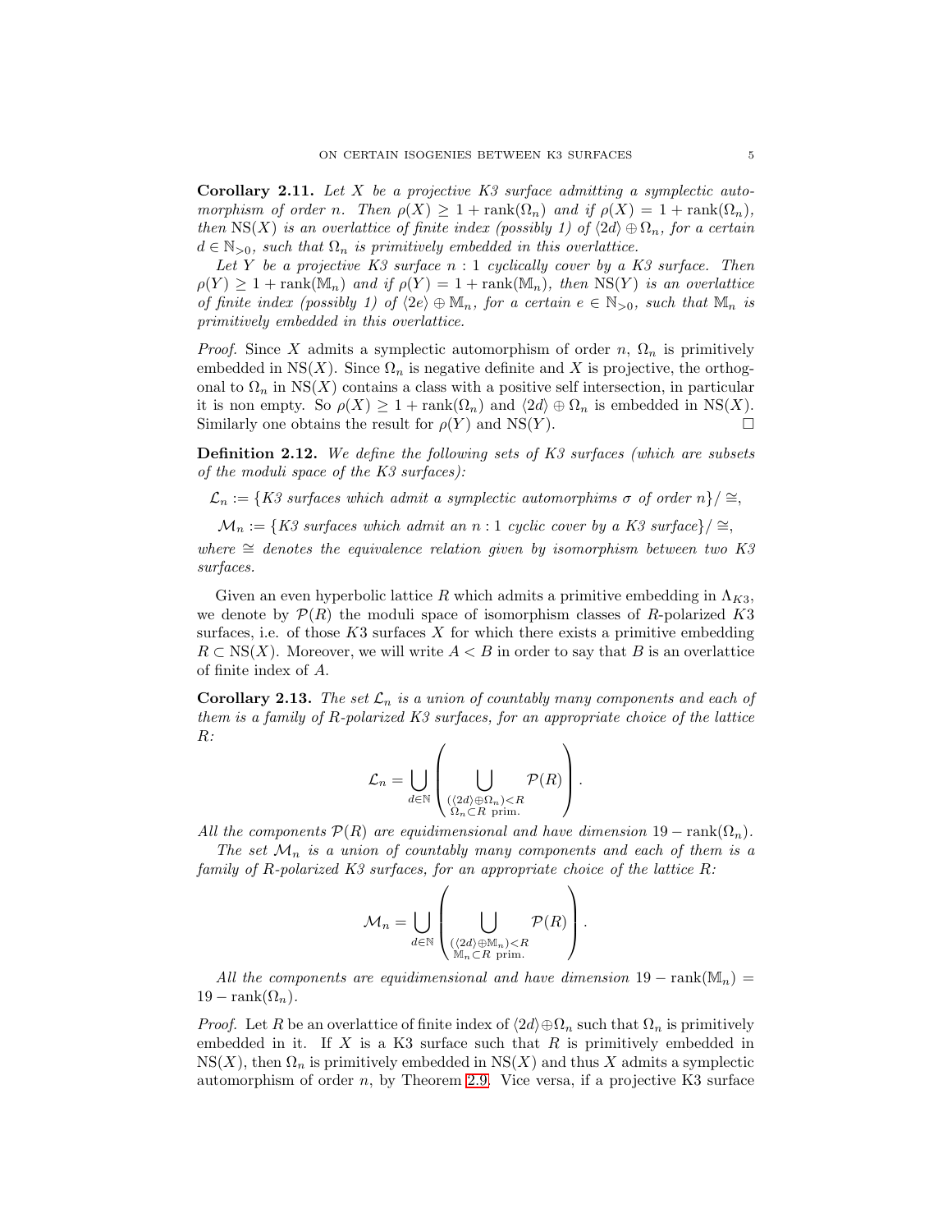**Corollary 2.11.** *Let $X$ be a projective K3 surface admitting a symplectic automorphism of order $n$. Then $\rho(X) \geq 1 + \operatorname{rank}(\Omega_n)$ and if $\rho(X) = 1 + \operatorname{rank}(\Omega_n)$, then $\operatorname{NS}(X)$ is an overlattice of finite index (possibly 1) of $\langle 2d \rangle \oplus \Omega_n$, for a certain $d \in \mathbb{N}_{>0}$, such that $\Omega_n$ is primitively embedded in this overlattice.*

*Let $Y$ be a projective K3 surface $n:1$ cyclically cover by a K3 surface. Then $\rho(Y) \geq 1 + \operatorname{rank}(\mathbb{M}_n)$ and if $\rho(Y) = 1 + \operatorname{rank}(\mathbb{M}_n)$, then $\operatorname{NS}(Y)$ is an overlattice of finite index (possibly 1) of $\langle 2e \rangle \oplus \mathbb{M}_n$, for a certain $e \in \mathbb{N}_{>0}$, such that $\mathbb{M}_n$ is primitively embedded in this overlattice.*

*Proof.* Since $X$ admits a symplectic automorphism of order $n$, $\Omega_n$ is primitively embedded in $\operatorname{NS}(X)$. Since $\Omega_n$ is negative definite and $X$ is projective, the orthogonal to $\Omega_n$ in $\operatorname{NS}(X)$ contains a class with a positive self intersection, in particular it is non empty. So $\rho(X) \geq 1 + \operatorname{rank}(\Omega_n)$ and $\langle 2d \rangle \oplus \Omega_n$ is embedded in $\operatorname{NS}(X)$. Similarly one obtains the result for $\rho(Y)$ and $\operatorname{NS}(Y)$. □

**Definition 2.12.** *We define the following sets of K3 surfaces (which are subsets of the moduli space of the K3 surfaces):*

$\mathcal{L}_n := \{$*K3 surfaces which admit a symplectic automorphims $\sigma$ of order $n$*$\}/\cong$,

$\mathcal{M}_n := \{$*K3 surfaces which admit an $n:1$ cyclic cover by a K3 surface*$\}/\cong$,

*where $\cong$ denotes the equivalence relation given by isomorphism between two K3 surfaces.*

Given an even hyperbolic lattice $R$ which admits a primitive embedding in $\Lambda_{K3}$, we denote by $\mathcal{P}(R)$ the moduli space of isomorphism classes of $R$-polarized $K3$ surfaces, i.e. of those $K3$ surfaces $X$ for which there exists a primitive embedding $R \subset \operatorname{NS}(X)$. Moreover, we will write $A < B$ in order to say that $B$ is an overlattice of finite index of $A$.

**Corollary 2.13.** *The set $\mathcal{L}_n$ is a union of countably many components and each of them is a family of $R$-polarized K3 surfaces, for an appropriate choice of the lattice $R$:*

$$\mathcal{L}_n = \bigcup_{d \in \mathbb{N}} \left( \bigcup_{\substack{(\langle 2d \rangle \oplus \Omega_n) < R \\ \Omega_n \subset R \text{ prim.}}} \mathcal{P}(R) \right).$$

*All the components $\mathcal{P}(R)$ are equidimensional and have dimension $19 - \operatorname{rank}(\Omega_n)$.*

*The set $\mathcal{M}_n$ is a union of countably many components and each of them is a family of $R$-polarized K3 surfaces, for an appropriate choice of the lattice $R$:*

$$\mathcal{M}_n = \bigcup_{d \in \mathbb{N}} \left( \bigcup_{\substack{(\langle 2d \rangle \oplus \mathbb{M}_n) < R \\ \mathbb{M}_n \subset R \text{ prim.}}} \mathcal{P}(R) \right).$$

*All the components are equidimensional and have dimension $19 - \operatorname{rank}(\mathbb{M}_n) = 19 - \operatorname{rank}(\Omega_n)$.*

*Proof.* Let $R$ be an overlattice of finite index of $\langle 2d \rangle \oplus \Omega_n$ such that $\Omega_n$ is primitively embedded in it. If $X$ is a K3 surface such that $R$ is primitively embedded in $\operatorname{NS}(X)$, then $\Omega_n$ is primitively embedded in $\operatorname{NS}(X)$ and thus $X$ admits a symplectic automorphism of order $n$, by Theorem 2.9. Vice versa, if a projective K3 surface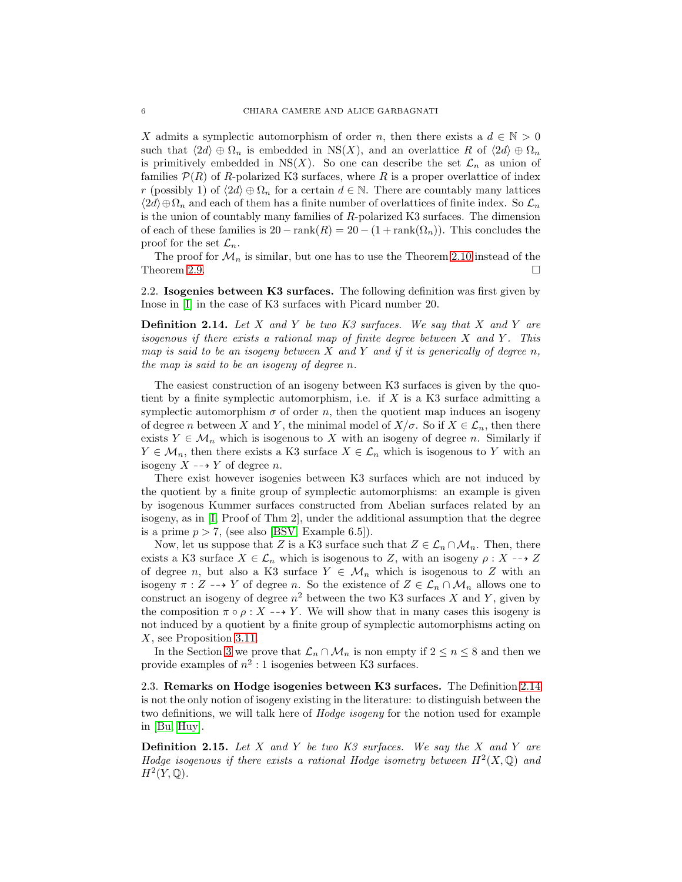$X$ admits a symplectic automorphism of order $n$, then there exists a $d \in \mathbb{N} > 0$ such that $\langle 2d \rangle \oplus \Omega_n$ is embedded in $\mathrm{NS}(X)$, and an overlattice $R$ of $\langle 2d \rangle \oplus \Omega_n$ is primitively embedded in $\mathrm{NS}(X)$. So one can describe the set $\mathcal{L}_n$ as union of families $\mathcal{P}(R)$ of $R$-polarized K3 surfaces, where $R$ is a proper overlattice of index $r$ (possibly 1) of $\langle 2d \rangle \oplus \Omega_n$ for a certain $d \in \mathbb{N}$. There are countably many lattices $\langle 2d \rangle \oplus \Omega_n$ and each of them has a finite number of overlattices of finite index. So $\mathcal{L}_n$ is the union of countably many families of $R$-polarized K3 surfaces. The dimension of each of these families is $20 - \mathrm{rank}(R) = 20 - (1 + \mathrm{rank}(\Omega_n))$. This concludes the proof for the set $\mathcal{L}_n$.

The proof for $\mathcal{M}_n$ is similar, but one has to use the Theorem 2.10 instead of the Theorem 2.9. □

## 2.2. Isogenies between K3 surfaces.

The following definition was first given by Inose in [I] in the case of K3 surfaces with Picard number 20.

**Definition 2.14.** *Let $X$ and $Y$ be two K3 surfaces. We say that $X$ and $Y$ are isogenous if there exists a rational map of finite degree between $X$ and $Y$. This map is said to be an isogeny between $X$ and $Y$ and if it is generically of degree $n$, the map is said to be an isogeny of degree $n$.*

The easiest construction of an isogeny between K3 surfaces is given by the quotient by a finite symplectic automorphism, i.e. if $X$ is a K3 surface admitting a symplectic automorphism $\sigma$ of order $n$, then the quotient map induces an isogeny of degree $n$ between $X$ and $Y$, the minimal model of $X/\sigma$. So if $X \in \mathcal{L}_n$, then there exists $Y \in \mathcal{M}_n$ which is isogenous to $X$ with an isogeny of degree $n$. Similarly if $Y \in \mathcal{M}_n$, then there exists a K3 surface $X \in \mathcal{L}_n$ which is isogenous to $Y$ with an isogeny $X \dashrightarrow Y$ of degree $n$.

There exist however isogenies between K3 surfaces which are not induced by the quotient by a finite group of symplectic automorphisms: an example is given by isogenous Kummer surfaces constructed from Abelian surfaces related by an isogeny, as in [I, Proof of Thm 2], under the additional assumption that the degree is a prime $p > 7$, (see also [BSV, Example 6.5]).

Now, let us suppose that $Z$ is a K3 surface such that $Z \in \mathcal{L}_n \cap \mathcal{M}_n$. Then, there exists a K3 surface $X \in \mathcal{L}_n$ which is isogenous to $Z$, with an isogeny $\rho : X \dashrightarrow Z$ of degree $n$, but also a K3 surface $Y \in \mathcal{M}_n$ which is isogenous to $Z$ with an isogeny $\pi : Z \dashrightarrow Y$ of degree $n$. So the existence of $Z \in \mathcal{L}_n \cap \mathcal{M}_n$ allows one to construct an isogeny of degree $n^2$ between the two K3 surfaces $X$ and $Y$, given by the composition $\pi \circ \rho : X \dashrightarrow Y$. We will show that in many cases this isogeny is not induced by a quotient by a finite group of symplectic automorphisms acting on $X$, see Proposition 3.11.

In the Section 3 we prove that $\mathcal{L}_n \cap \mathcal{M}_n$ is non empty if $2 \le n \le 8$ and then we provide examples of $n^2 : 1$ isogenies between K3 surfaces.

## 2.3. Remarks on Hodge isogenies between K3 surfaces.

The Definition 2.14 is not the only notion of isogeny existing in the literature: to distinguish between the two definitions, we will talk here of *Hodge isogeny* for the notion used for example in [Bu, Huy].

**Definition 2.15.** *Let $X$ and $Y$ be two K3 surfaces. We say the $X$ and $Y$ are Hodge isogenous if there exists a rational Hodge isometry between $H^2(X, \mathbb{Q})$ and $H^2(Y, \mathbb{Q})$.*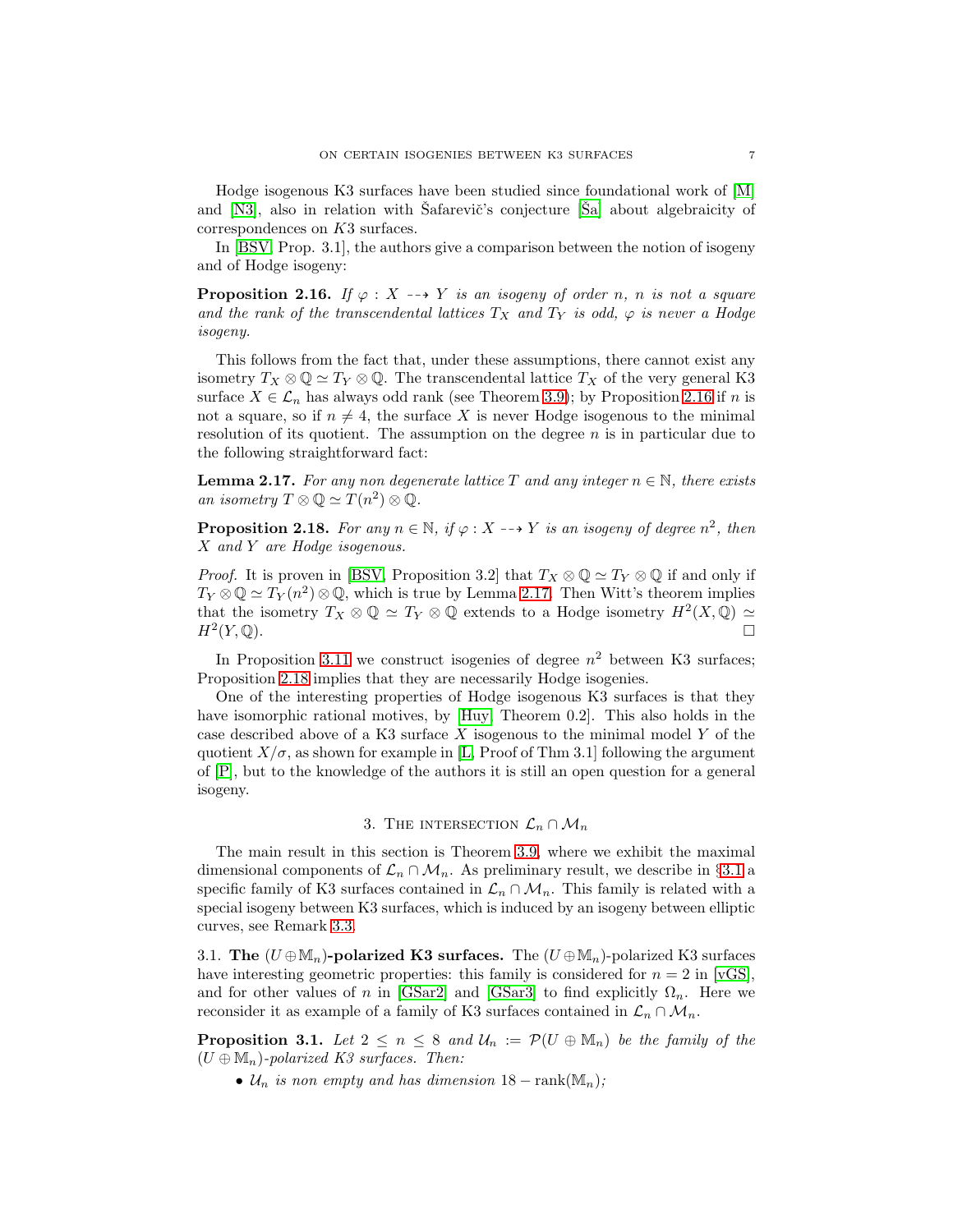Hodge isogenous K3 surfaces have been studied since foundational work of [M] and [N3], also in relation with Šafarevič's conjecture [Ša] about algebraicity of correspondences on $K3$ surfaces.

In [BSV, Prop. 3.1], the authors give a comparison between the notion of isogeny and of Hodge isogeny:

**Proposition 2.16.** *If $\varphi : X \dashrightarrow Y$ is an isogeny of order $n$, $n$ is not a square and the rank of the transcendental lattices $T_X$ and $T_Y$ is odd, $\varphi$ is never a Hodge isogeny.*

This follows from the fact that, under these assumptions, there cannot exist any isometry $T_X \otimes \mathbb{Q} \simeq T_Y \otimes \mathbb{Q}$. The transcendental lattice $T_X$ of the very general K3 surface $X \in \mathcal{L}_n$ has always odd rank (see Theorem 3.9); by Proposition 2.16 if $n$ is not a square, so if $n \neq 4$, the surface $X$ is never Hodge isogenous to the minimal resolution of its quotient. The assumption on the degree $n$ is in particular due to the following straightforward fact:

**Lemma 2.17.** *For any non degenerate lattice $T$ and any integer $n \in \mathbb{N}$, there exists an isometry $T \otimes \mathbb{Q} \simeq T(n^2) \otimes \mathbb{Q}$.*

**Proposition 2.18.** *For any $n \in \mathbb{N}$, if $\varphi : X \dashrightarrow Y$ is an isogeny of degree $n^2$, then $X$ and $Y$ are Hodge isogenous.*

*Proof.* It is proven in [BSV, Proposition 3.2] that $T_X \otimes \mathbb{Q} \simeq T_Y \otimes \mathbb{Q}$ if and only if $T_Y \otimes \mathbb{Q} \simeq T_Y(n^2) \otimes \mathbb{Q}$, which is true by Lemma 2.17. Then Witt's theorem implies that the isometry $T_X \otimes \mathbb{Q} \simeq T_Y \otimes \mathbb{Q}$ extends to a Hodge isometry $H^2(X, \mathbb{Q}) \simeq H^2(Y, \mathbb{Q})$. □

In Proposition 3.11 we construct isogenies of degree $n^2$ between K3 surfaces; Proposition 2.18 implies that they are necessarily Hodge isogenies.

One of the interesting properties of Hodge isogenous K3 surfaces is that they have isomorphic rational motives, by [Huy, Theorem 0.2]. This also holds in the case described above of a K3 surface $X$ isogenous to the minimal model $Y$ of the quotient $X/\sigma$, as shown for example in [L, Proof of Thm 3.1] following the argument of [P], but to the knowledge of the authors it is still an open question for a general isogeny.

## 3. The intersection $\mathcal{L}_n \cap \mathcal{M}_n$

The main result in this section is Theorem 3.9, where we exhibit the maximal dimensional components of $\mathcal{L}_n \cap \mathcal{M}_n$. As preliminary result, we describe in §3.1 a specific family of K3 surfaces contained in $\mathcal{L}_n \cap \mathcal{M}_n$. This family is related with a special isogeny between K3 surfaces, which is induced by an isogeny between elliptic curves, see Remark 3.3.

### 3.1. The $(U \oplus \mathbb{M}_n)$-polarized K3 surfaces.

The $(U \oplus \mathbb{M}_n)$-polarized K3 surfaces have interesting geometric properties: this family is considered for $n = 2$ in [vGS], and for other values of $n$ in [GSar2] and [GSar3] to find explicitly $\Omega_n$. Here we reconsider it as example of a family of K3 surfaces contained in $\mathcal{L}_n \cap \mathcal{M}_n$.

**Proposition 3.1.** *Let $2 \leq n \leq 8$ and $\mathcal{U}_n := \mathcal{P}(U \oplus \mathbb{M}_n)$ be the family of the $(U \oplus \mathbb{M}_n)$-polarized K3 surfaces. Then:*

- *$\mathcal{U}_n$ is non empty and has dimension $18 - \operatorname{rank}(\mathbb{M}_n)$;*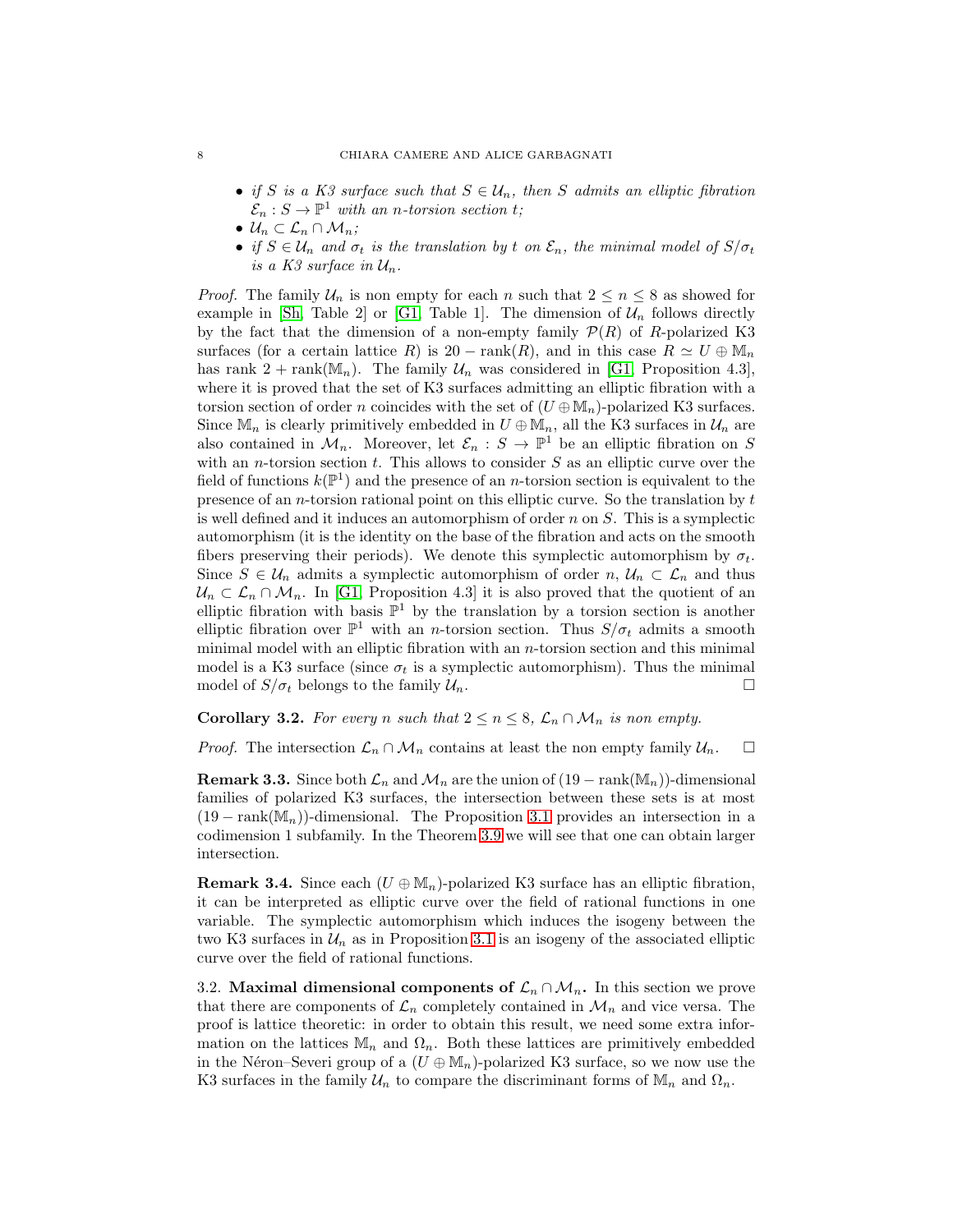- *if $S$ is a K3 surface such that $S \in \mathcal{U}_n$, then $S$ admits an elliptic fibration $\mathcal{E}_n : S \to \mathbb{P}^1$ with an $n$-torsion section $t$;*
- *$\mathcal{U}_n \subset \mathcal{L}_n \cap \mathcal{M}_n$;*
- *if $S \in \mathcal{U}_n$ and $\sigma_t$ is the translation by $t$ on $\mathcal{E}_n$, the minimal model of $S/\sigma_t$ is a K3 surface in $\mathcal{U}_n$.*

*Proof.* The family $\mathcal{U}_n$ is non empty for each $n$ such that $2 \leq n \leq 8$ as showed for example in [Sh, Table 2] or [G1, Table 1]. The dimension of $\mathcal{U}_n$ follows directly by the fact that the dimension of a non-empty family $\mathcal{P}(R)$ of $R$-polarized K3 surfaces (for a certain lattice $R$) is $20 - \mathrm{rank}(R)$, and in this case $R \simeq U \oplus \mathbb{M}_n$ has rank $2 + \mathrm{rank}(\mathbb{M}_n)$. The family $\mathcal{U}_n$ was considered in [G1, Proposition 4.3], where it is proved that the set of K3 surfaces admitting an elliptic fibration with a torsion section of order $n$ coincides with the set of $(U \oplus \mathbb{M}_n)$-polarized K3 surfaces. Since $\mathbb{M}_n$ is clearly primitively embedded in $U \oplus \mathbb{M}_n$, all the K3 surfaces in $\mathcal{U}_n$ are also contained in $\mathcal{M}_n$. Moreover, let $\mathcal{E}_n : S \to \mathbb{P}^1$ be an elliptic fibration on $S$ with an $n$-torsion section $t$. This allows to consider $S$ as an elliptic curve over the field of functions $k(\mathbb{P}^1)$ and the presence of an $n$-torsion section is equivalent to the presence of an $n$-torsion rational point on this elliptic curve. So the translation by $t$ is well defined and it induces an automorphism of order $n$ on $S$. This is a symplectic automorphism (it is the identity on the base of the fibration and acts on the smooth fibers preserving their periods). We denote this symplectic automorphism by $\sigma_t$. Since $S \in \mathcal{U}_n$ admits a symplectic automorphism of order $n$, $\mathcal{U}_n \subset \mathcal{L}_n$ and thus $\mathcal{U}_n \subset \mathcal{L}_n \cap \mathcal{M}_n$. In [G1, Proposition 4.3] it is also proved that the quotient of an elliptic fibration with basis $\mathbb{P}^1$ by the translation by a torsion section is another elliptic fibration over $\mathbb{P}^1$ with an $n$-torsion section. Thus $S/\sigma_t$ admits a smooth minimal model with an elliptic fibration with an $n$-torsion section and this minimal model is a K3 surface (since $\sigma_t$ is a symplectic automorphism). Thus the minimal model of $S/\sigma_t$ belongs to the family $\mathcal{U}_n$. □

**Corollary 3.2.** *For every $n$ such that $2 \leq n \leq 8$, $\mathcal{L}_n \cap \mathcal{M}_n$ is non empty.*

*Proof.* The intersection $\mathcal{L}_n \cap \mathcal{M}_n$ contains at least the non empty family $\mathcal{U}_n$. □

**Remark 3.3.** Since both $\mathcal{L}_n$ and $\mathcal{M}_n$ are the union of $(19 - \mathrm{rank}(\mathbb{M}_n))$-dimensional families of polarized K3 surfaces, the intersection between these sets is at most $(19 - \mathrm{rank}(\mathbb{M}_n))$-dimensional. The Proposition 3.1 provides an intersection in a codimension 1 subfamily. In the Theorem 3.9 we will see that one can obtain larger intersection.

**Remark 3.4.** Since each $(U \oplus \mathbb{M}_n)$-polarized K3 surface has an elliptic fibration, it can be interpreted as elliptic curve over the field of rational functions in one variable. The symplectic automorphism which induces the isogeny between the two K3 surfaces in $\mathcal{U}_n$ as in Proposition 3.1 is an isogeny of the associated elliptic curve over the field of rational functions.

3.2. **Maximal dimensional components of $\mathcal{L}_n \cap \mathcal{M}_n$.** In this section we prove that there are components of $\mathcal{L}_n$ completely contained in $\mathcal{M}_n$ and vice versa. The proof is lattice theoretic: in order to obtain this result, we need some extra information on the lattices $\mathbb{M}_n$ and $\Omega_n$. Both these lattices are primitively embedded in the Néron–Severi group of a $(U \oplus \mathbb{M}_n)$-polarized K3 surface, so we now use the K3 surfaces in the family $\mathcal{U}_n$ to compare the discriminant forms of $\mathbb{M}_n$ and $\Omega_n$.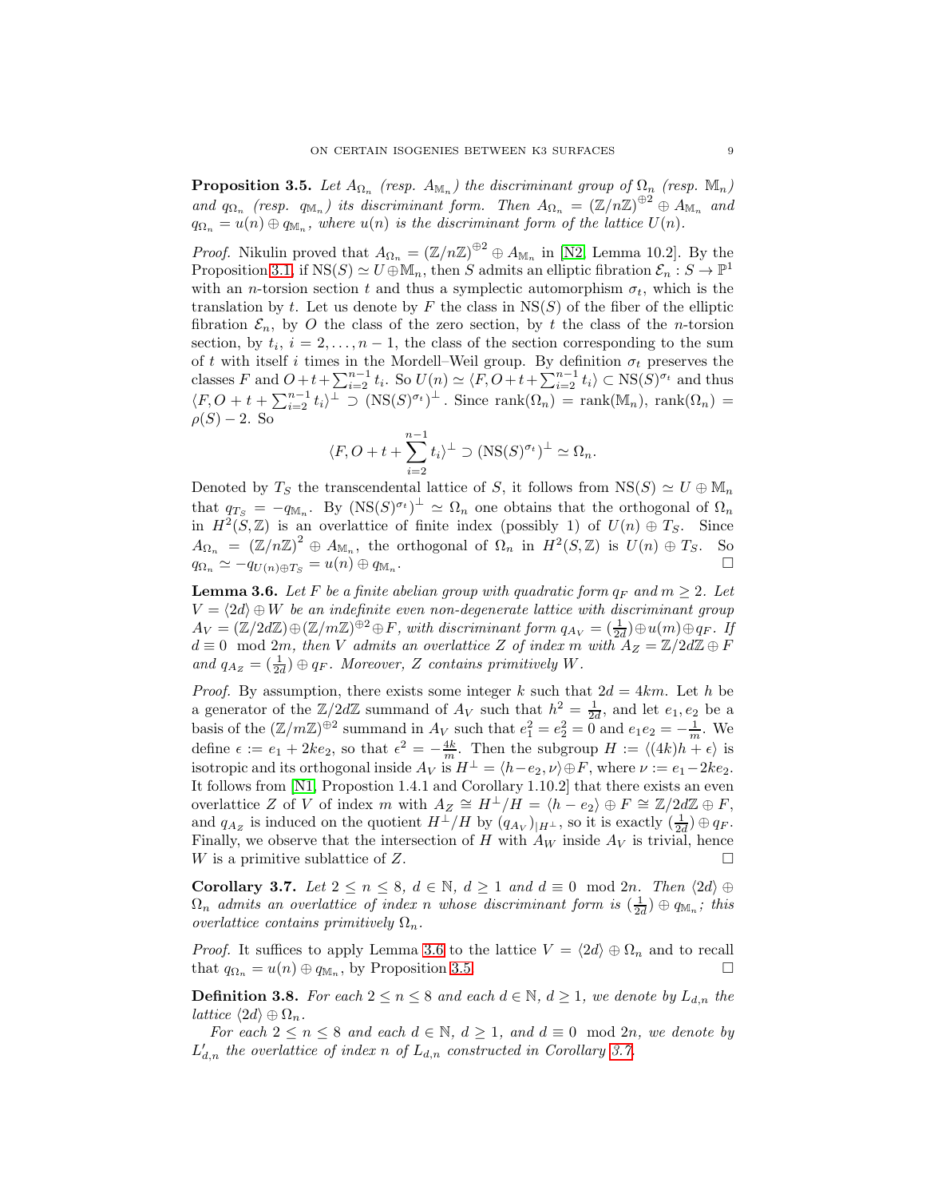**Proposition 3.5.** *Let $A_{\Omega_n}$ (resp. $A_{\mathbb{M}_n}$) the discriminant group of $\Omega_n$ (resp. $\mathbb{M}_n$) and $q_{\Omega_n}$ (resp. $q_{\mathbb{M}_n}$) its discriminant form. Then $A_{\Omega_n} = (\mathbb{Z}/n\mathbb{Z})^{\oplus 2} \oplus A_{\mathbb{M}_n}$ and $q_{\Omega_n} = u(n) \oplus q_{\mathbb{M}_n}$, where $u(n)$ is the discriminant form of the lattice $U(n)$.*

*Proof.* Nikulin proved that $A_{\Omega_n} = (\mathbb{Z}/n\mathbb{Z})^{\oplus 2} \oplus A_{\mathbb{M}_n}$ in [N2, Lemma 10.2]. By the Proposition 3.1, if $\mathrm{NS}(S) \simeq U \oplus \mathbb{M}_n$, then $S$ admits an elliptic fibration $\mathcal{E}_n : S \to \mathbb{P}^1$ with an $n$-torsion section $t$ and thus a symplectic automorphism $\sigma_t$, which is the translation by $t$. Let us denote by $F$ the class in $\mathrm{NS}(S)$ of the fiber of the elliptic fibration $\mathcal{E}_n$, by $O$ the class of the zero section, by $t$ the class of the $n$-torsion section, by $t_i$, $i = 2, \dots, n-1$, the class of the section corresponding to the sum of $t$ with itself $i$ times in the Mordell–Weil group. By definition $\sigma_t$ preserves the classes $F$ and $O + t + \sum_{i=2}^{n-1} t_i$. So $U(n) \simeq \langle F, O + t + \sum_{i=2}^{n-1} t_i \rangle \subset \mathrm{NS}(S)^{\sigma_t}$ and thus $\langle F, O + t + \sum_{i=2}^{n-1} t_i \rangle^{\perp} \supset (\mathrm{NS}(S)^{\sigma_t})^{\perp}$. Since $\mathrm{rank}(\Omega_n) = \mathrm{rank}(\mathbb{M}_n)$, $\mathrm{rank}(\Omega_n) = \rho(S) - 2$. So

$$\langle F, O + t + \sum_{i=2}^{n-1} t_i \rangle^{\perp} \supset (\mathrm{NS}(S)^{\sigma_t})^{\perp} \simeq \Omega_n.$$

Denoted by $T_S$ the transcendental lattice of $S$, it follows from $\mathrm{NS}(S) \simeq U \oplus \mathbb{M}_n$ that $q_{T_S} = -q_{\mathbb{M}_n}$. By $(\mathrm{NS}(S)^{\sigma_t})^{\perp} \simeq \Omega_n$ one obtains that the orthogonal of $\Omega_n$ in $H^2(S, \mathbb{Z})$ is an overlattice of finite index (possibly 1) of $U(n) \oplus T_S$. Since $A_{\Omega_n} = (\mathbb{Z}/n\mathbb{Z})^2 \oplus A_{\mathbb{M}_n}$, the orthogonal of $\Omega_n$ in $H^2(S, \mathbb{Z})$ is $U(n) \oplus T_S$. So $q_{\Omega_n} \simeq -q_{U(n) \oplus T_S} = u(n) \oplus q_{\mathbb{M}_n}$. □

**Lemma 3.6.** *Let $F$ be a finite abelian group with quadratic form $q_F$ and $m \geq 2$. Let $V = \langle 2d \rangle \oplus W$ be an indefinite even non-degenerate lattice with discriminant group $A_V = (\mathbb{Z}/2d\mathbb{Z}) \oplus (\mathbb{Z}/m\mathbb{Z})^{\oplus 2} \oplus F$, with discriminant form $q_{A_V} = (\frac{1}{2d}) \oplus u(m) \oplus q_F$. If $d \equiv 0 \mod 2m$, then $V$ admits an overlattice $Z$ of index $m$ with $A_Z = \mathbb{Z}/2d\mathbb{Z} \oplus F$ and $q_{A_Z} = (\frac{1}{2d}) \oplus q_F$. Moreover, $Z$ contains primitively $W$.*

*Proof.* By assumption, there exists some integer $k$ such that $2d = 4km$. Let $h$ be a generator of the $\mathbb{Z}/2d\mathbb{Z}$ summand of $A_V$ such that $h^2 = \frac{1}{2d}$, and let $e_1, e_2$ be a basis of the $(\mathbb{Z}/m\mathbb{Z})^{\oplus 2}$ summand in $A_V$ such that $e_1^2 = e_2^2 = 0$ and $e_1 e_2 = -\frac{1}{m}$. We define $\epsilon := e_1 + 2ke_2$, so that $\epsilon^2 = -\frac{4k}{m}$. Then the subgroup $H := \langle (4k)h + \epsilon \rangle$ is isotropic and its orthogonal inside $A_V$ is $H^{\perp} = \langle h - e_2, \nu \rangle \oplus F$, where $\nu := e_1 - 2ke_2$. It follows from [N1, Propostion 1.4.1 and Corollary 1.10.2] that there exists an even overlattice $Z$ of $V$ of index $m$ with $A_Z \cong H^{\perp}/H = \langle h - e_2 \rangle \oplus F \cong \mathbb{Z}/2d\mathbb{Z} \oplus F$, and $q_{A_Z}$ is induced on the quotient $H^{\perp}/H$ by $(q_{A_V})_{|H^{\perp}}$, so it is exactly $(\frac{1}{2d}) \oplus q_F$. Finally, we observe that the intersection of $H$ with $A_W$ inside $A_V$ is trivial, hence $W$ is a primitive sublattice of $Z$. □

**Corollary 3.7.** *Let $2 \leq n \leq 8$, $d \in \mathbb{N}$, $d \geq 1$ and $d \equiv 0 \mod 2n$. Then $\langle 2d \rangle \oplus \Omega_n$ admits an overlattice of index $n$ whose discriminant form is $(\frac{1}{2d}) \oplus q_{\mathbb{M}_n}$; this overlattice contains primitively $\Omega_n$.*

*Proof.* It suffices to apply Lemma 3.6 to the lattice $V = \langle 2d \rangle \oplus \Omega_n$ and to recall that $q_{\Omega_n} = u(n) \oplus q_{\mathbb{M}_n}$, by Proposition 3.5. □

**Definition 3.8.** *For each $2 \leq n \leq 8$ and each $d \in \mathbb{N}$, $d \geq 1$, we denote by $L_{d,n}$ the lattice $\langle 2d \rangle \oplus \Omega_n$.*

*For each $2 \leq n \leq 8$ and each $d \in \mathbb{N}$, $d \geq 1$, and $d \equiv 0 \mod 2n$, we denote by $L'_{d,n}$ the overlattice of index $n$ of $L_{d,n}$ constructed in Corollary 3.7.*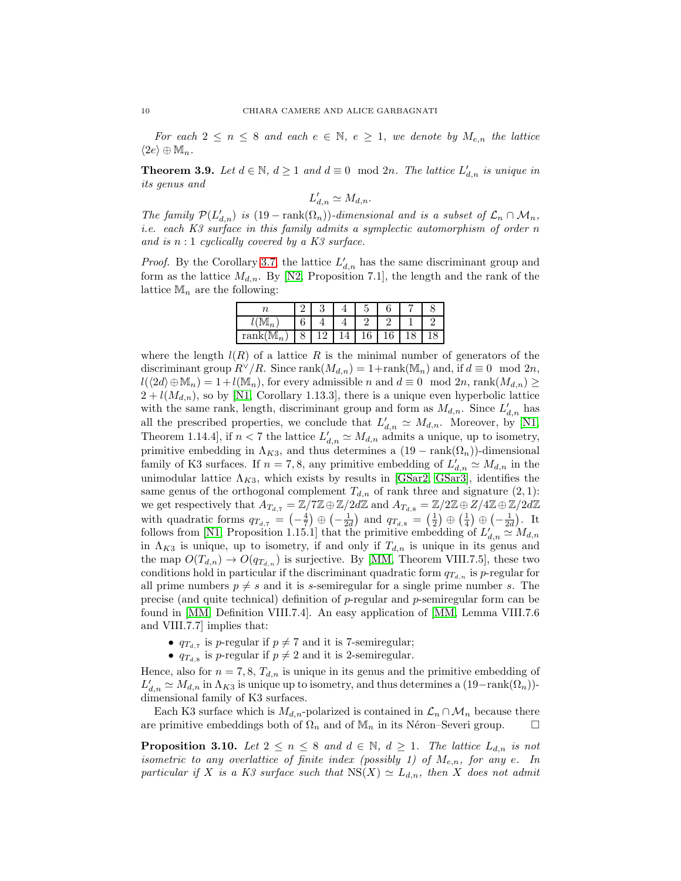*For each $2 \leq n \leq 8$ and each $e \in \mathbb{N}$, $e \geq 1$, we denote by $M_{e,n}$ the lattice $\langle 2e \rangle \oplus \mathbb{M}_n$.*

**Theorem 3.9.** *Let $d \in \mathbb{N}$, $d \geq 1$ and $d \equiv 0 \mod 2n$. The lattice $L'_{d,n}$ is unique in its genus and*

$$L'_{d,n} \simeq M_{d,n}.$$

*The family $\mathcal{P}(L'_{d,n})$ is $(19 - \operatorname{rank}(\Omega_n))$-dimensional and is a subset of $\mathcal{L}_n \cap \mathcal{M}_n$, i.e. each K3 surface in this family admits a symplectic automorphism of order $n$ and is $n:1$ cyclically covered by a K3 surface.*

*Proof.* By the Corollary 3.7, the lattice $L'_{d,n}$ has the same discriminant group and form as the lattice $M_{d,n}$. By [N2, Proposition 7.1], the length and the rank of the lattice $\mathbb{M}_n$ are the following:

| $n$ | 2 | 3 | 4 | 5 | 6 | 7 | 8 |
|---|---|---|---|---|---|---|---|
| $l(\mathbb{M}_n)$ | 6 | 4 | 4 | 2 | 2 | 1 | 2 |
| $\operatorname{rank}(\mathbb{M}_n)$ | 8 | 12 | 14 | 16 | 16 | 18 | 18 |

where the length $l(R)$ of a lattice $R$ is the minimal number of generators of the discriminant group $R^\vee/R$. Since $\operatorname{rank}(M_{d,n}) = 1 + \operatorname{rank}(\mathbb{M}_n)$ and, if $d \equiv 0 \mod 2n$, $l(\langle 2d \rangle \oplus \mathbb{M}_n) = 1 + l(\mathbb{M}_n)$, for every admissible $n$ and $d \equiv 0 \mod 2n$, $\operatorname{rank}(M_{d,n}) \geq 2 + l(M_{d,n})$, so by [N1, Corollary 1.13.3], there is a unique even hyperbolic lattice with the same rank, length, discriminant group and form as $M_{d,n}$. Since $L'_{d,n}$ has all the prescribed properties, we conclude that $L'_{d,n} \simeq M_{d,n}$. Moreover, by [N1, Theorem 1.14.4], if $n < 7$ the lattice $L'_{d,n} \simeq M_{d,n}$ admits a unique, up to isometry, primitive embedding in $\Lambda_{K3}$, and thus determines a $(19 - \operatorname{rank}(\Omega_n))$-dimensional family of K3 surfaces. If $n = 7, 8$, any primitive embedding of $L'_{d,n} \simeq M_{d,n}$ in the unimodular lattice $\Lambda_{K3}$, which exists by results in [GSar2, GSar3], identifies the same genus of the orthogonal complement $T_{d,n}$ of rank three and signature $(2,1)$: we get respectively that $A_{T_{d,7}} = \mathbb{Z}/7\mathbb{Z} \oplus \mathbb{Z}/2d\mathbb{Z}$ and $A_{T_{d,8}} = \mathbb{Z}/2\mathbb{Z} \oplus Z/4\mathbb{Z} \oplus \mathbb{Z}/2d\mathbb{Z}$ with quadratic forms $q_{T_{d,7}} = \left(-\frac{4}{7}\right) \oplus \left(-\frac{1}{2d}\right)$ and $q_{T_{d,8}} = \left(\frac{1}{2}\right) \oplus \left(\frac{1}{4}\right) \oplus \left(-\frac{1}{2d}\right)$. It follows from [N1, Proposition 1.15.1] that the primitive embedding of $L'_{d,n} \simeq M_{d,n}$ in $\Lambda_{K3}$ is unique, up to isometry, if and only if $T_{d,n}$ is unique in its genus and the map $O(T_{d,n}) \to O(q_{T_{d,n}})$ is surjective. By [MM, Theorem VIII.7.5], these two conditions hold in particular if the discriminant quadratic form $q_{T_{d,n}}$ is $p$-regular for all prime numbers $p \neq s$ and it is $s$-semiregular for a single prime number $s$. The precise (and quite technical) definition of $p$-regular and $p$-semiregular form can be found in [MM, Definition VIII.7.4]. An easy application of [MM, Lemma VIII.7.6 and VIII.7.7] implies that:

- $q_{T_{d,7}}$ is $p$-regular if $p \neq 7$ and it is 7-semiregular;
- $q_{T_{d,8}}$ is $p$-regular if $p \neq 2$ and it is 2-semiregular.

Hence, also for $n = 7, 8$, $T_{d,n}$ is unique in its genus and the primitive embedding of $L'_{d,n} \simeq M_{d,n}$ in $\Lambda_{K3}$ is unique up to isometry, and thus determines a $(19 - \operatorname{rank}(\Omega_n))$-dimensional family of K3 surfaces.

Each K3 surface which is $M_{d,n}$-polarized is contained in $\mathcal{L}_n \cap \mathcal{M}_n$ because there are primitive embeddings both of $\Omega_n$ and of $\mathbb{M}_n$ in its Néron–Severi group. $\square$

**Proposition 3.10.** *Let $2 \leq n \leq 8$ and $d \in \mathbb{N}$, $d \geq 1$. The lattice $L_{d,n}$ is not isometric to any overlattice of finite index (possibly 1) of $M_{e,n}$, for any $e$. In particular if $X$ is a K3 surface such that $\operatorname{NS}(X) \simeq L_{d,n}$, then $X$ does not admit*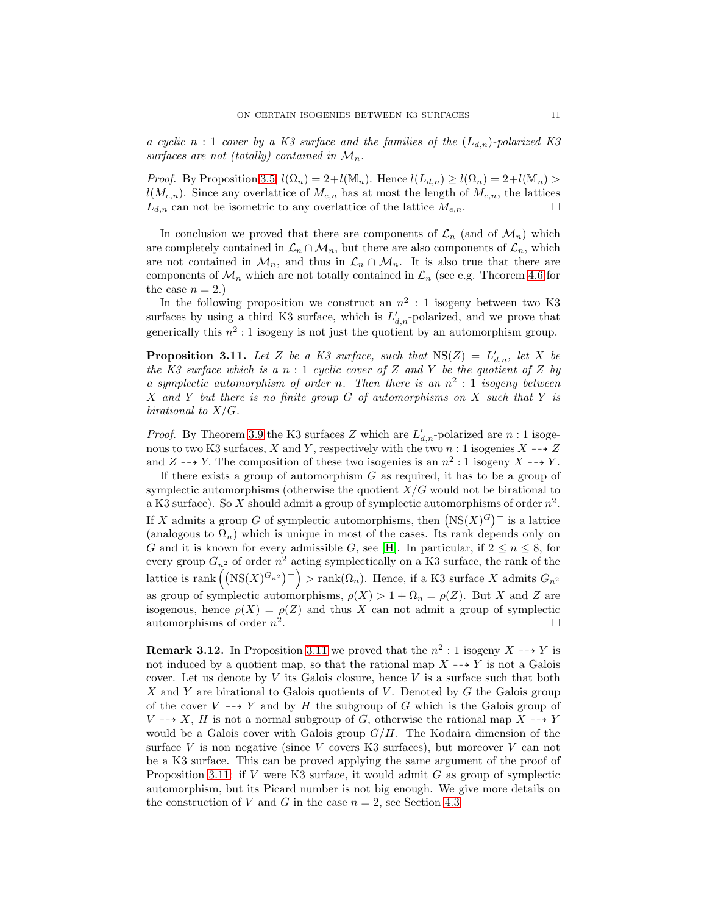*a cyclic $n:1$ cover by a K3 surface and the families of the $(L_{d,n})$-polarized K3 surfaces are not (totally) contained in $\mathcal{M}_n$.*

*Proof.* By Proposition 3.5, $l(\Omega_n) = 2 + l(\mathbb{M}_n)$. Hence $l(L_{d,n}) \geq l(\Omega_n) = 2 + l(\mathbb{M}_n) > l(M_{e,n})$. Since any overlattice of $M_{e,n}$ has at most the length of $M_{e,n}$, the lattices $L_{d,n}$ can not be isometric to any overlattice of the lattice $M_{e,n}$. □

In conclusion we proved that there are components of $\mathcal{L}_n$ (and of $\mathcal{M}_n$) which are completely contained in $\mathcal{L}_n \cap \mathcal{M}_n$, but there are also components of $\mathcal{L}_n$, which are not contained in $\mathcal{M}_n$, and thus in $\mathcal{L}_n \cap \mathcal{M}_n$. It is also true that there are components of $\mathcal{M}_n$ which are not totally contained in $\mathcal{L}_n$ (see e.g. Theorem 4.6 for the case $n = 2$.)

In the following proposition we construct an $n^2:1$ isogeny between two K3 surfaces by using a third K3 surface, which is $L'_{d,n}$-polarized, and we prove that generically this $n^2:1$ isogeny is not just the quotient by an automorphism group.

**Proposition 3.11.** *Let $Z$ be a K3 surface, such that $\mathrm{NS}(Z) = L'_{d,n}$, let $X$ be the K3 surface which is a $n:1$ cyclic cover of $Z$ and $Y$ be the quotient of $Z$ by a symplectic automorphism of order $n$. Then there is an $n^2:1$ isogeny between $X$ and $Y$ but there is no finite group $G$ of automorphisms on $X$ such that $Y$ is birational to $X/G$.*

*Proof.* By Theorem 3.9 the K3 surfaces $Z$ which are $L'_{d,n}$-polarized are $n:1$ isogenous to two K3 surfaces, $X$ and $Y$, respectively with the two $n:1$ isogenies $X \dashrightarrow Z$ and $Z \dashrightarrow Y$. The composition of these two isogenies is an $n^2:1$ isogeny $X \dashrightarrow Y$.

If there exists a group of automorphism $G$ as required, it has to be a group of symplectic automorphisms (otherwise the quotient $X/G$ would not be birational to a K3 surface). So $X$ should admit a group of symplectic automorphisms of order $n^2$. If $X$ admits a group $G$ of symplectic automorphisms, then $\left(\mathrm{NS}(X)^G\right)^\perp$ is a lattice (analogous to $\Omega_n$) which is unique in most of the cases. Its rank depends only on $G$ and it is known for every admissible $G$, see [H]. In particular, if $2 \leq n \leq 8$, for every group $G_{n^2}$ of order $n^2$ acting symplectically on a K3 surface, the rank of the lattice is $\mathrm{rank}\left(\left(\mathrm{NS}(X)^{G_{n^2}}\right)^\perp\right) > \mathrm{rank}(\Omega_n)$. Hence, if a K3 surface $X$ admits $G_{n^2}$ as group of symplectic automorphisms, $\rho(X) > 1 + \Omega_n = \rho(Z)$. But $X$ and $Z$ are isogenous, hence $\rho(X) = \rho(Z)$ and thus $X$ can not admit a group of symplectic automorphisms of order $n^2$. □

**Remark 3.12.** In Proposition 3.11 we proved that the $n^2:1$ isogeny $X \dashrightarrow Y$ is not induced by a quotient map, so that the rational map $X \dashrightarrow Y$ is not a Galois cover. Let us denote by $V$ its Galois closure, hence $V$ is a surface such that both $X$ and $Y$ are birational to Galois quotients of $V$. Denoted by $G$ the Galois group of the cover $V \dashrightarrow Y$ and by $H$ the subgroup of $G$ which is the Galois group of $V \dashrightarrow X$, $H$ is not a normal subgroup of $G$, otherwise the rational map $X \dashrightarrow Y$ would be a Galois cover with Galois group $G/H$. The Kodaira dimension of the surface $V$ is non negative (since $V$ covers K3 surfaces), but moreover $V$ can not be a K3 surface. This can be proved applying the same argument of the proof of Proposition 3.11: if $V$ were K3 surface, it would admit $G$ as group of symplectic automorphism, but its Picard number is not big enough. We give more details on the construction of $V$ and $G$ in the case $n = 2$, see Section 4.3.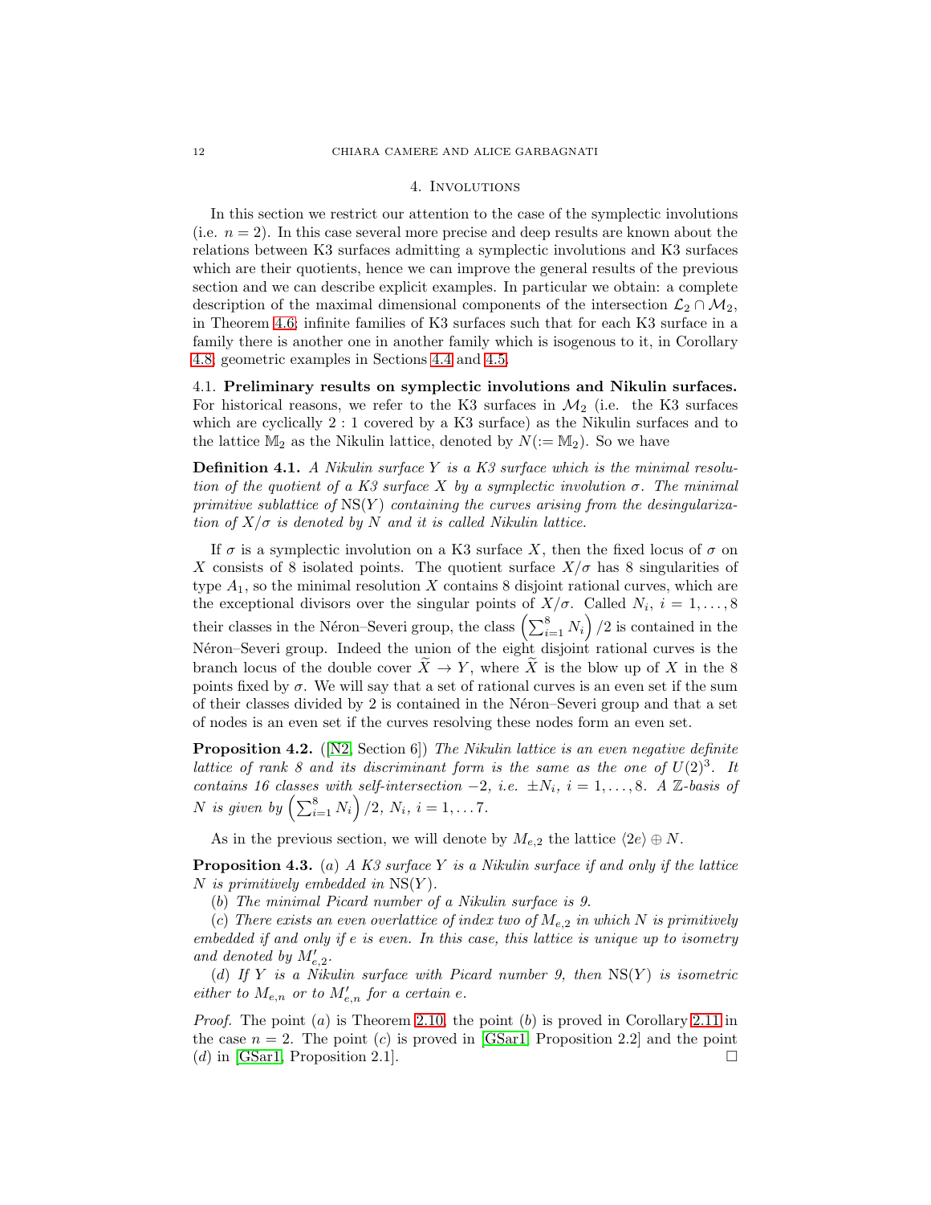## 4. Involutions

In this section we restrict our attention to the case of the symplectic involutions (i.e. $n = 2$). In this case several more precise and deep results are known about the relations between K3 surfaces admitting a symplectic involutions and K3 surfaces which are their quotients, hence we can improve the general results of the previous section and we can describe explicit examples. In particular we obtain: a complete description of the maximal dimensional components of the intersection $\mathcal{L}_2 \cap \mathcal{M}_2$, in Theorem 4.6; infinite families of K3 surfaces such that for each K3 surface in a family there is another one in another family which is isogenous to it, in Corollary 4.8; geometric examples in Sections 4.4 and 4.5.

### 4.1. Preliminary results on symplectic involutions and Nikulin surfaces.

For historical reasons, we refer to the K3 surfaces in $\mathcal{M}_2$ (i.e. the K3 surfaces which are cyclically $2:1$ covered by a K3 surface) as the Nikulin surfaces and to the lattice $\mathbb{M}_2$ as the Nikulin lattice, denoted by $N (:= \mathbb{M}_2)$. So we have

**Definition 4.1.** *A Nikulin surface $Y$ is a K3 surface which is the minimal resolution of the quotient of a K3 surface $X$ by a symplectic involution $\sigma$. The minimal primitive sublattice of $\mathrm{NS}(Y)$ containing the curves arising from the desingularization of $X/\sigma$ is denoted by $N$ and it is called Nikulin lattice.*

If $\sigma$ is a symplectic involution on a K3 surface $X$, then the fixed locus of $\sigma$ on $X$ consists of 8 isolated points. The quotient surface $X/\sigma$ has 8 singularities of type $A_1$, so the minimal resolution $X$ contains 8 disjoint rational curves, which are the exceptional divisors over the singular points of $X/\sigma$. Called $N_i$, $i = 1, \ldots, 8$ their classes in the Néron–Severi group, the class $\left(\sum_{i=1}^{8} N_i\right)/2$ is contained in the Néron–Severi group. Indeed the union of the eight disjoint rational curves is the branch locus of the double cover $\widetilde{X} \to Y$, where $\widetilde{X}$ is the blow up of $X$ in the 8 points fixed by $\sigma$. We will say that a set of rational curves is an even set if the sum of their classes divided by 2 is contained in the Néron–Severi group and that a set of nodes is an even set if the curves resolving these nodes form an even set.

**Proposition 4.2.** ([N2, Section 6]) *The Nikulin lattice is an even negative definite lattice of rank 8 and its discriminant form is the same as the one of $U(2)^3$. It contains 16 classes with self-intersection $-2$, i.e. $\pm N_i$, $i = 1, \ldots, 8$. A $\mathbb{Z}$-basis of $N$ is given by $\left(\sum_{i=1}^{8} N_i\right)/2$, $N_i$, $i = 1, \ldots 7$.*

As in the previous section, we will denote by $M_{e,2}$ the lattice $\langle 2e \rangle \oplus N$.

**Proposition 4.3.** (*a*) *A K3 surface $Y$ is a Nikulin surface if and only if the lattice $N$ is primitively embedded in $\mathrm{NS}(Y)$.*

(*b*) *The minimal Picard number of a Nikulin surface is 9.*

(*c*) *There exists an even overlattice of index two of $M_{e,2}$ in which $N$ is primitively embedded if and only if $e$ is even. In this case, this lattice is unique up to isometry and denoted by $M'_{e,2}$.*

(*d*) *If $Y$ is a Nikulin surface with Picard number 9, then $\mathrm{NS}(Y)$ is isometric either to $M_{e,n}$ or to $M'_{e,n}$ for a certain $e$.*

*Proof.* The point (*a*) is Theorem 2.10, the point (*b*) is proved in Corollary 2.11 in the case $n = 2$. The point (*c*) is proved in [GSar1, Proposition 2.2] and the point (*d*) in [GSar1, Proposition 2.1]. □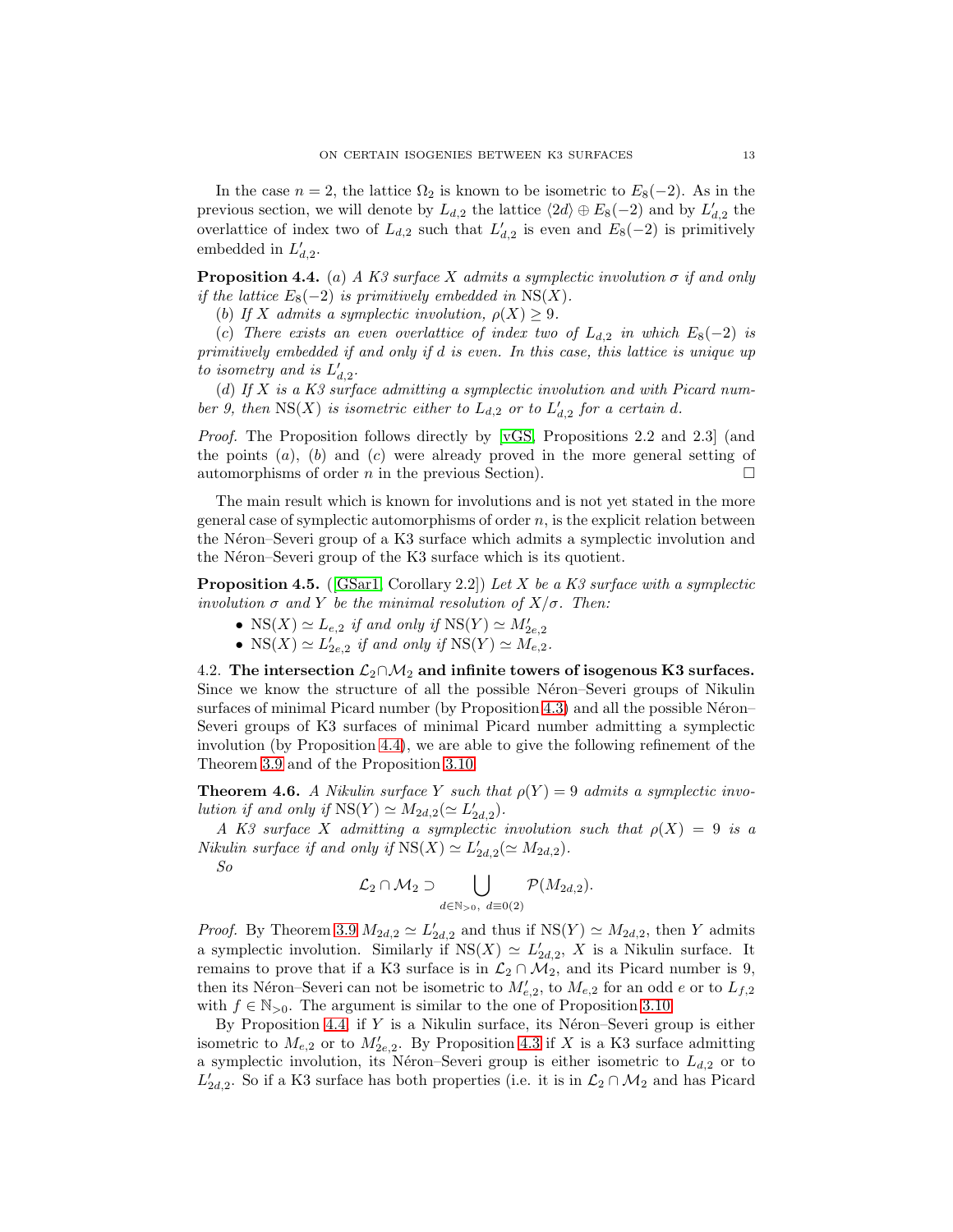In the case $n = 2$, the lattice $\Omega_2$ is known to be isometric to $E_8(-2)$. As in the previous section, we will denote by $L_{d,2}$ the lattice $\langle 2d\rangle \oplus E_8(-2)$ and by $L'_{d,2}$ the overlattice of index two of $L_{d,2}$ such that $L'_{d,2}$ is even and $E_8(-2)$ is primitively embedded in $L'_{d,2}$.

**Proposition 4.4.** (*a*) *A K3 surface $X$ admits a symplectic involution $\sigma$ if and only if the lattice $E_8(-2)$ is primitively embedded in $\mathrm{NS}(X)$.*

(*b*) *If $X$ admits a symplectic involution, $\rho(X) \geq 9$.*

(*c*) *There exists an even overlattice of index two of $L_{d,2}$ in which $E_8(-2)$ is primitively embedded if and only if $d$ is even. In this case, this lattice is unique up to isometry and is $L'_{d,2}$.*

(*d*) *If $X$ is a K3 surface admitting a symplectic involution and with Picard number 9, then $\mathrm{NS}(X)$ is isometric either to $L_{d,2}$ or to $L'_{d,2}$ for a certain $d$.*

*Proof.* The Proposition follows directly by [vGS, Propositions 2.2 and 2.3] (and the points $(a)$, $(b)$ and $(c)$ were already proved in the more general setting of automorphisms of order $n$ in the previous Section). □

The main result which is known for involutions and is not yet stated in the more general case of symplectic automorphisms of order $n$, is the explicit relation between the Néron–Severi group of a K3 surface which admits a symplectic involution and the Néron–Severi group of the K3 surface which is its quotient.

**Proposition 4.5.** ([GSar1, Corollary 2.2]) *Let $X$ be a K3 surface with a symplectic involution $\sigma$ and $Y$ be the minimal resolution of $X/\sigma$. Then:*

- *$\mathrm{NS}(X) \simeq L_{e,2}$ if and only if $\mathrm{NS}(Y) \simeq M'_{2e,2}$*
- *$\mathrm{NS}(X) \simeq L'_{2e,2}$ if and only if $\mathrm{NS}(Y) \simeq M_{e,2}$.*

### 4.2. The intersection $\mathcal{L}_2 \cap \mathcal{M}_2$ and infinite towers of isogenous K3 surfaces.

Since we know the structure of all the possible Néron–Severi groups of Nikulin surfaces of minimal Picard number (by Proposition 4.3) and all the possible Néron–Severi groups of K3 surfaces of minimal Picard number admitting a symplectic involution (by Proposition 4.4), we are able to give the following refinement of the Theorem 3.9 and of the Proposition 3.10.

**Theorem 4.6.** *A Nikulin surface $Y$ such that $\rho(Y) = 9$ admits a symplectic involution if and only if $\mathrm{NS}(Y) \simeq M_{2d,2} (\simeq L'_{2d,2})$.*

*A K3 surface $X$ admitting a symplectic involution such that $\rho(X) = 9$ is a Nikulin surface if and only if $\mathrm{NS}(X) \simeq L'_{2d,2} (\simeq M_{2d,2})$.*

*So*

$$\mathcal{L}_2 \cap \mathcal{M}_2 \supset \bigcup_{d \in \mathbb{N}_{>0},\ d \equiv 0(2)} \mathcal{P}(M_{2d,2}).$$

*Proof.* By Theorem 3.9 $M_{2d,2} \simeq L'_{2d,2}$ and thus if $\mathrm{NS}(Y) \simeq M_{2d,2}$, then $Y$ admits a symplectic involution. Similarly if $\mathrm{NS}(X) \simeq L'_{2d,2}$, $X$ is a Nikulin surface. It remains to prove that if a K3 surface is in $\mathcal{L}_2 \cap \mathcal{M}_2$, and its Picard number is 9, then its Néron–Severi can not be isometric to $M'_{e,2}$, to $M_{e,2}$ for an odd $e$ or to $L_{f,2}$ with $f \in \mathbb{N}_{>0}$. The argument is similar to the one of Proposition 3.10.

By Proposition 4.4, if $Y$ is a Nikulin surface, its Néron–Severi group is either isometric to $M_{e,2}$ or to $M'_{2e,2}$. By Proposition 4.3 if $X$ is a K3 surface admitting a symplectic involution, its Néron–Severi group is either isometric to $L_{d,2}$ or to $L'_{2d,2}$. So if a K3 surface has both properties (i.e. it is in $\mathcal{L}_2 \cap \mathcal{M}_2$ and has Picard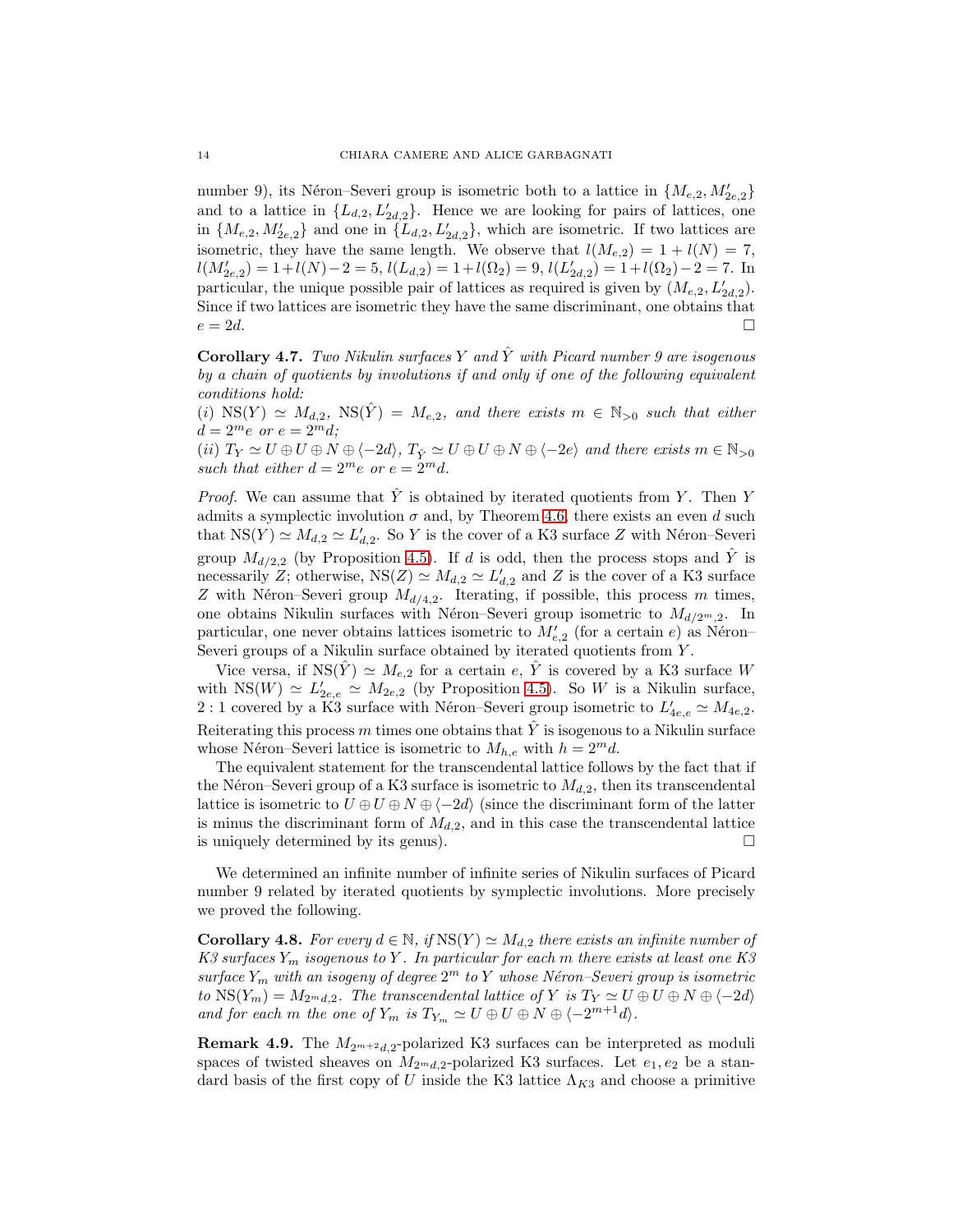number 9), its Néron–Severi group is isometric both to a lattice in $\{M_{e,2}, M'_{2e,2}\}$ and to a lattice in $\{L_{d,2}, L'_{2d,2}\}$. Hence we are looking for pairs of lattices, one in $\{M_{e,2}, M'_{2e,2}\}$ and one in $\{L_{d,2}, L'_{2d,2}\}$, which are isometric. If two lattices are isometric, they have the same length. We observe that $l(M_{e,2}) = 1 + l(N) = 7$, $l(M'_{2e,2}) = 1 + l(N) - 2 = 5$, $l(L_{d,2}) = 1 + l(\Omega_2) = 9$, $l(L'_{2d,2}) = 1 + l(\Omega_2) - 2 = 7$. In particular, the unique possible pair of lattices as required is given by $(M_{e,2}, L'_{2d,2})$. Since if two lattices are isometric they have the same discriminant, one obtains that $e = 2d$. $\square$

**Corollary 4.7.** *Two Nikulin surfaces $Y$ and $\hat{Y}$ with Picard number 9 are isogenous by a chain of quotients by involutions if and only if one of the following equivalent conditions hold:*
*(i) $\mathrm{NS}(Y) \simeq M_{d,2}$, $\mathrm{NS}(\hat{Y}) = M_{e,2}$, and there exists $m \in \mathbb{N}_{>0}$ such that either $d = 2^m e$ or $e = 2^m d$;*
*(ii) $T_Y \simeq U \oplus U \oplus N \oplus \langle -2d\rangle$, $T_{\hat{Y}} \simeq U \oplus U \oplus N \oplus \langle -2e\rangle$ and there exists $m \in \mathbb{N}_{>0}$ such that either $d = 2^m e$ or $e = 2^m d$.*

*Proof.* We can assume that $\hat{Y}$ is obtained by iterated quotients from $Y$. Then $Y$ admits a symplectic involution $\sigma$ and, by Theorem 4.6, there exists an even $d$ such that $\mathrm{NS}(Y) \simeq M_{d,2} \simeq L'_{d,2}$. So $Y$ is the cover of a K3 surface $Z$ with Néron–Severi group $M_{d/2,2}$ (by Proposition 4.5). If $d$ is odd, then the process stops and $\hat{Y}$ is necessarily $Z$; otherwise, $\mathrm{NS}(Z) \simeq M_{d,2} \simeq L'_{d,2}$ and $Z$ is the cover of a K3 surface $Z$ with Néron–Severi group $M_{d/4,2}$. Iterating, if possible, this process $m$ times, one obtains Nikulin surfaces with Néron–Severi group isometric to $M_{d/2^m,2}$. In particular, one never obtains lattices isometric to $M'_{e,2}$ (for a certain $e$) as Néron–Severi groups of a Nikulin surface obtained by iterated quotients from $Y$.

Vice versa, if $\mathrm{NS}(\hat{Y}) \simeq M_{e,2}$ for a certain $e$, $\hat{Y}$ is covered by a K3 surface $W$ with $\mathrm{NS}(W) \simeq L'_{2e,e} \simeq M_{2e,2}$ (by Proposition 4.5). So $W$ is a Nikulin surface, $2:1$ covered by a K3 surface with Néron–Severi group isometric to $L'_{4e,e} \simeq M_{4e,2}$. Reiterating this process $m$ times one obtains that $\hat{Y}$ is isogenous to a Nikulin surface whose Néron–Severi lattice is isometric to $M_{h,e}$ with $h = 2^m d$.

The equivalent statement for the transcendental lattice follows by the fact that if the Néron–Severi group of a K3 surface is isometric to $M_{d,2}$, then its transcendental lattice is isometric to $U \oplus U \oplus N \oplus \langle -2d\rangle$ (since the discriminant form of the latter is minus the discriminant form of $M_{d,2}$, and in this case the transcendental lattice is uniquely determined by its genus). $\square$

We determined an infinite number of infinite series of Nikulin surfaces of Picard number 9 related by iterated quotients by symplectic involutions. More precisely we proved the following.

**Corollary 4.8.** *For every $d \in \mathbb{N}$, if $\mathrm{NS}(Y) \simeq M_{d,2}$ there exists an infinite number of K3 surfaces $Y_m$ isogenous to $Y$. In particular for each $m$ there exists at least one K3 surface $Y_m$ with an isogeny of degree $2^m$ to $Y$ whose Néron–Severi group is isometric to $\mathrm{NS}(Y_m) = M_{2^m d,2}$. The transcendental lattice of $Y$ is $T_Y \simeq U \oplus U \oplus N \oplus \langle -2d\rangle$ and for each $m$ the one of $Y_m$ is $T_{Y_m} \simeq U \oplus U \oplus N \oplus \langle -2^{m+1}d\rangle$.*

**Remark 4.9.** The $M_{2^{m+2}d,2}$-polarized K3 surfaces can be interpreted as moduli spaces of twisted sheaves on $M_{2^m d,2}$-polarized K3 surfaces. Let $e_1, e_2$ be a standard basis of the first copy of $U$ inside the K3 lattice $\Lambda_{K3}$ and choose a primitive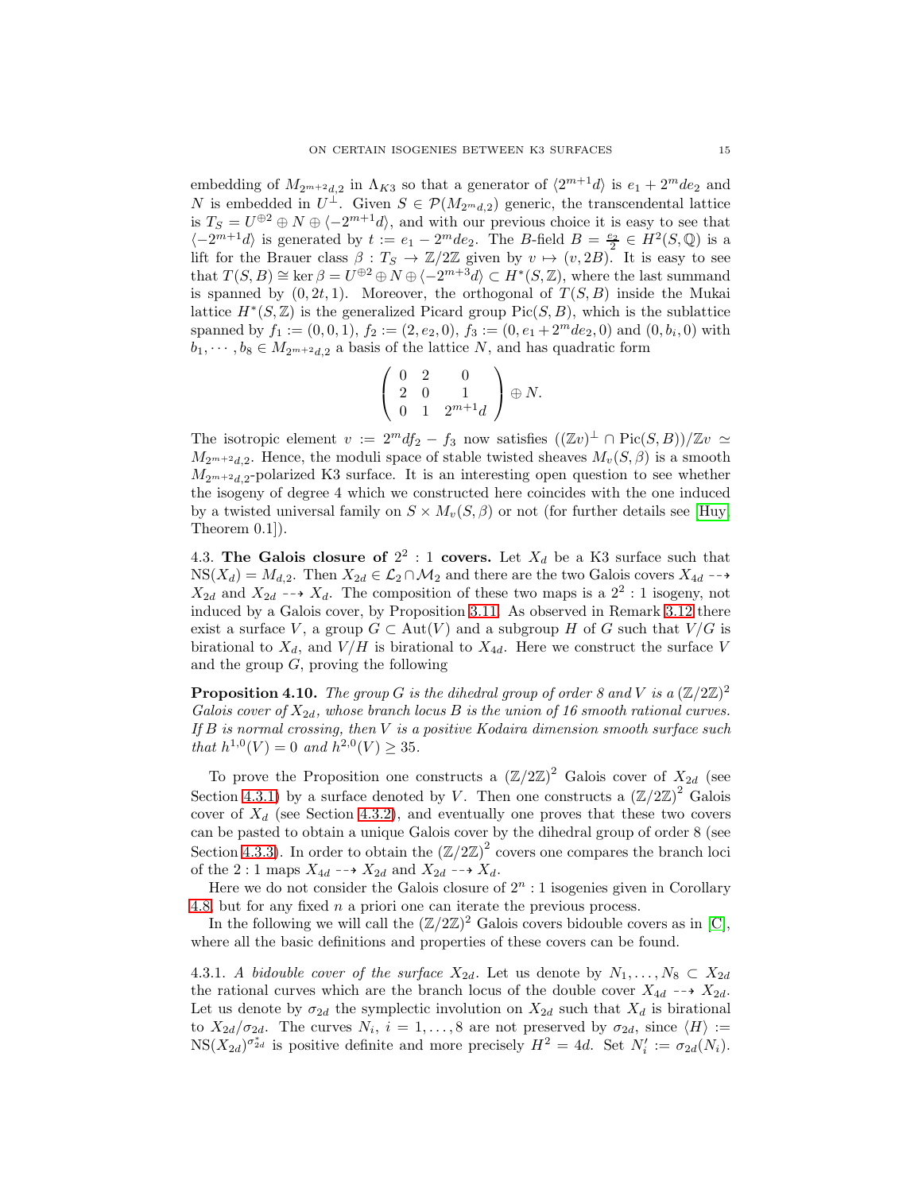embedding of $M_{2^{m+2}d,2}$ in $\Lambda_{K3}$ so that a generator of $\langle 2^{m+1}d\rangle$ is $e_1 + 2^m de_2$ and $N$ is embedded in $U^\perp$. Given $S \in \mathcal{P}(M_{2^m d,2})$ generic, the transcendental lattice is $T_S = U^{\oplus 2} \oplus N \oplus \langle -2^{m+1}d\rangle$, and with our previous choice it is easy to see that $\langle -2^{m+1}d\rangle$ is generated by $t := e_1 - 2^m de_2$. The $B$-field $B = \frac{e_2}{2} \in H^2(S,\mathbb{Q})$ is a lift for the Brauer class $\beta : T_S \to \mathbb{Z}/2\mathbb{Z}$ given by $v \mapsto (v, 2B)$. It is easy to see that $T(S,B) \cong \ker \beta = U^{\oplus 2} \oplus N \oplus \langle -2^{m+3}d\rangle \subset H^*(S,\mathbb{Z})$, where the last summand is spanned by $(0, 2t, 1)$. Moreover, the orthogonal of $T(S,B)$ inside the Mukai lattice $H^*(S,\mathbb{Z})$ is the generalized Picard group $\mathrm{Pic}(S,B)$, which is the sublattice spanned by $f_1 := (0,0,1)$, $f_2 := (2, e_2, 0)$, $f_3 := (0, e_1 + 2^m de_2, 0)$ and $(0, b_i, 0)$ with $b_1, \cdots, b_8 \in M_{2^{m+2}d,2}$ a basis of the lattice $N$, and has quadratic form

$$\begin{pmatrix} 0 & 2 & 0 \\ 2 & 0 & 1 \\ 0 & 1 & 2^{m+1}d \end{pmatrix} \oplus N.$$

The isotropic element $v := 2^m df_2 - f_3$ now satisfies $((\mathbb{Z}v)^\perp \cap \mathrm{Pic}(S,B))/\mathbb{Z}v \simeq M_{2^{m+2}d,2}$. Hence, the moduli space of stable twisted sheaves $M_v(S,\beta)$ is a smooth $M_{2^{m+2}d,2}$-polarized K3 surface. It is an interesting open question to see whether the isogeny of degree 4 which we constructed here coincides with the one induced by a twisted universal family on $S \times M_v(S,\beta)$ or not (for further details see [Huy, Theorem 0.1]).

4.3. **The Galois closure of $2^2 : 1$ covers.** Let $X_d$ be a K3 surface such that $\mathrm{NS}(X_d) = M_{d,2}$. Then $X_{2d} \in \mathcal{L}_2 \cap \mathcal{M}_2$ and there are the two Galois covers $X_{4d} \dashrightarrow X_{2d}$ and $X_{2d} \dashrightarrow X_d$. The composition of these two maps is a $2^2 : 1$ isogeny, not induced by a Galois cover, by Proposition 3.11. As observed in Remark 3.12 there exist a surface $V$, a group $G \subset \mathrm{Aut}(V)$ and a subgroup $H$ of $G$ such that $V/G$ is birational to $X_d$, and $V/H$ is birational to $X_{4d}$. Here we construct the surface $V$ and the group $G$, proving the following

**Proposition 4.10.** *The group $G$ is the dihedral group of order 8 and $V$ is a $(\mathbb{Z}/2\mathbb{Z})^2$ Galois cover of $X_{2d}$, whose branch locus $B$ is the union of 16 smooth rational curves. If $B$ is normal crossing, then $V$ is a positive Kodaira dimension smooth surface such that $h^{1,0}(V) = 0$ and $h^{2,0}(V) \geq 35$.*

To prove the Proposition one constructs a $(\mathbb{Z}/2\mathbb{Z})^2$ Galois cover of $X_{2d}$ (see Section 4.3.1) by a surface denoted by $V$. Then one constructs a $(\mathbb{Z}/2\mathbb{Z})^2$ Galois cover of $X_d$ (see Section 4.3.2), and eventually one proves that these two covers can be pasted to obtain a unique Galois cover by the dihedral group of order 8 (see Section 4.3.3). In order to obtain the $(\mathbb{Z}/2\mathbb{Z})^2$ covers one compares the branch loci of the $2:1$ maps $X_{4d} \dashrightarrow X_{2d}$ and $X_{2d} \dashrightarrow X_d$.

Here we do not consider the Galois closure of $2^n : 1$ isogenies given in Corollary 4.8, but for any fixed $n$ a priori one can iterate the previous process.

In the following we will call the $(\mathbb{Z}/2\mathbb{Z})^2$ Galois covers bidouble covers as in [C], where all the basic definitions and properties of these covers can be found.

4.3.1. *A bidouble cover of the surface $X_{2d}$.* Let us denote by $N_1, \ldots, N_8 \subset X_{2d}$ the rational curves which are the branch locus of the double cover $X_{4d} \dashrightarrow X_{2d}$. Let us denote by $\sigma_{2d}$ the symplectic involution on $X_{2d}$ such that $X_d$ is birational to $X_{2d}/\sigma_{2d}$. The curves $N_i$, $i = 1, \ldots, 8$ are not preserved by $\sigma_{2d}$, since $\langle H\rangle := \mathrm{NS}(X_{2d})^{\sigma_{2d}^*}$ is positive definite and more precisely $H^2 = 4d$. Set $N_i' := \sigma_{2d}(N_i)$.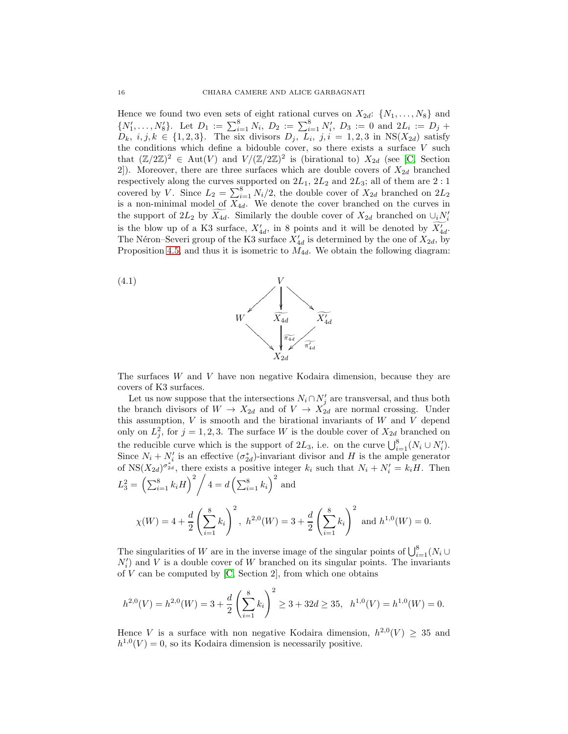Hence we found two even sets of eight rational curves on $X_{2d}$: $\{N_1, \ldots, N_8\}$ and $\{N_1', \ldots, N_8'\}$. Let $D_1 := \sum_{i=1}^8 N_i$, $D_2 := \sum_{i=1}^8 N_i'$, $D_3 := 0$ and $2L_i := D_j + D_k$, $i, j, k \in \{1, 2, 3\}$. The six divisors $D_j$, $L_i$, $j, i = 1, 2, 3$ in $\mathrm{NS}(X_{2d})$ satisfy the conditions which define a bidouble cover, so there exists a surface $V$ such that $(\mathbb{Z}/2\mathbb{Z})^2 \in \mathrm{Aut}(V)$ and $V/(\mathbb{Z}/2\mathbb{Z})^2$ is (birational to) $X_{2d}$ (see [C, Section 2]). Moreover, there are three surfaces which are double covers of $X_{2d}$ branched respectively along the curves supported on $2L_1$, $2L_2$ and $2L_3$; all of them are $2:1$ covered by $V$. Since $L_2 = \sum_{i=1}^8 N_i/2$, the double cover of $X_{2d}$ branched on $2L_2$ is a non-minimal model of $X_{4d}$. We denote the cover branched on the curves in the support of $2L_2$ by $\widetilde{X_{4d}}$. Similarly the double cover of $X_{2d}$ branched on $\cup_i N_i'$ is the blow up of a K3 surface, $X_{4d}'$, in 8 points and it will be denoted by $\widetilde{X_{4d}'}$. The Néron–Severi group of the K3 surface $X_{4d}'$ is determined by the one of $X_{2d}$, by Proposition 4.5, and thus it is isometric to $M_{4d}$. We obtain the following diagram:

(4.1)
$$
\begin{array}{ccccc}
 & & V & & \\
 & \swarrow & \downarrow & \searrow & \\
W & & \widetilde{X_{4d}} & & \widetilde{X_{4d}'} \\
 & \searrow & \downarrow{\scriptstyle \widetilde{\pi_{4d}}} & \swarrow{\scriptstyle \widetilde{\pi_{4d}'}} & \\
 & & X_{2d} & &
\end{array}
$$

The surfaces $W$ and $V$ have non negative Kodaira dimension, because they are covers of K3 surfaces.

Let us now suppose that the intersections $N_i \cap N_j'$ are transversal, and thus both the branch divisors of $W \to X_{2d}$ and of $V \to X_{2d}$ are normal crossing. Under this assumption, $V$ is smooth and the birational invariants of $W$ and $V$ depend only on $L_j^2$, for $j = 1, 2, 3$. The surface $W$ is the double cover of $X_{2d}$ branched on the reducible curve which is the support of $2L_3$, i.e. on the curve $\bigcup_{i=1}^8 (N_i \cup N_i')$. Since $N_i + N_i'$ is an effective $(\sigma_{2d}^*)$-invariant divisor and $H$ is the ample generator of $\mathrm{NS}(X_{2d})^{\sigma_{2d}^*}$, there exists a positive integer $k_i$ such that $N_i + N_i' = k_i H$. Then $L_3^2 = \left(\sum_{i=1}^8 k_i H\right)^2 \Big/ 4 = d\left(\sum_{i=1}^8 k_i\right)^2$ and

$$\chi(W) = 4 + \frac{d}{2}\left(\sum_{i=1}^8 k_i\right)^2, \ h^{2,0}(W) = 3 + \frac{d}{2}\left(\sum_{i=1}^8 k_i\right)^2 \text{ and } h^{1,0}(W) = 0.$$

The singularities of $W$ are in the inverse image of the singular points of $\bigcup_{i=1}^8 (N_i \cup N_i')$ and $V$ is a double cover of $W$ branched on its singular points. The invariants of $V$ can be computed by [C, Section 2], from which one obtains

$$h^{2,0}(V) = h^{2,0}(W) = 3 + \frac{d}{2}\left(\sum_{i=1}^8 k_i\right)^2 \geq 3 + 32d \geq 35, \quad h^{1,0}(V) = h^{1,0}(W) = 0.$$

Hence $V$ is a surface with non negative Kodaira dimension, $h^{2,0}(V) \geq 35$ and $h^{1,0}(V) = 0$, so its Kodaira dimension is necessarily positive.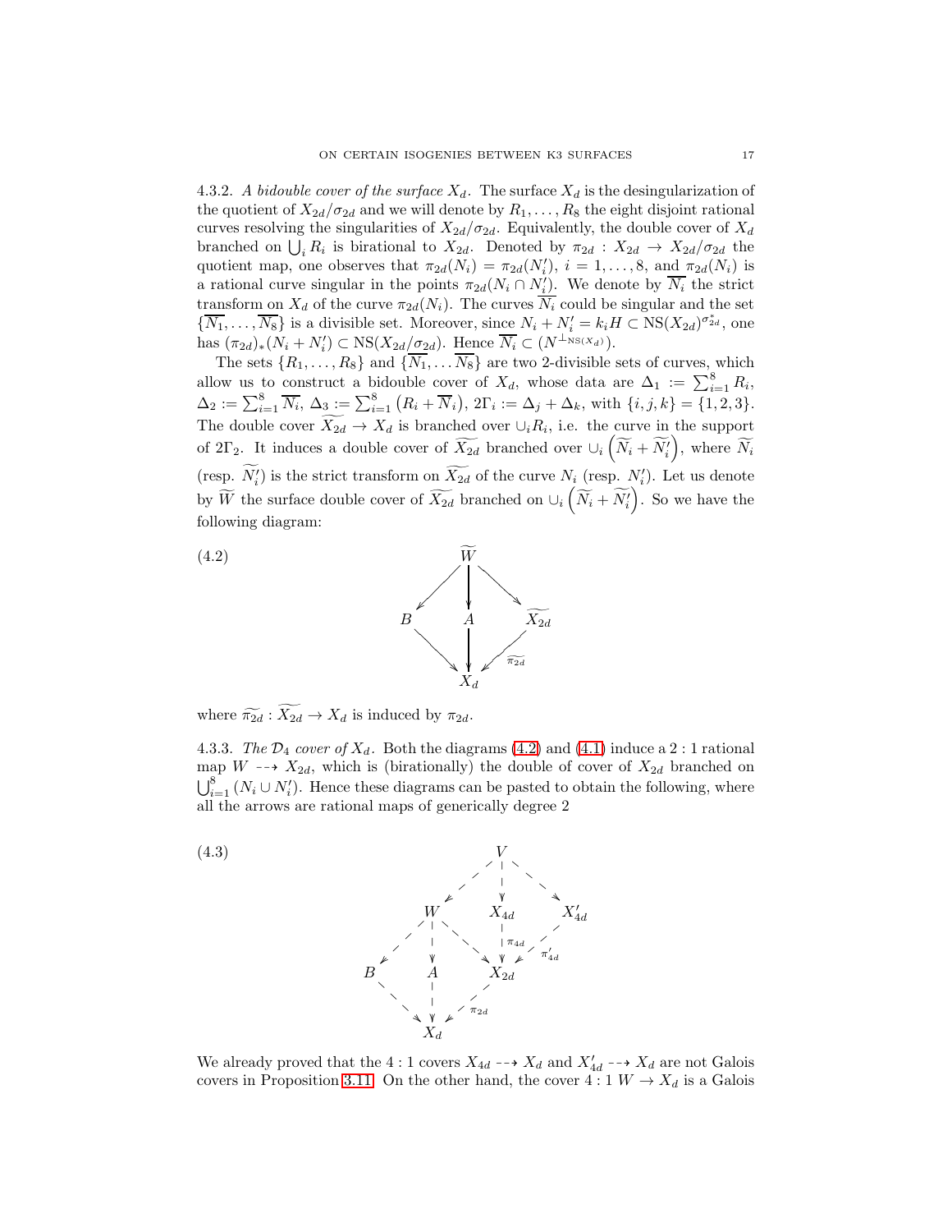4.3.2. *A bidouble cover of the surface $X_d$.* The surface $X_d$ is the desingularization of the quotient of $X_{2d}/\sigma_{2d}$ and we will denote by $R_1, \ldots, R_8$ the eight disjoint rational curves resolving the singularities of $X_{2d}/\sigma_{2d}$. Equivalently, the double cover of $X_d$ branched on $\bigcup_i R_i$ is birational to $X_{2d}$. Denoted by $\pi_{2d} : X_{2d} \to X_{2d}/\sigma_{2d}$ the quotient map, one observes that $\pi_{2d}(N_i) = \pi_{2d}(N_i')$, $i = 1, \ldots, 8$, and $\pi_{2d}(N_i)$ is a rational curve singular in the points $\pi_{2d}(N_i \cap N_i')$. We denote by $\overline{N_i}$ the strict transform on $X_d$ of the curve $\pi_{2d}(N_i)$. The curves $\overline{N_i}$ could be singular and the set $\{\overline{N_1}, \ldots, \overline{N_8}\}$ is a divisible set. Moreover, since $N_i + N_i' = k_i H \subset \mathrm{NS}(X_{2d})^{\sigma_{2d}^*}$, one has $(\pi_{2d})_*(N_i + N_i') \subset \mathrm{NS}(X_{2d}/\sigma_{2d})$. Hence $\overline{N_i} \subset (N^{\perp_{\mathrm{NS}(X_d)}})$.

The sets $\{R_1, \ldots, R_8\}$ and $\{\overline{N_1}, \ldots \overline{N_8}\}$ are two 2-divisible sets of curves, which allow us to construct a bidouble cover of $X_d$, whose data are $\Delta_1 := \sum_{i=1}^8 R_i$, $\Delta_2 := \sum_{i=1}^8 \overline{N_i}$, $\Delta_3 := \sum_{i=1}^8 \left(R_i + \overline{N}_i\right)$, $2\Gamma_i := \Delta_j + \Delta_k$, with $\{i, j, k\} = \{1, 2, 3\}$. The double cover $\widetilde{X_{2d}} \to X_d$ is branched over $\cup_i R_i$, i.e. the curve in the support of $2\Gamma_2$. It induces a double cover of $\widetilde{X_{2d}}$ branched over $\cup_i \left(\widetilde{N_i} + \widetilde{N_i'}\right)$, where $\widetilde{N_i}$ (resp. $\widetilde{N_i'}$) is the strict transform on $\widetilde{X_{2d}}$ of the curve $N_i$ (resp. $N_i'$). Let us denote by $\widetilde{W}$ the surface double cover of $\widetilde{X_{2d}}$ branched on $\cup_i \left(\widetilde{N_i} + \widetilde{N_i'}\right)$. So we have the following diagram:

$$
\begin{array}{ccccc}
 & & \widetilde{W} & & \\
 & \swarrow & \downarrow & \searrow & \\
B & & A & & \widetilde{X_{2d}} \\
 & \searrow & \downarrow & \swarrow_{\widetilde{\pi_{2d}}} & \\
 & & X_d & &
\end{array}
\tag{4.2}
$$

where $\widetilde{\pi_{2d}} : \widetilde{X_{2d}} \to X_d$ is induced by $\pi_{2d}$.

4.3.3. *The $\mathcal{D}_4$ cover of $X_d$.* Both the diagrams (4.2) and (4.1) induce a $2:1$ rational map $W \dashrightarrow X_{2d}$, which is (birationally) the double of cover of $X_{2d}$ branched on $\bigcup_{i=1}^8 (N_i \cup N_i')$. Hence these diagrams can be pasted to obtain the following, where all the arrows are rational maps of generically degree 2

$$
\begin{array}{ccccccc}
 & & & V & & & \\
 & & \swarrow & \downarrow & \searrow & & \\
 & W & & X_{4d} & & X'_{4d} & \\
 \swarrow & \downarrow & \searrow & \downarrow_{\pi_{4d}} & \swarrow_{\pi'_{4d}} & & \\
B & & A & & X_{2d} & & \\
 & \searrow & \downarrow & \swarrow_{\pi_{2d}} & & & \\
 & & X_d & & & &
\end{array}
\tag{4.3}
$$

We already proved that the $4:1$ covers $X_{4d} \dashrightarrow X_d$ and $X'_{4d} \dashrightarrow X_d$ are not Galois covers in Proposition 3.11. On the other hand, the cover $4:1$ $W \to X_d$ is a Galois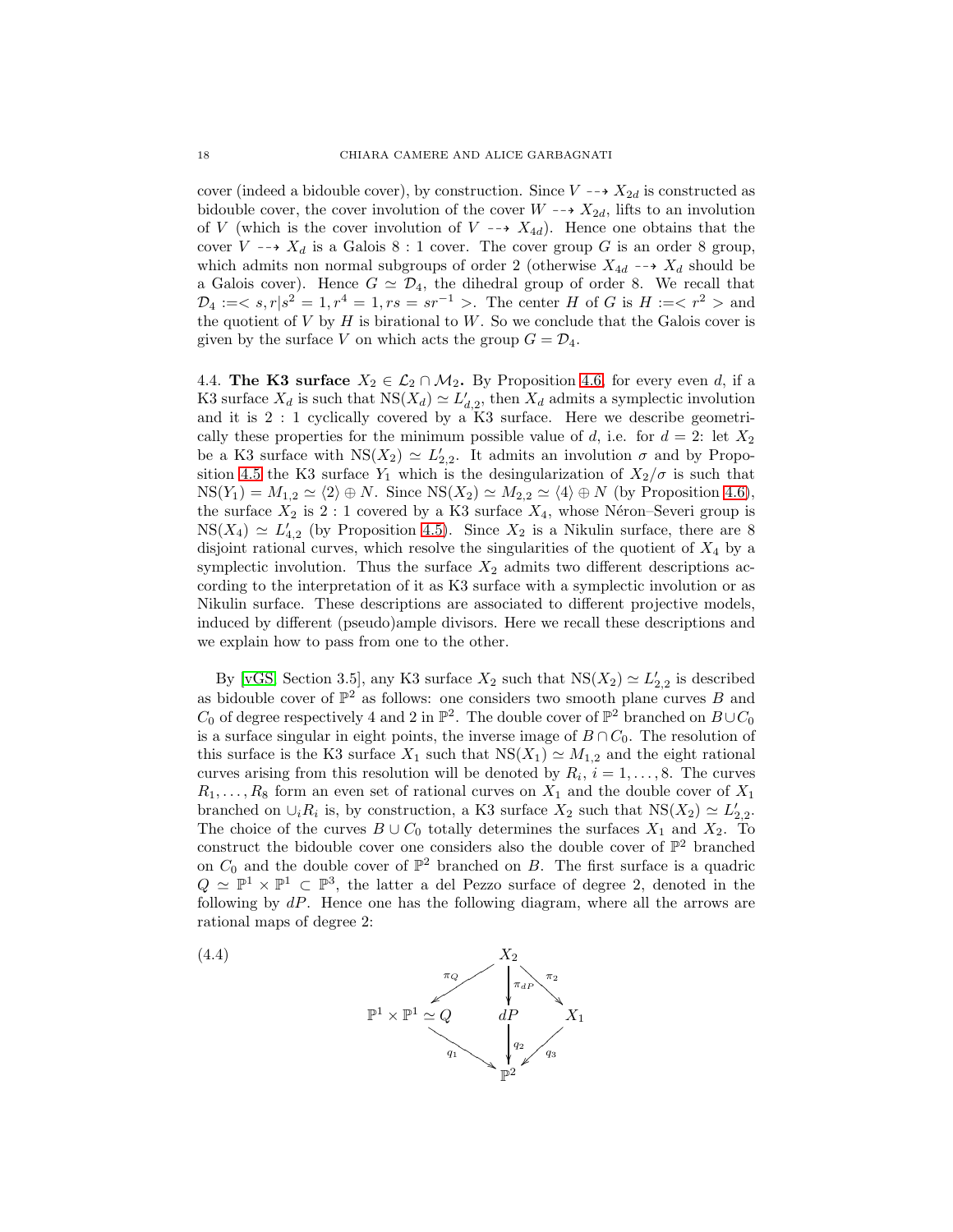cover (indeed a bidouble cover), by construction. Since $V \dashrightarrow X_{2d}$ is constructed as bidouble cover, the cover involution of the cover $W \dashrightarrow X_{2d}$, lifts to an involution of $V$ (which is the cover involution of $V \dashrightarrow X_{4d}$). Hence one obtains that the cover $V \dashrightarrow X_d$ is a Galois $8:1$ cover. The cover group $G$ is an order 8 group, which admits non normal subgroups of order 2 (otherwise $X_{4d} \dashrightarrow X_d$ should be a Galois cover). Hence $G \simeq \mathcal{D}_4$, the dihedral group of order 8. We recall that $\mathcal{D}_4 := < s, r | s^2 = 1, r^4 = 1, rs = sr^{-1} >$. The center $H$ of $G$ is $H := < r^2 >$ and the quotient of $V$ by $H$ is birational to $W$. So we conclude that the Galois cover is given by the surface $V$ on which acts the group $G = \mathcal{D}_4$.

**4.4. The K3 surface $X_2 \in \mathcal{L}_2 \cap \mathcal{M}_2$.** By Proposition 4.6, for every even $d$, if a K3 surface $X_d$ is such that $\mathrm{NS}(X_d) \simeq L'_{d,2}$, then $X_d$ admits a symplectic involution and it is $2:1$ cyclically covered by a K3 surface. Here we describe geometrically these properties for the minimum possible value of $d$, i.e. for $d = 2$: let $X_2$ be a K3 surface with $\mathrm{NS}(X_2) \simeq L'_{2,2}$. It admits an involution $\sigma$ and by Proposition 4.5 the K3 surface $Y_1$ which is the desingularization of $X_2/\sigma$ is such that $\mathrm{NS}(Y_1) = M_{1,2} \simeq \langle 2 \rangle \oplus N$. Since $\mathrm{NS}(X_2) \simeq M_{2,2} \simeq \langle 4 \rangle \oplus N$ (by Proposition 4.6), the surface $X_2$ is $2:1$ covered by a K3 surface $X_4$, whose Néron–Severi group is $\mathrm{NS}(X_4) \simeq L'_{4,2}$ (by Proposition 4.5). Since $X_2$ is a Nikulin surface, there are 8 disjoint rational curves, which resolve the singularities of the quotient of $X_4$ by a symplectic involution. Thus the surface $X_2$ admits two different descriptions according to the interpretation of it as K3 surface with a symplectic involution or as Nikulin surface. These descriptions are associated to different projective models, induced by different (pseudo)ample divisors. Here we recall these descriptions and we explain how to pass from one to the other.

By [vGS, Section 3.5], any K3 surface $X_2$ such that $\mathrm{NS}(X_2) \simeq L'_{2,2}$ is described as bidouble cover of $\mathbb{P}^2$ as follows: one considers two smooth plane curves $B$ and $C_0$ of degree respectively 4 and 2 in $\mathbb{P}^2$. The double cover of $\mathbb{P}^2$ branched on $B \cup C_0$ is a surface singular in eight points, the inverse image of $B \cap C_0$. The resolution of this surface is the K3 surface $X_1$ such that $\mathrm{NS}(X_1) \simeq M_{1,2}$ and the eight rational curves arising from this resolution will be denoted by $R_i$, $i = 1, \ldots, 8$. The curves $R_1, \ldots, R_8$ form an even set of rational curves on $X_1$ and the double cover of $X_1$ branched on $\cup_i R_i$ is, by construction, a K3 surface $X_2$ such that $\mathrm{NS}(X_2) \simeq L'_{2,2}$. The choice of the curves $B \cup C_0$ totally determines the surfaces $X_1$ and $X_2$. To construct the bidouble cover one considers also the double cover of $\mathbb{P}^2$ branched on $C_0$ and the double cover of $\mathbb{P}^2$ branched on $B$. The first surface is a quadric $Q \simeq \mathbb{P}^1 \times \mathbb{P}^1 \subset \mathbb{P}^3$, the latter a del Pezzo surface of degree 2, denoted in the following by $dP$. Hence one has the following diagram, where all the arrows are rational maps of degree 2:

$$
\begin{array}{ccccc}
 & & X_2 & & \\
 & \swarrow^{\pi_Q} & \downarrow^{\pi_{dP}} & \searrow^{\pi_2} & \\
\mathbb{P}^1 \times \mathbb{P}^1 \simeq Q & & dP & & X_1 \\
 & \searrow_{q_1} & \downarrow_{q_2} & \swarrow_{q_3} & \\
 & & \mathbb{P}^2 & &
\end{array}
\tag{4.4}
$$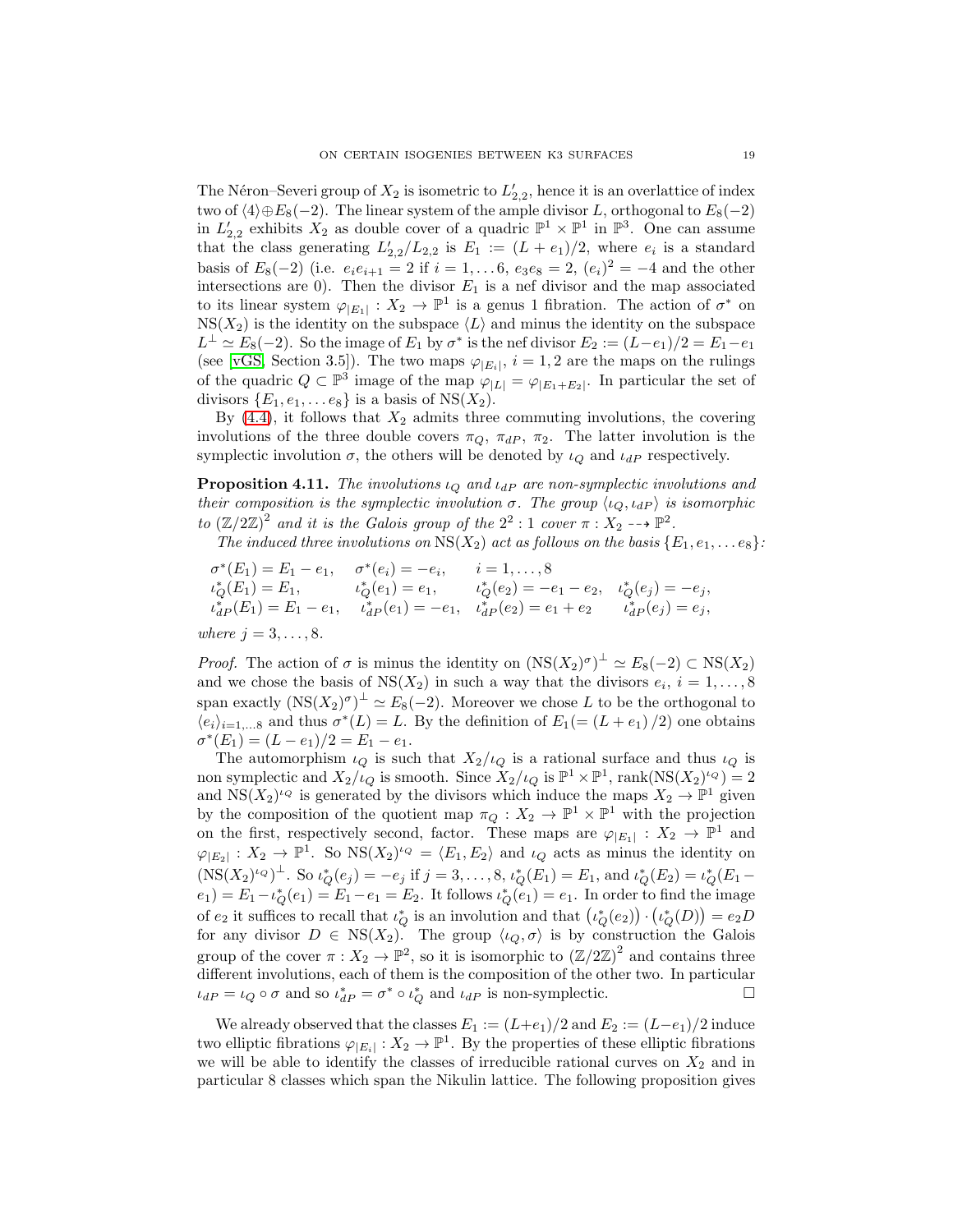The Néron–Severi group of $X_2$ is isometric to $L'_{2,2}$, hence it is an overlattice of index two of $\langle 4\rangle \oplus E_8(-2)$. The linear system of the ample divisor $L$, orthogonal to $E_8(-2)$ in $L'_{2,2}$ exhibits $X_2$ as double cover of a quadric $\mathbb{P}^1\times\mathbb{P}^1$ in $\mathbb{P}^3$. One can assume that the class generating $L'_{2,2}/L_{2,2}$ is $E_1 := (L+e_1)/2$, where $e_i$ is a standard basis of $E_8(-2)$ (i.e. $e_ie_{i+1}=2$ if $i=1,\dots 6$, $e_3e_8=2$, $(e_i)^2=-4$ and the other intersections are 0). Then the divisor $E_1$ is a nef divisor and the map associated to its linear system $\varphi_{|E_1|}: X_2 \to \mathbb{P}^1$ is a genus 1 fibration. The action of $\sigma^*$ on $\mathrm{NS}(X_2)$ is the identity on the subspace $\langle L\rangle$ and minus the identity on the subspace $L^\perp \simeq E_8(-2)$. So the image of $E_1$ by $\sigma^*$ is the nef divisor $E_2 := (L-e_1)/2 = E_1 - e_1$ (see [vGS, Section 3.5]). The two maps $\varphi_{|E_i|}$, $i=1,2$ are the maps on the rulings of the quadric $Q\subset\mathbb{P}^3$ image of the map $\varphi_{|L|}=\varphi_{|E_1+E_2|}$. In particular the set of divisors $\{E_1, e_1, \dots e_8\}$ is a basis of $\mathrm{NS}(X_2)$.

By (4.4), it follows that $X_2$ admits three commuting involutions, the covering involutions of the three double covers $\pi_Q$, $\pi_{dP}$, $\pi_2$. The latter involution is the symplectic involution $\sigma$, the others will be denoted by $\iota_Q$ and $\iota_{dP}$ respectively.

**Proposition 4.11.** *The involutions $\iota_Q$ and $\iota_{dP}$ are non-symplectic involutions and their composition is the symplectic involution $\sigma$. The group $\langle\iota_Q, \iota_{dP}\rangle$ is isomorphic to $(\mathbb{Z}/2\mathbb{Z})^2$ and it is the Galois group of the $2^2:1$ cover $\pi: X_2 \dashrightarrow \mathbb{P}^2$.*

*The induced three involutions on $\mathrm{NS}(X_2)$ act as follows on the basis $\{E_1, e_1, \dots e_8\}$:*

$$
\begin{array}{llll}
\sigma^*(E_1) = E_1 - e_1, & \sigma^*(e_i) = -e_i, & i=1,\dots,8 & \\
\iota_Q^*(E_1) = E_1, & \iota_Q^*(e_1) = e_1, & \iota_Q^*(e_2) = -e_1 - e_2, & \iota_Q^*(e_j) = -e_j,\\
\iota_{dP}^*(E_1) = E_1 - e_1, & \iota_{dP}^*(e_1) = -e_1, & \iota_{dP}^*(e_2) = e_1 + e_2 & \iota_{dP}^*(e_j) = e_j,
\end{array}
$$

*where $j=3,\dots,8$.*

*Proof.* The action of $\sigma$ is minus the identity on $(\mathrm{NS}(X_2)^\sigma)^\perp \simeq E_8(-2)\subset \mathrm{NS}(X_2)$ and we chose the basis of $\mathrm{NS}(X_2)$ in such a way that the divisors $e_i$, $i=1,\dots,8$ span exactly $(\mathrm{NS}(X_2)^\sigma)^\perp \simeq E_8(-2)$. Moreover we chose $L$ to be the orthogonal to $\langle e_i\rangle_{i=1,\dots 8}$ and thus $\sigma^*(L)=L$. By the definition of $E_1 (= (L+e_1)/2)$ one obtains $\sigma^*(E_1) = (L-e_1)/2 = E_1 - e_1$.

The automorphism $\iota_Q$ is such that $X_2/\iota_Q$ is a rational surface and thus $\iota_Q$ is non symplectic and $X_2/\iota_Q$ is smooth. Since $X_2/\iota_Q$ is $\mathbb{P}^1\times\mathbb{P}^1$, $\mathrm{rank}(\mathrm{NS}(X_2)^{\iota_Q})=2$ and $\mathrm{NS}(X_2)^{\iota_Q}$ is generated by the divisors which induce the maps $X_2\to\mathbb{P}^1$ given by the composition of the quotient map $\pi_Q: X_2\to\mathbb{P}^1\times\mathbb{P}^1$ with the projection on the first, respectively second, factor. These maps are $\varphi_{|E_1|}: X_2\to\mathbb{P}^1$ and $\varphi_{|E_2|}: X_2\to\mathbb{P}^1$. So $\mathrm{NS}(X_2)^{\iota_Q} = \langle E_1, E_2\rangle$ and $\iota_Q$ acts as minus the identity on $(\mathrm{NS}(X_2)^{\iota_Q})^\perp$. So $\iota_Q^*(e_j) = -e_j$ if $j=3,\dots,8$, $\iota_Q^*(E_1)=E_1$, and $\iota_Q^*(E_2) = \iota_Q^*(E_1 - e_1) = E_1 - \iota_Q^*(e_1) = E_1 - e_1 = E_2$. It follows $\iota_Q^*(e_1)=e_1$. In order to find the image of $e_2$ it suffices to recall that $\iota_Q^*$ is an involution and that $(\iota_Q^*(e_2))\cdot(\iota_Q^*(D)) = e_2D$ for any divisor $D\in\mathrm{NS}(X_2)$. The group $\langle\iota_Q,\sigma\rangle$ is by construction the Galois group of the cover $\pi: X_2\to\mathbb{P}^2$, so it is isomorphic to $(\mathbb{Z}/2\mathbb{Z})^2$ and contains three different involutions, each of them is the composition of the other two. In particular $\iota_{dP} = \iota_Q\circ\sigma$ and so $\iota_{dP}^* = \sigma^*\circ\iota_Q^*$ and $\iota_{dP}$ is non-symplectic. $\square$

We already observed that the classes $E_1 := (L+e_1)/2$ and $E_2 := (L-e_1)/2$ induce two elliptic fibrations $\varphi_{|E_i|}: X_2\to\mathbb{P}^1$. By the properties of these elliptic fibrations we will be able to identify the classes of irreducible rational curves on $X_2$ and in particular 8 classes which span the Nikulin lattice. The following proposition gives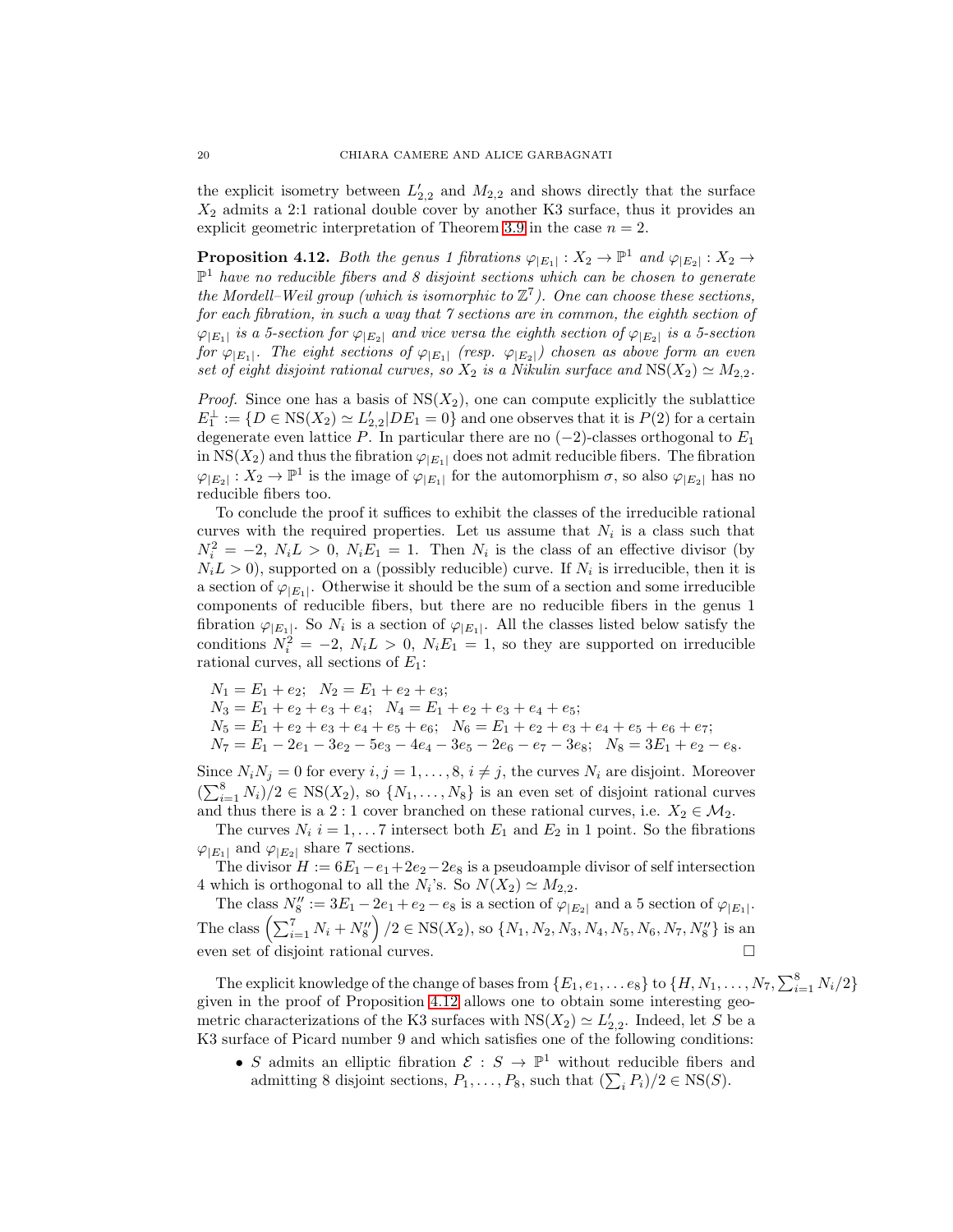the explicit isometry between $L'_{2,2}$ and $M_{2,2}$ and shows directly that the surface $X_2$ admits a 2:1 rational double cover by another K3 surface, thus it provides an explicit geometric interpretation of Theorem 3.9 in the case $n = 2$.

**Proposition 4.12.** *Both the genus 1 fibrations $\varphi_{|E_1|} : X_2 \to \mathbb{P}^1$ and $\varphi_{|E_2|} : X_2 \to \mathbb{P}^1$ have no reducible fibers and 8 disjoint sections which can be chosen to generate the Mordell–Weil group (which is isomorphic to $\mathbb{Z}^7$). One can choose these sections, for each fibration, in such a way that 7 sections are in common, the eighth section of $\varphi_{|E_1|}$ is a 5-section for $\varphi_{|E_2|}$ and vice versa the eighth section of $\varphi_{|E_2|}$ is a 5-section for $\varphi_{|E_1|}$. The eight sections of $\varphi_{|E_1|}$ (resp. $\varphi_{|E_2|}$) chosen as above form an even set of eight disjoint rational curves, so $X_2$ is a Nikulin surface and $\mathrm{NS}(X_2) \simeq M_{2,2}$.*

*Proof.* Since one has a basis of $\mathrm{NS}(X_2)$, one can compute explicitly the sublattice $E_1^{\perp} := \{D \in \mathrm{NS}(X_2) \simeq L'_{2,2} | DE_1 = 0\}$ and one observes that it is $P(2)$ for a certain degenerate even lattice $P$. In particular there are no $(-2)$-classes orthogonal to $E_1$ in $\mathrm{NS}(X_2)$ and thus the fibration $\varphi_{|E_1|}$ does not admit reducible fibers. The fibration $\varphi_{|E_2|} : X_2 \to \mathbb{P}^1$ is the image of $\varphi_{|E_1|}$ for the automorphism $\sigma$, so also $\varphi_{|E_2|}$ has no reducible fibers too.

To conclude the proof it suffices to exhibit the classes of the irreducible rational curves with the required properties. Let us assume that $N_i$ is a class such that $N_i^2 = -2$, $N_iL > 0$, $N_iE_1 = 1$. Then $N_i$ is the class of an effective divisor (by $N_iL > 0$), supported on a (possibly reducible) curve. If $N_i$ is irreducible, then it is a section of $\varphi_{|E_1|}$. Otherwise it should be the sum of a section and some irreducible components of reducible fibers, but there are no reducible fibers in the genus 1 fibration $\varphi_{|E_1|}$. So $N_i$ is a section of $\varphi_{|E_1|}$. All the classes listed below satisfy the conditions $N_i^2 = -2$, $N_iL > 0$, $N_iE_1 = 1$, so they are supported on irreducible rational curves, all sections of $E_1$:

$N_1 = E_1 + e_2$; $\quad N_2 = E_1 + e_2 + e_3$;
$N_3 = E_1 + e_2 + e_3 + e_4$; $\quad N_4 = E_1 + e_2 + e_3 + e_4 + e_5$;
$N_5 = E_1 + e_2 + e_3 + e_4 + e_5 + e_6$; $\quad N_6 = E_1 + e_2 + e_3 + e_4 + e_5 + e_6 + e_7$;
$N_7 = E_1 - 2e_1 - 3e_2 - 5e_3 - 4e_4 - 3e_5 - 2e_6 - e_7 - 3e_8$; $\quad N_8 = 3E_1 + e_2 - e_8$.

Since $N_iN_j = 0$ for every $i, j = 1, \ldots, 8$, $i \neq j$, the curves $N_i$ are disjoint. Moreover $(\sum_{i=1}^{8} N_i)/2 \in \mathrm{NS}(X_2)$, so $\{N_1, \ldots, N_8\}$ is an even set of disjoint rational curves and thus there is a $2:1$ cover branched on these rational curves, i.e. $X_2 \in \mathcal{M}_2$.

The curves $N_i$ $i = 1, \ldots 7$ intersect both $E_1$ and $E_2$ in 1 point. So the fibrations $\varphi_{|E_1|}$ and $\varphi_{|E_2|}$ share 7 sections.

The divisor $H := 6E_1 - e_1 + 2e_2 - 2e_8$ is a pseudoample divisor of self intersection 4 which is orthogonal to all the $N_i$'s. So $N(X_2) \simeq M_{2,2}$.

The class $N_8'' := 3E_1 - 2e_1 + e_2 - e_8$ is a section of $\varphi_{|E_2|}$ and a 5 section of $\varphi_{|E_1|}$. The class $\left(\sum_{i=1}^{7} N_i + N_8''\right)/2 \in \mathrm{NS}(X_2)$, so $\{N_1, N_2, N_3, N_4, N_5, N_6, N_7, N_8''\}$ is an even set of disjoint rational curves. $\square$

The explicit knowledge of the change of bases from $\{E_1, e_1, \ldots e_8\}$ to $\{H, N_1, \ldots, N_7, \sum_{i=1}^{8} N_i/2\}$ given in the proof of Proposition 4.12 allows one to obtain some interesting geometric characterizations of the K3 surfaces with $\mathrm{NS}(X_2) \simeq L'_{2,2}$. Indeed, let $S$ be a K3 surface of Picard number 9 and which satisfies one of the following conditions:

- $S$ admits an elliptic fibration $\mathcal{E} : S \to \mathbb{P}^1$ without reducible fibers and admitting 8 disjoint sections, $P_1, \ldots, P_8$, such that $(\sum_i P_i)/2 \in \mathrm{NS}(S)$.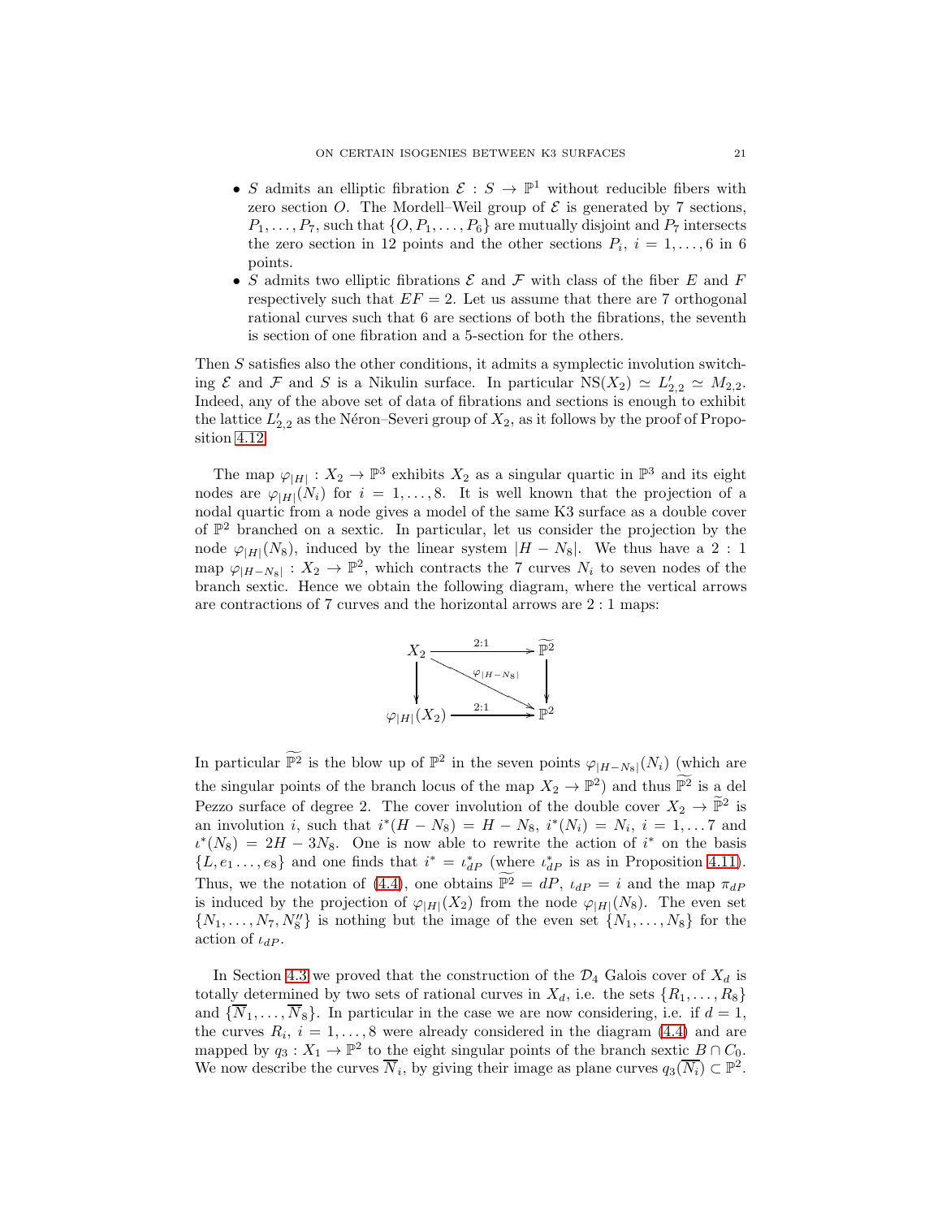- $S$ admits an elliptic fibration $\mathcal{E}: S \to \mathbb{P}^1$ without reducible fibers with zero section $O$. The Mordell–Weil group of $\mathcal{E}$ is generated by 7 sections, $P_1, \ldots, P_7$, such that $\{O, P_1, \ldots, P_6\}$ are mutually disjoint and $P_7$ intersects the zero section in 12 points and the other sections $P_i$, $i = 1, \ldots, 6$ in 6 points.
- $S$ admits two elliptic fibrations $\mathcal{E}$ and $\mathcal{F}$ with class of the fiber $E$ and $F$ respectively such that $EF = 2$. Let us assume that there are 7 orthogonal rational curves such that 6 are sections of both the fibrations, the seventh is section of one fibration and a 5-section for the others.

Then $S$ satisfies also the other conditions, it admits a symplectic involution switching $\mathcal{E}$ and $\mathcal{F}$ and $S$ is a Nikulin surface. In particular $\mathrm{NS}(X_2) \simeq L'_{2,2} \simeq M_{2,2}$. Indeed, any of the above set of data of fibrations and sections is enough to exhibit the lattice $L'_{2,2}$ as the Néron–Severi group of $X_2$, as it follows by the proof of Proposition 4.12.

The map $\varphi_{|H|}: X_2 \to \mathbb{P}^3$ exhibits $X_2$ as a singular quartic in $\mathbb{P}^3$ and its eight nodes are $\varphi_{|H|}(N_i)$ for $i = 1, \ldots, 8$. It is well known that the projection of a nodal quartic from a node gives a model of the same K3 surface as a double cover of $\mathbb{P}^2$ branched on a sextic. In particular, let us consider the projection by the node $\varphi_{|H|}(N_8)$, induced by the linear system $|H - N_8|$. We thus have a $2:1$ map $\varphi_{|H-N_8|}: X_2 \to \mathbb{P}^2$, which contracts the 7 curves $N_i$ to seven nodes of the branch sextic. Hence we obtain the following diagram, where the vertical arrows are contractions of 7 curves and the horizontal arrows are $2:1$ maps:

$$\begin{array}{ccc} X_2 & \xrightarrow{2:1} & \widetilde{\mathbb{P}^2} \\ \downarrow & \searrow^{\varphi_{|H-N_8|}} & \downarrow \\ \varphi_{|H|}(X_2) & \xrightarrow{2:1} & \mathbb{P}^2 \end{array}$$

In particular $\widetilde{\mathbb{P}^2}$ is the blow up of $\mathbb{P}^2$ in the seven points $\varphi_{|H-N_8|}(N_i)$ (which are the singular points of the branch locus of the map $X_2 \to \mathbb{P}^2$) and thus $\widetilde{\mathbb{P}^2}$ is a del Pezzo surface of degree 2. The cover involution of the double cover $X_2 \to \widetilde{\mathbb{P}^2}$ is an involution $i$, such that $i^*(H - N_8) = H - N_8$, $i^*(N_i) = N_i$, $i = 1, \ldots 7$ and $\iota^*(N_8) = 2H - 3N_8$. One is now able to rewrite the action of $i^*$ on the basis $\{L, e_1 \ldots, e_8\}$ and one finds that $i^* = \iota^*_{dP}$ (where $\iota^*_{dP}$ is as in Proposition 4.11). Thus, we the notation of (4.4), one obtains $\widetilde{\mathbb{P}^2} = dP$, $\iota_{dP} = i$ and the map $\pi_{dP}$ is induced by the projection of $\varphi_{|H|}(X_2)$ from the node $\varphi_{|H|}(N_8)$. The even set $\{N_1, \ldots, N_7, N''_8\}$ is nothing but the image of the even set $\{N_1, \ldots, N_8\}$ for the action of $\iota_{dP}$.

In Section 4.3 we proved that the construction of the $\mathcal{D}_4$ Galois cover of $X_d$ is totally determined by two sets of rational curves in $X_d$, i.e. the sets $\{R_1, \ldots, R_8\}$ and $\{\overline{N}_1, \ldots, \overline{N}_8\}$. In particular in the case we are now considering, i.e. if $d = 1$, the curves $R_i$, $i = 1, \ldots, 8$ were already considered in the diagram (4.4) and are mapped by $q_3: X_1 \to \mathbb{P}^2$ to the eight singular points of the branch sextic $B \cap C_0$. We now describe the curves $\overline{N}_i$, by giving their image as plane curves $q_3(\overline{N_i}) \subset \mathbb{P}^2$.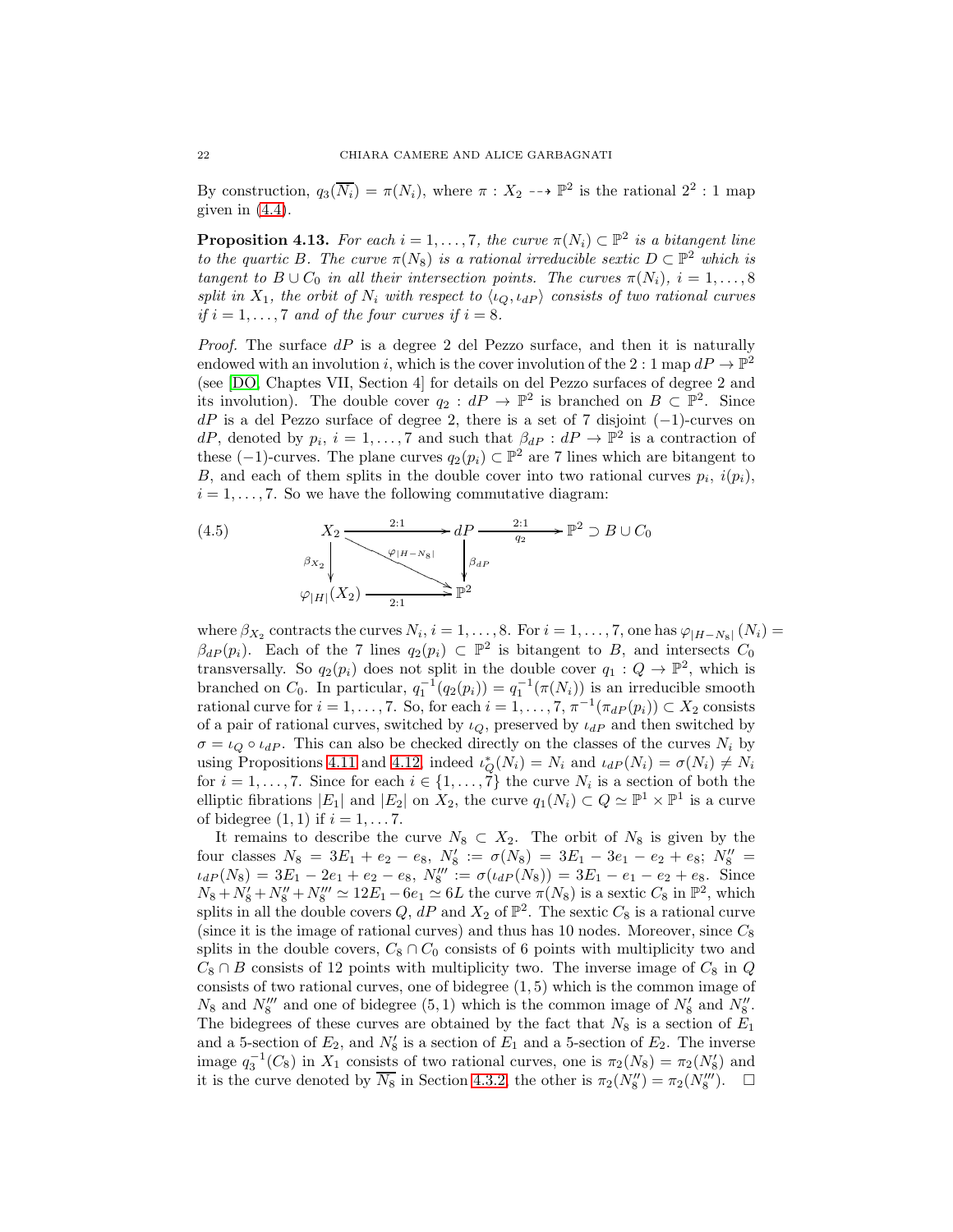By construction, $q_3(\overline{N_i}) = \pi(N_i)$, where $\pi : X_2 \dashrightarrow \mathbb{P}^2$ is the rational $2^2 : 1$ map given in (4.4).

**Proposition 4.13.** *For each $i = 1, \dots, 7$, the curve $\pi(N_i) \subset \mathbb{P}^2$ is a bitangent line to the quartic $B$. The curve $\pi(N_8)$ is a rational irreducible sextic $D \subset \mathbb{P}^2$ which is tangent to $B \cup C_0$ in all their intersection points. The curves $\pi(N_i)$, $i = 1, \dots, 8$ split in $X_1$, the orbit of $N_i$ with respect to $\langle \iota_Q, \iota_{dP} \rangle$ consists of two rational curves if $i = 1, \dots, 7$ and of the four curves if $i = 8$.*

*Proof.* The surface $dP$ is a degree 2 del Pezzo surface, and then it is naturally endowed with an involution $i$, which is the cover involution of the $2 : 1$ map $dP \to \mathbb{P}^2$ (see [DO, Chaptes VII, Section 4] for details on del Pezzo surfaces of degree 2 and its involution). The double cover $q_2 : dP \to \mathbb{P}^2$ is branched on $B \subset \mathbb{P}^2$. Since $dP$ is a del Pezzo surface of degree 2, there is a set of 7 disjoint $(-1)$-curves on $dP$, denoted by $p_i$, $i = 1, \dots, 7$ and such that $\beta_{dP} : dP \to \mathbb{P}^2$ is a contraction of these $(-1)$-curves. The plane curves $q_2(p_i) \subset \mathbb{P}^2$ are 7 lines which are bitangent to $B$, and each of them splits in the double cover into two rational curves $p_i$, $i(p_i)$, $i = 1, \dots, 7$. So we have the following commutative diagram:

$$
\begin{array}{ccccc}
X_2 & \xrightarrow{2:1} & dP & \xrightarrow[q_2]{2:1} & \mathbb{P}^2 \supset B \cup C_0 \\
\downarrow{\scriptstyle \beta_{X_2}} & \searrow^{\varphi_{|H-N_8|}} & \downarrow{\scriptstyle \beta_{dP}} & & \\
\varphi_{|H|}(X_2) & \xrightarrow[2:1]{} & \mathbb{P}^2 & &
\end{array}
\tag{4.5}
$$

where $\beta_{X_2}$ contracts the curves $N_i$, $i = 1, \dots, 8$. For $i = 1, \dots, 7$, one has $\varphi_{|H-N_8|}(N_i) = \beta_{dP}(p_i)$. Each of the 7 lines $q_2(p_i) \subset \mathbb{P}^2$ is bitangent to $B$, and intersects $C_0$ transversally. So $q_2(p_i)$ does not split in the double cover $q_1 : Q \to \mathbb{P}^2$, which is branched on $C_0$. In particular, $q_1^{-1}(q_2(p_i)) = q_1^{-1}(\pi(N_i))$ is an irreducible smooth rational curve for $i = 1, \dots, 7$. So, for each $i = 1, \dots, 7$, $\pi^{-1}(\pi_{dP}(p_i)) \subset X_2$ consists of a pair of rational curves, switched by $\iota_Q$, preserved by $\iota_{dP}$ and then switched by $\sigma = \iota_Q \circ \iota_{dP}$. This can also be checked directly on the classes of the curves $N_i$ by using Propositions 4.11 and 4.12, indeed $\iota_Q^*(N_i) = N_i$ and $\iota_{dP}(N_i) = \sigma(N_i) \neq N_i$ for $i = 1, \dots, 7$. Since for each $i \in \{1, \dots, 7\}$ the curve $N_i$ is a section of both the elliptic fibrations $|E_1|$ and $|E_2|$ on $X_2$, the curve $q_1(N_i) \subset Q \simeq \mathbb{P}^1 \times \mathbb{P}^1$ is a curve of bidegree $(1, 1)$ if $i = 1, \dots 7$.

It remains to describe the curve $N_8 \subset X_2$. The orbit of $N_8$ is given by the four classes $N_8 = 3E_1 + e_2 - e_8$, $N_8' := \sigma(N_8) = 3E_1 - 3e_1 - e_2 + e_8$; $N_8'' = \iota_{dP}(N_8) = 3E_1 - 2e_1 + e_2 - e_8$, $N_8''' := \sigma(\iota_{dP}(N_8)) = 3E_1 - e_1 - e_2 + e_8$. Since $N_8 + N_8' + N_8'' + N_8''' \simeq 12E_1 - 6e_1 \simeq 6L$ the curve $\pi(N_8)$ is a sextic $C_8$ in $\mathbb{P}^2$, which splits in all the double covers $Q$, $dP$ and $X_2$ of $\mathbb{P}^2$. The sextic $C_8$ is a rational curve (since it is the image of rational curves) and thus has 10 nodes. Moreover, since $C_8$ splits in the double covers, $C_8 \cap C_0$ consists of 6 points with multiplicity two and $C_8 \cap B$ consists of 12 points with multiplicity two. The inverse image of $C_8$ in $Q$ consists of two rational curves, one of bidegree $(1, 5)$ which is the common image of $N_8$ and $N_8'''$ and one of bidegree $(5, 1)$ which is the common image of $N_8'$ and $N_8''$. The bidegrees of these curves are obtained by the fact that $N_8$ is a section of $E_1$ and a 5-section of $E_2$, and $N_8'$ is a section of $E_1$ and a 5-section of $E_2$. The inverse image $q_3^{-1}(C_8)$ in $X_1$ consists of two rational curves, one is $\pi_2(N_8) = \pi_2(N_8')$ and it is the curve denoted by $\overline{N_8}$ in Section 4.3.2, the other is $\pi_2(N_8'') = \pi_2(N_8''')$. $\square$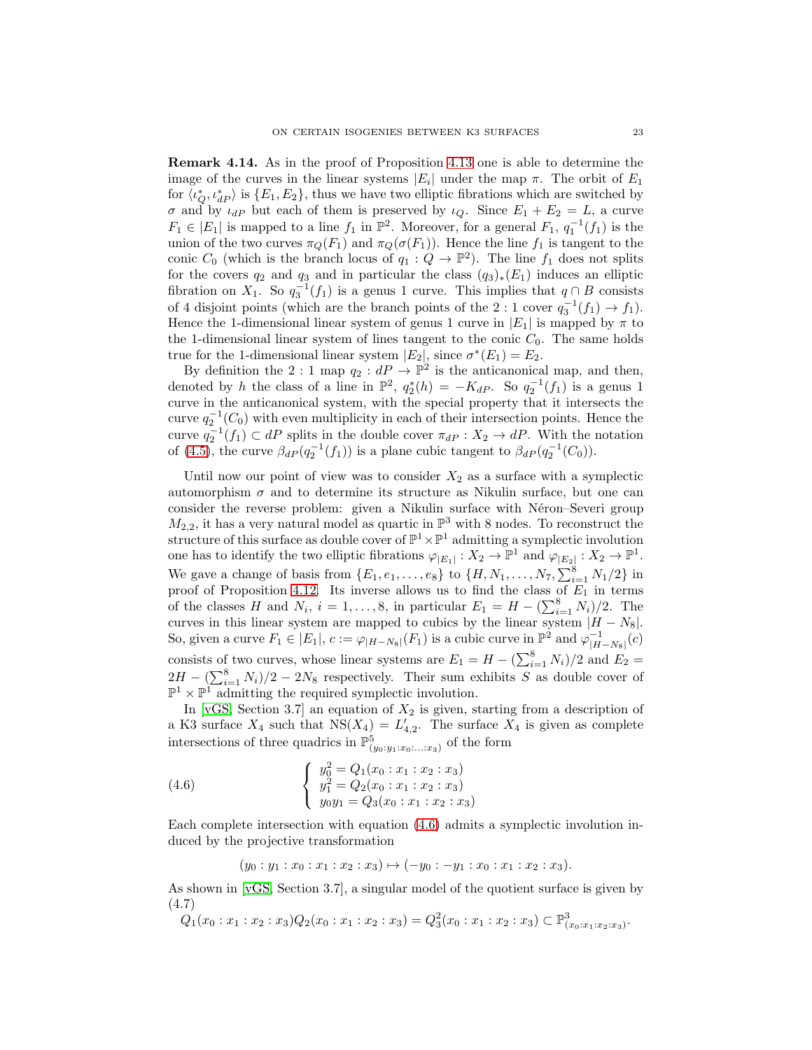**Remark 4.14.** As in the proof of Proposition 4.13 one is able to determine the image of the curves in the linear systems $|E_i|$ under the map $\pi$. The orbit of $E_1$ for $\langle \iota_Q^*, \iota_{dP}^* \rangle$ is $\{E_1, E_2\}$, thus we have two elliptic fibrations which are switched by $\sigma$ and by $\iota_{dP}$ but each of them is preserved by $\iota_Q$. Since $E_1 + E_2 = L$, a curve $F_1 \in |E_1|$ is mapped to a line $f_1$ in $\mathbb{P}^2$. Moreover, for a general $F_1$, $q_1^{-1}(f_1)$ is the union of the two curves $\pi_Q(F_1)$ and $\pi_Q(\sigma(F_1))$. Hence the line $f_1$ is tangent to the conic $C_0$ (which is the branch locus of $q_1 : Q \to \mathbb{P}^2$). The line $f_1$ does not splits for the covers $q_2$ and $q_3$ and in particular the class $(q_3)_*(E_1)$ induces an elliptic fibration on $X_1$. So $q_3^{-1}(f_1)$ is a genus 1 curve. This implies that $q \cap B$ consists of 4 disjoint points (which are the branch points of the $2:1$ cover $q_3^{-1}(f_1) \to f_1$). Hence the 1-dimensional linear system of genus 1 curve in $|E_1|$ is mapped by $\pi$ to the 1-dimensional linear system of lines tangent to the conic $C_0$. The same holds true for the 1-dimensional linear system $|E_2|$, since $\sigma^*(E_1) = E_2$.

By definition the $2:1$ map $q_2 : dP \to \mathbb{P}^2$ is the anticanonical map, and then, denoted by $h$ the class of a line in $\mathbb{P}^2$, $q_2^*(h) = -K_{dP}$. So $q_2^{-1}(f_1)$ is a genus 1 curve in the anticanonical system, with the special property that it intersects the curve $q_2^{-1}(C_0)$ with even multiplicity in each of their intersection points. Hence the curve $q_2^{-1}(f_1) \subset dP$ splits in the double cover $\pi_{dP} : X_2 \to dP$. With the notation of (4.5), the curve $\beta_{dP}(q_2^{-1}(f_1))$ is a plane cubic tangent to $\beta_{dP}(q_2^{-1}(C_0))$.

Until now our point of view was to consider $X_2$ as a surface with a symplectic automorphism $\sigma$ and to determine its structure as Nikulin surface, but one can consider the reverse problem: given a Nikulin surface with Néron–Severi group $M_{2,2}$, it has a very natural model as quartic in $\mathbb{P}^3$ with 8 nodes. To reconstruct the structure of this surface as double cover of $\mathbb{P}^1 \times \mathbb{P}^1$ admitting a symplectic involution one has to identify the two elliptic fibrations $\varphi_{|E_1|} : X_2 \to \mathbb{P}^1$ and $\varphi_{|E_2|} : X_2 \to \mathbb{P}^1$. We gave a change of basis from $\{E_1, e_1, \dots, e_8\}$ to $\{H, N_1, \dots, N_7, \sum_{i=1}^8 N_i/2\}$ in proof of Proposition 4.12. Its inverse allows us to find the class of $E_1$ in terms of the classes $H$ and $N_i$, $i = 1, \dots, 8$, in particular $E_1 = H - (\sum_{i=1}^8 N_i)/2$. The curves in this linear system are mapped to cubics by the linear system $|H - N_8|$. So, given a curve $F_1 \in |E_1|$, $c := \varphi_{|H-N_8|}(F_1)$ is a cubic curve in $\mathbb{P}^2$ and $\varphi_{|H-N_8|}^{-1}(c)$ consists of two curves, whose linear systems are $E_1 = H - (\sum_{i=1}^8 N_i)/2$ and $E_2 = 2H - (\sum_{i=1}^8 N_i)/2 - 2N_8$ respectively. Their sum exhibits $S$ as double cover of $\mathbb{P}^1 \times \mathbb{P}^1$ admitting the required symplectic involution.

In [vGS, Section 3.7] an equation of $X_2$ is given, starting from a description of a K3 surface $X_4$ such that $\mathrm{NS}(X_4) = L'_{4,2}$. The surface $X_4$ is given as complete intersections of three quadrics in $\mathbb{P}^5_{(y_0:y_1:x_0:\dots:x_3)}$ of the form

$$
\left\{ \begin{array}{l} y_0^2 = Q_1(x_0 : x_1 : x_2 : x_3) \\ y_1^2 = Q_2(x_0 : x_1 : x_2 : x_3) \\ y_0 y_1 = Q_3(x_0 : x_1 : x_2 : x_3) \end{array} \right. \tag{4.6}
$$

Each complete intersection with equation (4.6) admits a symplectic involution induced by the projective transformation

$$(y_0 : y_1 : x_0 : x_1 : x_2 : x_3) \mapsto (-y_0 : -y_1 : x_0 : x_1 : x_2 : x_3).$$

As shown in [vGS, Section 3.7], a singular model of the quotient surface is given by

$$Q_1(x_0 : x_1 : x_2 : x_3) Q_2(x_0 : x_1 : x_2 : x_3) = Q_3^2(x_0 : x_1 : x_2 : x_3) \subset \mathbb{P}^3_{(x_0:x_1:x_2:x_3)}. \tag{4.7}$$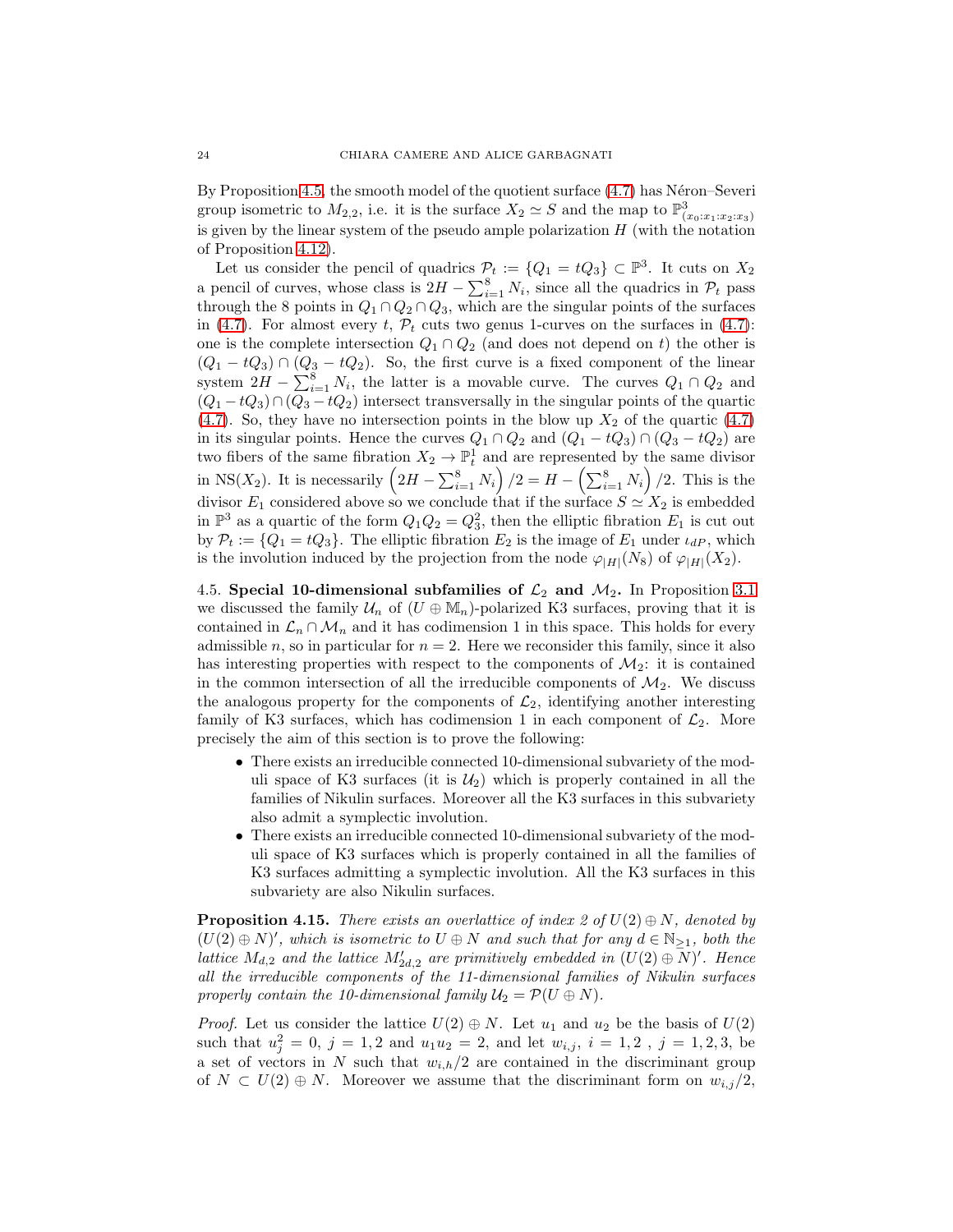By Proposition 4.5, the smooth model of the quotient surface (4.7) has Néron–Severi group isometric to $M_{2,2}$, i.e. it is the surface $X_2 \simeq S$ and the map to $\mathbb{P}^3_{(x_0:x_1:x_2:x_3)}$ is given by the linear system of the pseudo ample polarization $H$ (with the notation of Proposition 4.12).

Let us consider the pencil of quadrics $\mathcal{P}_t := \{Q_1 = tQ_3\} \subset \mathbb{P}^3$. It cuts on $X_2$ a pencil of curves, whose class is $2H - \sum_{i=1}^{8} N_i$, since all the quadrics in $\mathcal{P}_t$ pass through the 8 points in $Q_1 \cap Q_2 \cap Q_3$, which are the singular points of the surfaces in (4.7). For almost every $t$, $\mathcal{P}_t$ cuts two genus 1-curves on the surfaces in (4.7): one is the complete intersection $Q_1 \cap Q_2$ (and does not depend on $t$) the other is $(Q_1 - tQ_3) \cap (Q_3 - tQ_2)$. So, the first curve is a fixed component of the linear system $2H - \sum_{i=1}^{8} N_i$, the latter is a movable curve. The curves $Q_1 \cap Q_2$ and $(Q_1 - tQ_3) \cap (Q_3 - tQ_2)$ intersect transversally in the singular points of the quartic (4.7). So, they have no intersection points in the blow up $X_2$ of the quartic (4.7) in its singular points. Hence the curves $Q_1 \cap Q_2$ and $(Q_1 - tQ_3) \cap (Q_3 - tQ_2)$ are two fibers of the same fibration $X_2 \to \mathbb{P}^1_t$ and are represented by the same divisor in $\mathrm{NS}(X_2)$. It is necessarily $\left(2H - \sum_{i=1}^{8} N_i\right)/2 = H - \left(\sum_{i=1}^{8} N_i\right)/2$. This is the divisor $E_1$ considered above so we conclude that if the surface $S \simeq X_2$ is embedded in $\mathbb{P}^3$ as a quartic of the form $Q_1Q_2 = Q_3^2$, then the elliptic fibration $E_1$ is cut out by $\mathcal{P}_t := \{Q_1 = tQ_3\}$. The elliptic fibration $E_2$ is the image of $E_1$ under $\iota_{dP}$, which is the involution induced by the projection from the node $\varphi_{|H|}(N_8)$ of $\varphi_{|H|}(X_2)$.

4.5. **Special 10-dimensional subfamilies of $\mathcal{L}_2$ and $\mathcal{M}_2$.** In Proposition 3.1 we discussed the family $\mathcal{U}_n$ of $(U \oplus \mathbb{M}_n)$-polarized K3 surfaces, proving that it is contained in $\mathcal{L}_n \cap \mathcal{M}_n$ and it has codimension 1 in this space. This holds for every admissible $n$, so in particular for $n = 2$. Here we reconsider this family, since it also has interesting properties with respect to the components of $\mathcal{M}_2$: it is contained in the common intersection of all the irreducible components of $\mathcal{M}_2$. We discuss the analogous property for the components of $\mathcal{L}_2$, identifying another interesting family of K3 surfaces, which has codimension 1 in each component of $\mathcal{L}_2$. More precisely the aim of this section is to prove the following:

- There exists an irreducible connected 10-dimensional subvariety of the moduli space of K3 surfaces (it is $\mathcal{U}_2$) which is properly contained in all the families of Nikulin surfaces. Moreover all the K3 surfaces in this subvariety also admit a symplectic involution.
- There exists an irreducible connected 10-dimensional subvariety of the moduli space of K3 surfaces which is properly contained in all the families of K3 surfaces admitting a symplectic involution. All the K3 surfaces in this subvariety are also Nikulin surfaces.

**Proposition 4.15.** *There exists an overlattice of index 2 of $U(2) \oplus N$, denoted by $(U(2) \oplus N)'$, which is isometric to $U \oplus N$ and such that for any $d \in \mathbb{N}_{\geq 1}$, both the lattice $M_{d,2}$ and the lattice $M'_{2d,2}$ are primitively embedded in $(U(2) \oplus N)'$. Hence all the irreducible components of the 11-dimensional families of Nikulin surfaces properly contain the 10-dimensional family $\mathcal{U}_2 = \mathcal{P}(U \oplus N)$.*

*Proof.* Let us consider the lattice $U(2) \oplus N$. Let $u_1$ and $u_2$ be the basis of $U(2)$ such that $u_j^2 = 0$, $j = 1, 2$ and $u_1u_2 = 2$, and let $w_{i,j}$, $i = 1, 2$ , $j = 1, 2, 3$, be a set of vectors in $N$ such that $w_{i,h}/2$ are contained in the discriminant group of $N \subset U(2) \oplus N$. Moreover we assume that the discriminant form on $w_{i,j}/2$,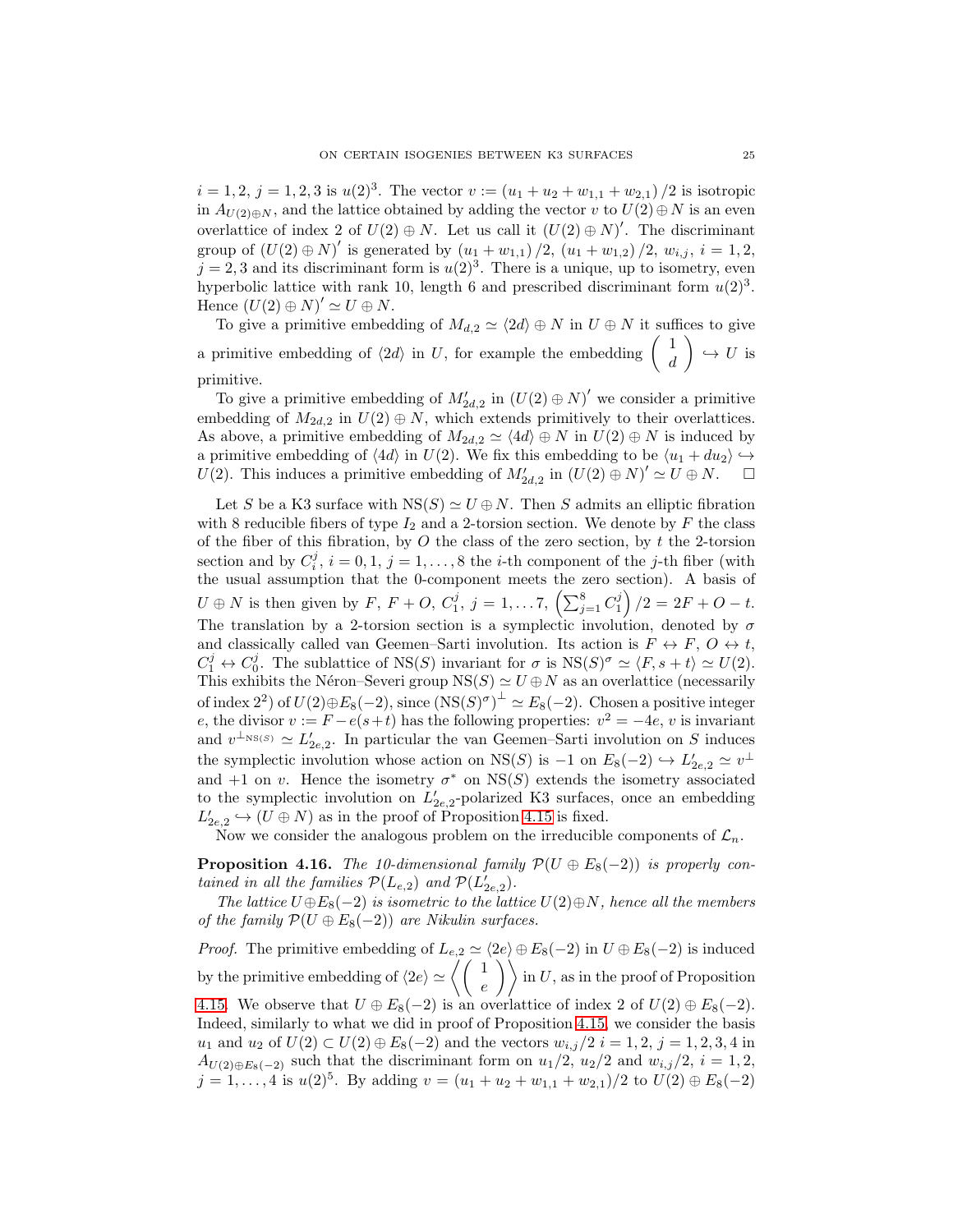$i=1,2$, $j=1,2,3$ is $u(2)^3$. The vector $v:=\left(u_1+u_2+w_{1,1}+w_{2,1}\right)/2$ is isotropic in $A_{U(2)\oplus N}$, and the lattice obtained by adding the vector $v$ to $U(2)\oplus N$ is an even overlattice of index 2 of $U(2)\oplus N$. Let us call it $\left(U(2)\oplus N\right)'$. The discriminant group of $\left(U(2)\oplus N\right)'$ is generated by $\left(u_1+w_{1,1}\right)/2$, $\left(u_1+w_{1,2}\right)/2$, $w_{i,j}$, $i=1,2$, $j=2,3$ and its discriminant form is $u(2)^3$. There is a unique, up to isometry, even hyperbolic lattice with rank 10, length 6 and prescribed discriminant form $u(2)^3$. Hence $\left(U(2)\oplus N\right)'\simeq U\oplus N$.

To give a primitive embedding of $M_{d,2}\simeq\langle 2d\rangle\oplus N$ in $U\oplus N$ it suffices to give a primitive embedding of $\langle 2d\rangle$ in $U$, for example the embedding $\left(\begin{array}{c}1\\ d\end{array}\right)\hookrightarrow U$ is primitive.

To give a primitive embedding of $M'_{2d,2}$ in $\left(U(2)\oplus N\right)'$ we consider a primitive embedding of $M_{2d,2}$ in $U(2)\oplus N$, which extends primitively to their overlattices. As above, a primitive embedding of $M_{2d,2}\simeq\langle 4d\rangle\oplus N$ in $U(2)\oplus N$ is induced by a primitive embedding of $\langle 4d\rangle$ in $U(2)$. We fix this embedding to be $\langle u_1+du_2\rangle\hookrightarrow U(2)$. This induces a primitive embedding of $M'_{2d,2}$ in $\left(U(2)\oplus N\right)'\simeq U\oplus N$. □

Let $S$ be a K3 surface with $\mathrm{NS}(S)\simeq U\oplus N$. Then $S$ admits an elliptic fibration with 8 reducible fibers of type $I_2$ and a 2-torsion section. We denote by $F$ the class of the fiber of this fibration, by $O$ the class of the zero section, by $t$ the 2-torsion section and by $C_i^j$, $i=0,1$, $j=1,\ldots,8$ the $i$-th component of the $j$-th fiber (with the usual assumption that the 0-component meets the zero section). A basis of $U\oplus N$ is then given by $F$, $F+O$, $C_1^j$, $j=1,\ldots 7$, $\left(\sum_{j=1}^{8}C_1^j\right)/2=2F+O-t$. The translation by a 2-torsion section is a symplectic involution, denoted by $\sigma$ and classically called van Geemen–Sarti involution. Its action is $F\leftrightarrow F$, $O\leftrightarrow t$, $C_1^j\leftrightarrow C_0^j$. The sublattice of $\mathrm{NS}(S)$ invariant for $\sigma$ is $\mathrm{NS}(S)^\sigma\simeq\langle F,s+t\rangle\simeq U(2)$. This exhibits the Néron–Severi group $\mathrm{NS}(S)\simeq U\oplus N$ as an overlattice (necessarily of index $2^2$) of $U(2)\oplus E_8(-2)$, since $\left(\mathrm{NS}(S)^\sigma\right)^\perp\simeq E_8(-2)$. Chosen a positive integer $e$, the divisor $v:=F-e(s+t)$ has the following properties: $v^2=-4e$, $v$ is invariant and $v^{\perp_{\mathrm{NS}(S)}}\simeq L'_{2e,2}$. In particular the van Geemen–Sarti involution on $S$ induces the symplectic involution whose action on $\mathrm{NS}(S)$ is $-1$ on $E_8(-2)\hookrightarrow L'_{2e,2}\simeq v^\perp$ and $+1$ on $v$. Hence the isometry $\sigma^*$ on $\mathrm{NS}(S)$ extends the isometry associated to the symplectic involution on $L'_{2e,2}$-polarized K3 surfaces, once an embedding $L'_{2e,2}\hookrightarrow(U\oplus N)$ as in the proof of Proposition 4.15 is fixed.

Now we consider the analogous problem on the irreducible components of $\mathcal{L}_n$.

**Proposition 4.16.** *The 10-dimensional family $\mathcal{P}(U\oplus E_8(-2))$ is properly contained in all the families $\mathcal{P}(L_{e,2})$ and $\mathcal{P}(L'_{2e,2})$.*

*The lattice $U\oplus E_8(-2)$ is isometric to the lattice $U(2)\oplus N$, hence all the members of the family $\mathcal{P}(U\oplus E_8(-2))$ are Nikulin surfaces.*

*Proof.* The primitive embedding of $L_{e,2}\simeq\langle 2e\rangle\oplus E_8(-2)$ in $U\oplus E_8(-2)$ is induced by the primitive embedding of $\langle 2e\rangle\simeq\left\langle\left(\begin{array}{c}1\\ e\end{array}\right)\right\rangle$ in $U$, as in the proof of Proposition 4.15. We observe that $U\oplus E_8(-2)$ is an overlattice of index 2 of $U(2)\oplus E_8(-2)$. Indeed, similarly to what we did in proof of Proposition 4.15, we consider the basis $u_1$ and $u_2$ of $U(2)\subset U(2)\oplus E_8(-2)$ and the vectors $w_{i,j}/2$ $i=1,2$, $j=1,2,3,4$ in $A_{U(2)\oplus E_8(-2)}$ such that the discriminant form on $u_1/2$, $u_2/2$ and $w_{i,j}/2$, $i=1,2$, $j=1,\ldots,4$ is $u(2)^5$. By adding $v=(u_1+u_2+w_{1,1}+w_{2,1})/2$ to $U(2)\oplus E_8(-2)$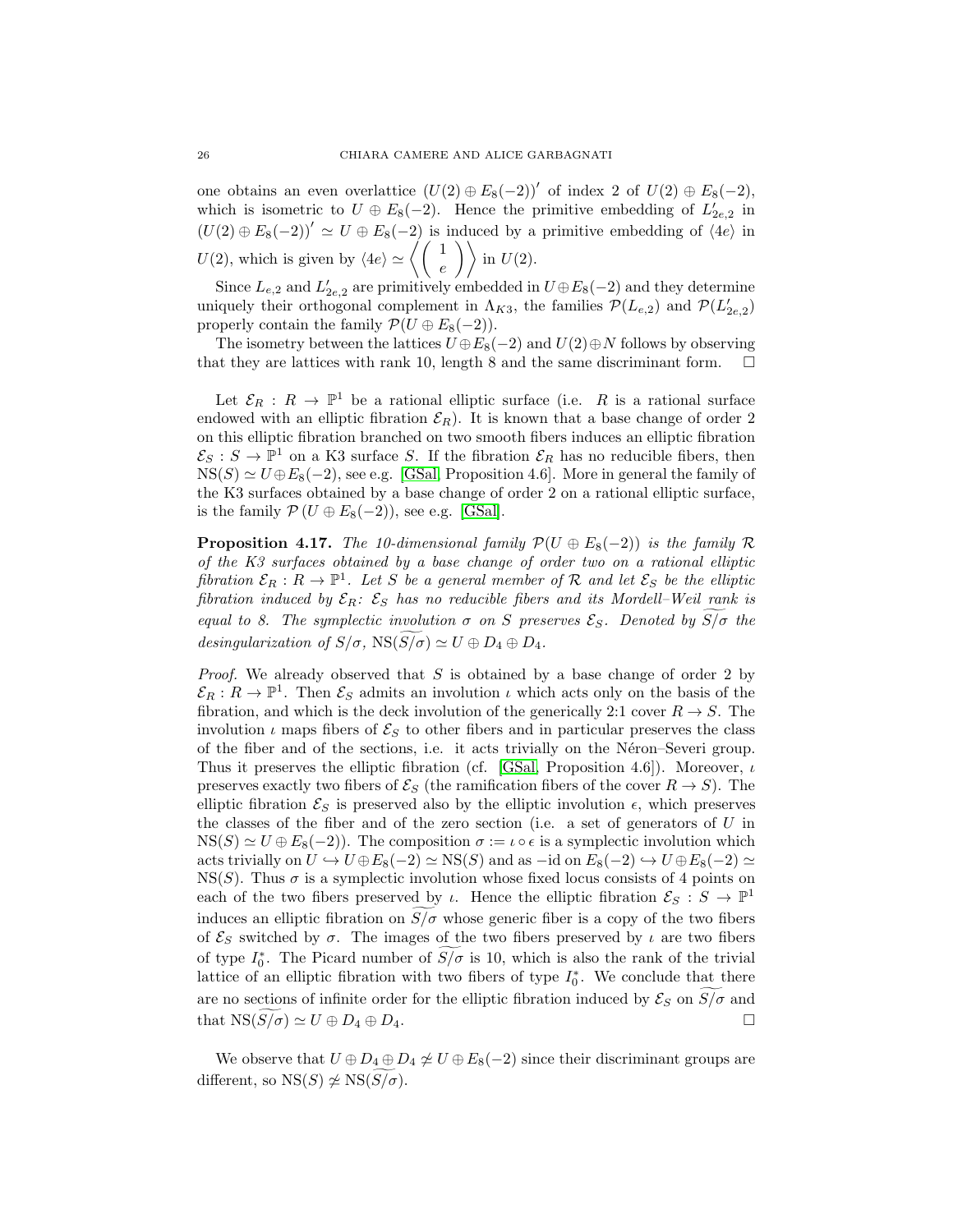one obtains an even overlattice $(U(2) \oplus E_8(-2))'$ of index 2 of $U(2) \oplus E_8(-2)$, which is isometric to $U \oplus E_8(-2)$. Hence the primitive embedding of $L'_{2e,2}$ in $(U(2) \oplus E_8(-2))' \simeq U \oplus E_8(-2)$ is induced by a primitive embedding of $\langle 4e \rangle$ in $U(2)$, which is given by $\langle 4e \rangle \simeq \left\langle \begin{pmatrix} 1 \\ e \end{pmatrix} \right\rangle$ in $U(2)$.

Since $L_{e,2}$ and $L'_{2e,2}$ are primitively embedded in $U \oplus E_8(-2)$ and they determine uniquely their orthogonal complement in $\Lambda_{K3}$, the families $\mathcal{P}(L_{e,2})$ and $\mathcal{P}(L'_{2e,2})$ properly contain the family $\mathcal{P}(U \oplus E_8(-2))$.

The isometry between the lattices $U \oplus E_8(-2)$ and $U(2) \oplus N$ follows by observing that they are lattices with rank 10, length 8 and the same discriminant form. □

Let $\mathcal{E}_R : R \to \mathbb{P}^1$ be a rational elliptic surface (i.e. $R$ is a rational surface endowed with an elliptic fibration $\mathcal{E}_R$). It is known that a base change of order 2 on this elliptic fibration branched on two smooth fibers induces an elliptic fibration $\mathcal{E}_S : S \to \mathbb{P}^1$ on a K3 surface $S$. If the fibration $\mathcal{E}_R$ has no reducible fibers, then $\mathrm{NS}(S) \simeq U \oplus E_8(-2)$, see e.g. [GSal, Proposition 4.6]. More in general the family of the K3 surfaces obtained by a base change of order 2 on a rational elliptic surface, is the family $\mathcal{P}(U \oplus E_8(-2))$, see e.g. [GSal].

**Proposition 4.17.** *The 10-dimensional family $\mathcal{P}(U \oplus E_8(-2))$ is the family $\mathcal{R}$ of the K3 surfaces obtained by a base change of order two on a rational elliptic fibration $\mathcal{E}_R : R \to \mathbb{P}^1$. Let $S$ be a general member of $\mathcal{R}$ and let $\mathcal{E}_S$ be the elliptic fibration induced by $\mathcal{E}_R$: $\mathcal{E}_S$ has no reducible fibers and its Mordell–Weil rank is equal to 8. The symplectic involution $\sigma$ on $S$ preserves $\mathcal{E}_S$. Denoted by $\widetilde{S/\sigma}$ the desingularization of $S/\sigma$, $\mathrm{NS}(\widetilde{S/\sigma}) \simeq U \oplus D_4 \oplus D_4$.*

*Proof.* We already observed that $S$ is obtained by a base change of order 2 by $\mathcal{E}_R : R \to \mathbb{P}^1$. Then $\mathcal{E}_S$ admits an involution $\iota$ which acts only on the basis of the fibration, and which is the deck involution of the generically 2:1 cover $R \to S$. The involution $\iota$ maps fibers of $\mathcal{E}_S$ to other fibers and in particular preserves the class of the fiber and of the sections, i.e. it acts trivially on the Néron–Severi group. Thus it preserves the elliptic fibration (cf. [GSal, Proposition 4.6]). Moreover, $\iota$ preserves exactly two fibers of $\mathcal{E}_S$ (the ramification fibers of the cover $R \to S$). The elliptic fibration $\mathcal{E}_S$ is preserved also by the elliptic involution $\epsilon$, which preserves the classes of the fiber and of the zero section (i.e. a set of generators of $U$ in $\mathrm{NS}(S) \simeq U \oplus E_8(-2)$). The composition $\sigma := \iota \circ \epsilon$ is a symplectic involution which acts trivially on $U \hookrightarrow U \oplus E_8(-2) \simeq \mathrm{NS}(S)$ and as $-\mathrm{id}$ on $E_8(-2) \hookrightarrow U \oplus E_8(-2) \simeq \mathrm{NS}(S)$. Thus $\sigma$ is a symplectic involution whose fixed locus consists of 4 points on each of the two fibers preserved by $\iota$. Hence the elliptic fibration $\mathcal{E}_S : S \to \mathbb{P}^1$ induces an elliptic fibration on $\widetilde{S/\sigma}$ whose generic fiber is a copy of the two fibers of $\mathcal{E}_S$ switched by $\sigma$. The images of the two fibers preserved by $\iota$ are two fibers of type $I_0^*$. The Picard number of $\widetilde{S/\sigma}$ is 10, which is also the rank of the trivial lattice of an elliptic fibration with two fibers of type $I_0^*$. We conclude that there are no sections of infinite order for the elliptic fibration induced by $\mathcal{E}_S$ on $\widetilde{S/\sigma}$ and that $\mathrm{NS}(\widetilde{S/\sigma}) \simeq U \oplus D_4 \oplus D_4$. □

We observe that $U \oplus D_4 \oplus D_4 \not\simeq U \oplus E_8(-2)$ since their discriminant groups are different, so $\mathrm{NS}(S) \not\simeq \mathrm{NS}(\widetilde{S/\sigma})$.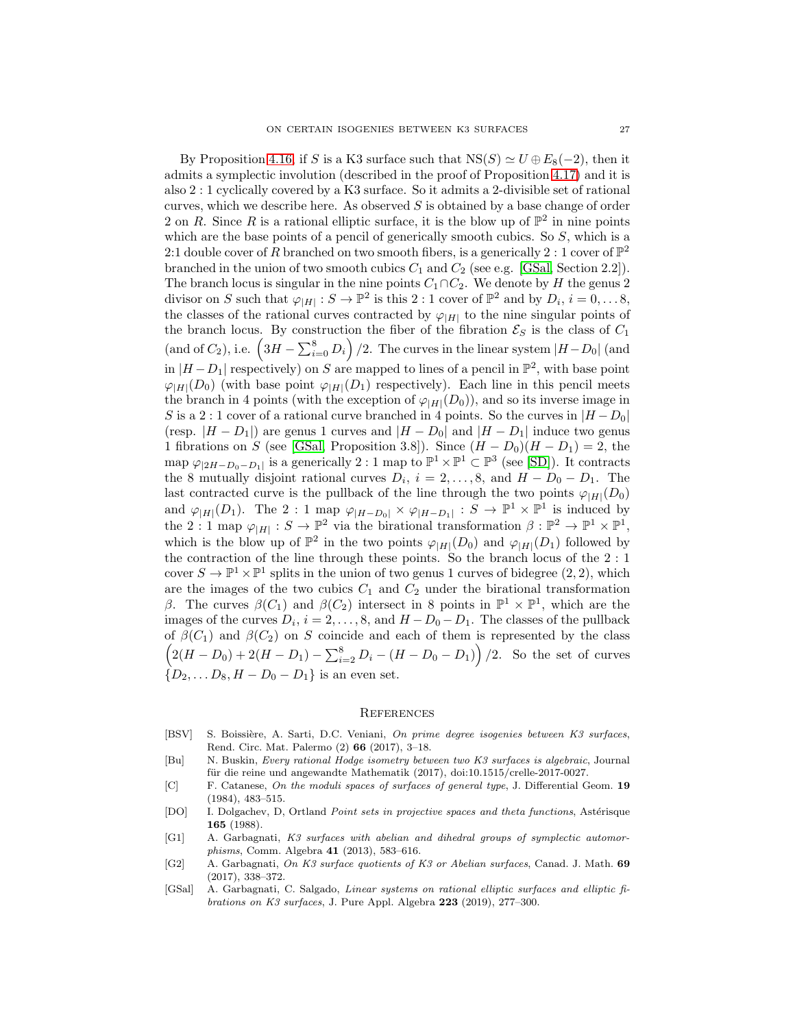By Proposition 4.16, if $S$ is a K3 surface such that $\mathrm{NS}(S) \simeq U \oplus E_8(-2)$, then it admits a symplectic involution (described in the proof of Proposition 4.17) and it is also $2:1$ cyclically covered by a K3 surface. So it admits a 2-divisible set of rational curves, which we describe here. As observed $S$ is obtained by a base change of order 2 on $R$. Since $R$ is a rational elliptic surface, it is the blow up of $\mathbb{P}^2$ in nine points which are the base points of a pencil of generically smooth cubics. So $S$, which is a 2:1 double cover of $R$ branched on two smooth fibers, is a generically $2:1$ cover of $\mathbb{P}^2$ branched in the union of two smooth cubics $C_1$ and $C_2$ (see e.g. [GSal, Section 2.2]). The branch locus is singular in the nine points $C_1 \cap C_2$. We denote by $H$ the genus 2 divisor on $S$ such that $\varphi_{|H|}: S \to \mathbb{P}^2$ is this $2:1$ cover of $\mathbb{P}^2$ and by $D_i$, $i = 0, \ldots 8$, the classes of the rational curves contracted by $\varphi_{|H|}$ to the nine singular points of the branch locus. By construction the fiber of the fibration $\mathcal{E}_S$ is the class of $C_1$ (and of $C_2$), i.e. $\left(3H - \sum_{i=0}^{8} D_i\right)/2$. The curves in the linear system $|H - D_0|$ (and in $|H - D_1|$ respectively) on $S$ are mapped to lines of a pencil in $\mathbb{P}^2$, with base point $\varphi_{|H|}(D_0)$ (with base point $\varphi_{|H|}(D_1)$ respectively). Each line in this pencil meets the branch in 4 points (with the exception of $\varphi_{|H|}(D_0)$), and so its inverse image in $S$ is a $2:1$ cover of a rational curve branched in 4 points. So the curves in $|H - D_0|$ (resp. $|H - D_1|$) are genus 1 curves and $|H - D_0|$ and $|H - D_1|$ induce two genus 1 fibrations on $S$ (see [GSal, Proposition 3.8]). Since $(H - D_0)(H - D_1) = 2$, the map $\varphi_{|2H - D_0 - D_1|}$ is a generically $2:1$ map to $\mathbb{P}^1 \times \mathbb{P}^1 \subset \mathbb{P}^3$ (see [SD]). It contracts the 8 mutually disjoint rational curves $D_i$, $i = 2, \ldots, 8$, and $H - D_0 - D_1$. The last contracted curve is the pullback of the line through the two points $\varphi_{|H|}(D_0)$ and $\varphi_{|H|}(D_1)$. The $2:1$ map $\varphi_{|H - D_0|} \times \varphi_{|H - D_1|}: S \to \mathbb{P}^1 \times \mathbb{P}^1$ is induced by the $2:1$ map $\varphi_{|H|}: S \to \mathbb{P}^2$ via the birational transformation $\beta: \mathbb{P}^2 \to \mathbb{P}^1 \times \mathbb{P}^1$, which is the blow up of $\mathbb{P}^2$ in the two points $\varphi_{|H|}(D_0)$ and $\varphi_{|H|}(D_1)$ followed by the contraction of the line through these points. So the branch locus of the $2:1$ cover $S \to \mathbb{P}^1 \times \mathbb{P}^1$ splits in the union of two genus 1 curves of bidegree $(2,2)$, which are the images of the two cubics $C_1$ and $C_2$ under the birational transformation $\beta$. The curves $\beta(C_1)$ and $\beta(C_2)$ intersect in 8 points in $\mathbb{P}^1 \times \mathbb{P}^1$, which are the images of the curves $D_i$, $i = 2, \ldots, 8$, and $H - D_0 - D_1$. The classes of the pullback of $\beta(C_1)$ and $\beta(C_2)$ on $S$ coincide and each of them is represented by the class $\left(2(H - D_0) + 2(H - D_1) - \sum_{i=2}^{8} D_i - (H - D_0 - D_1)\right)/2$. So the set of curves $\{D_2, \ldots D_8, H - D_0 - D_1\}$ is an even set.

## References

- [BSV] S. Boissière, A. Sarti, D.C. Veniani, *On prime degree isogenies between K3 surfaces*, Rend. Circ. Mat. Palermo (2) **66** (2017), 3–18.
- [Bu] N. Buskin, *Every rational Hodge isometry between two K3 surfaces is algebraic*, Journal für die reine und angewandte Mathematik (2017), doi:10.1515/crelle-2017-0027.
- [C] F. Catanese, *On the moduli spaces of surfaces of general type*, J. Differential Geom. **19** (1984), 483–515.
- [DO] I. Dolgachev, D, Ortland *Point sets in projective spaces and theta functions*, Astérisque **165** (1988).
- [G1] A. Garbagnati, *K3 surfaces with abelian and dihedral groups of symplectic automorphisms*, Comm. Algebra **41** (2013), 583–616.
- [G2] A. Garbagnati, *On K3 surface quotients of K3 or Abelian surfaces*, Canad. J. Math. **69** (2017), 338–372.
- [GSal] A. Garbagnati, C. Salgado, *Linear systems on rational elliptic surfaces and elliptic fibrations on K3 surfaces*, J. Pure Appl. Algebra **223** (2019), 277–300.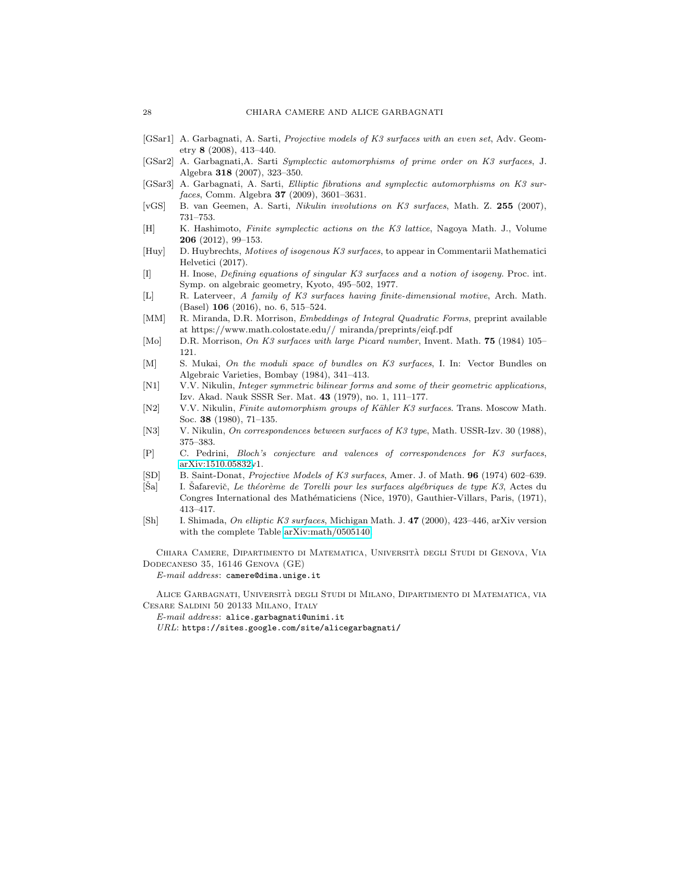[GSar1] A. Garbagnati, A. Sarti, *Projective models of K3 surfaces with an even set*, Adv. Geometry **8** (2008), 413–440.

[GSar2] A. Garbagnati,A. Sarti *Symplectic automorphisms of prime order on K3 surfaces*, J. Algebra **318** (2007), 323–350.

[GSar3] A. Garbagnati, A. Sarti, *Elliptic fibrations and symplectic automorphisms on K3 surfaces*, Comm. Algebra **37** (2009), 3601–3631.

[vGS] B. van Geemen, A. Sarti, *Nikulin involutions on K3 surfaces*, Math. Z. **255** (2007), 731–753.

[H] K. Hashimoto, *Finite symplectic actions on the K3 lattice*, Nagoya Math. J., Volume **206** (2012), 99–153.

[Huy] D. Huybrechts, *Motives of isogenous K3 surfaces*, to appear in Commentarii Mathematici Helvetici (2017).

[I] H. Inose, *Defining equations of singular K3 surfaces and a notion of isogeny*. Proc. int. Symp. on algebraic geometry, Kyoto, 495–502, 1977.

[L] R. Laterveer, *A family of K3 surfaces having finite-dimensional motive*, Arch. Math. (Basel) **106** (2016), no. 6, 515–524.

[MM] R. Miranda, D.R. Morrison, *Embeddings of Integral Quadratic Forms*, preprint available at https://www.math.colostate.edu// miranda/preprints/eiqf.pdf

[Mo] D.R. Morrison, *On K3 surfaces with large Picard number*, Invent. Math. **75** (1984) 105–121.

[M] S. Mukai, *On the moduli space of bundles on K3 surfaces*, I. In: Vector Bundles on Algebraic Varieties, Bombay (1984), 341–413.

[N1] V.V. Nikulin, *Integer symmetric bilinear forms and some of their geometric applications*, Izv. Akad. Nauk SSSR Ser. Mat. **43** (1979), no. 1, 111–177.

[N2] V.V. Nikulin, *Finite automorphism groups of Kähler K3 surfaces*. Trans. Moscow Math. Soc. **38** (1980), 71–135.

[N3] V. Nikulin, *On correspondences between surfaces of K3 type*, Math. USSR-Izv. 30 (1988), 375–383.

[P] C. Pedrini, *Bloch's conjecture and valences of correspondences for K3 surfaces*, arXiv:1510.05832v1.

[SD] B. Saint-Donat, *Projective Models of K3 surfaces*, Amer. J. of Math. **96** (1974) 602–639.

[Ša] I. Šafarevič, *Le théorème de Torelli pour les surfaces algébriques de type K3*, Actes du Congres International des Mathématiciens (Nice, 1970), Gauthier-Villars, Paris, (1971), 413–417.

[Sh] I. Shimada, *On elliptic K3 surfaces*, Michigan Math. J. **47** (2000), 423–446, arXiv version with the complete Table arXiv:math/0505140

Chiara Camere, Dipartimento di Matematica, Università degli Studi di Genova, Via Dodecaneso 35, 16146 Genova (GE)

*E-mail address*: camere@dima.unige.it

Alice Garbagnati, Università degli Studi di Milano, Dipartimento di Matematica, via Cesare Saldini 50 20133 Milano, Italy

*E-mail address*: alice.garbagnati@unimi.it

*URL*: https://sites.google.com/site/alicegarbagnati/